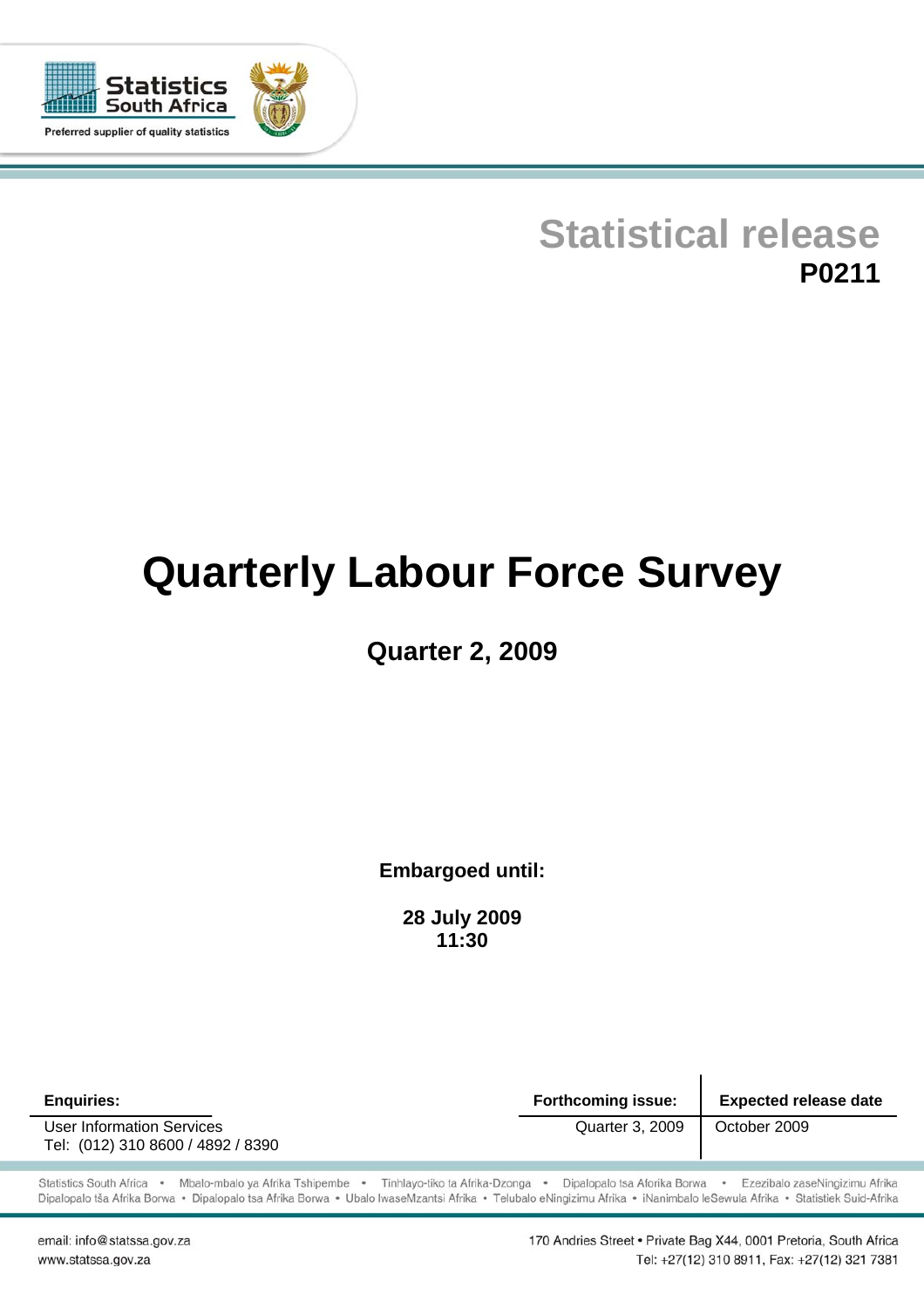Statistics South Africa

Preferred supplier of quality statistics

**Statistical release**
**P0211**

# Quarterly Labour Force Survey

## Quarter 2, 2009

**Embargoed until:**

**28 July 2009**
**11:30**

| **Enquiries:** | **Forthcoming issue:** | **Expected release date** |
| --- | --- | --- |
| User Information Services<br>Tel: (012) 310 8600 / 4892 / 8390 | Quarter 3, 2009 | October 2009 |

Statistics South Africa • Mbalo-mbalo ya Afrika Tshipembe • Tinhlayo-tiko ta Afrika-Dzonga • Dipalopalo tsa Aforika Borwa • Ezezibalo zaseNingizimu Afrika
Dipalopalo tša Afrika Borwa • Dipalopalo tsa Afrika Borwa • Ubalo lwaseMzantsi Afrika • Telubalo eNingizimu Afrika • iNanimbalo leSewula Afrika • Statistiek Suid-Afrika

email: info@statssa.gov.za
www.statssa.gov.za

170 Andries Street • Private Bag X44, 0001 Pretoria, South Africa
Tel: +27(12) 310 8911, Fax: +27(12) 321 7381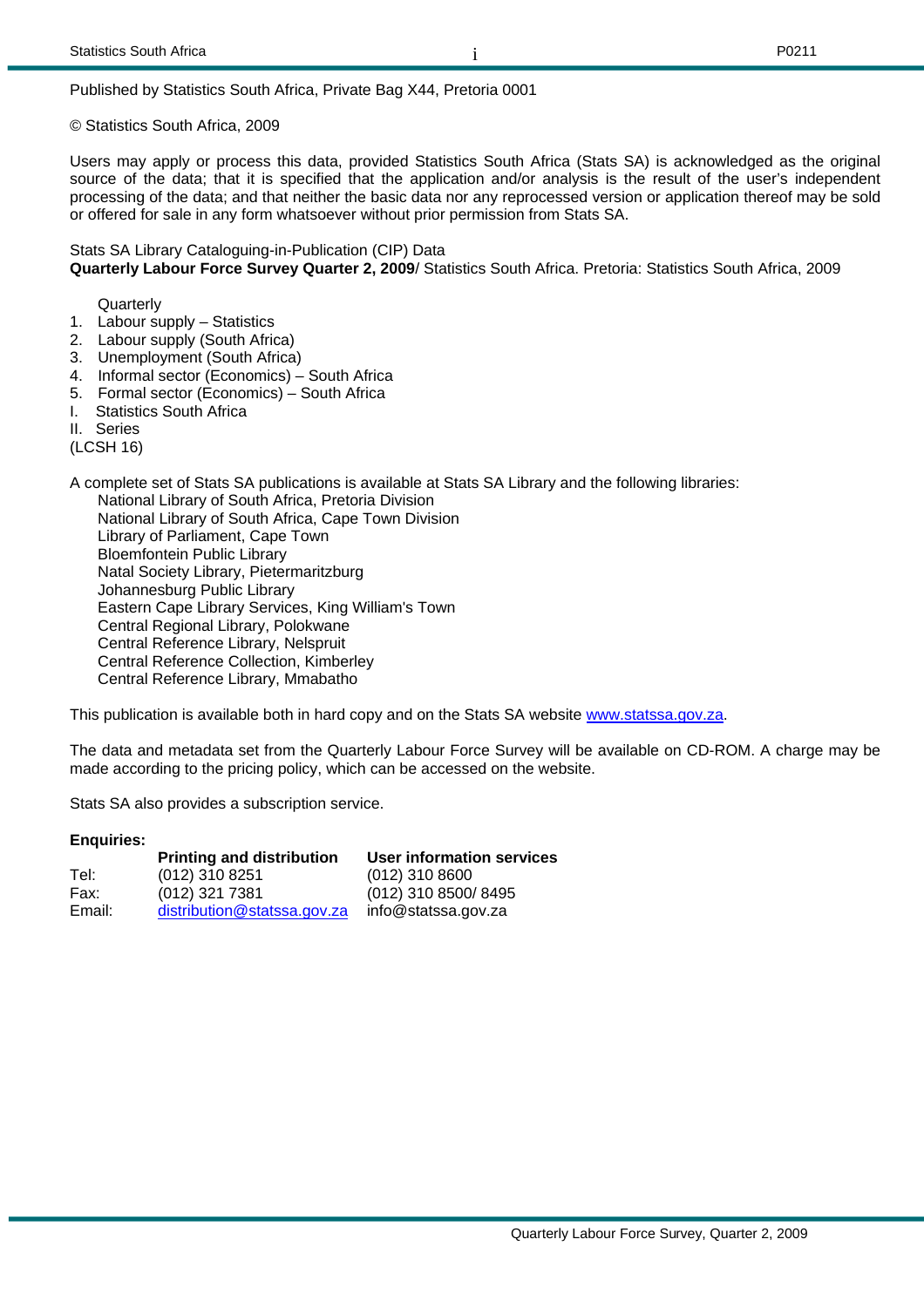Published by Statistics South Africa, Private Bag X44, Pretoria 0001

© Statistics South Africa, 2009

Users may apply or process this data, provided Statistics South Africa (Stats SA) is acknowledged as the original source of the data; that it is specified that the application and/or analysis is the result of the user's independent processing of the data; and that neither the basic data nor any reprocessed version or application thereof may be sold or offered for sale in any form whatsoever without prior permission from Stats SA.

Stats SA Library Cataloguing-in-Publication (CIP) Data
**Quarterly Labour Force Survey Quarter 2, 2009**/ Statistics South Africa. Pretoria: Statistics South Africa, 2009

Quarterly

1. Labour supply – Statistics
2. Labour supply (South Africa)
3. Unemployment (South Africa)
4. Informal sector (Economics) – South Africa
5. Formal sector (Economics) – South Africa

I. Statistics South Africa
II. Series

(LCSH 16)

A complete set of Stats SA publications is available at Stats SA Library and the following libraries:

National Library of South Africa, Pretoria Division
National Library of South Africa, Cape Town Division
Library of Parliament, Cape Town
Bloemfontein Public Library
Natal Society Library, Pietermaritzburg
Johannesburg Public Library
Eastern Cape Library Services, King William's Town
Central Regional Library, Polokwane
Central Reference Library, Nelspruit
Central Reference Collection, Kimberley
Central Reference Library, Mmabatho

This publication is available both in hard copy and on the Stats SA website www.statssa.gov.za.

The data and metadata set from the Quarterly Labour Force Survey will be available on CD-ROM. A charge may be made according to the pricing policy, which can be accessed on the website.

Stats SA also provides a subscription service.

**Enquiries:**

| | **Printing and distribution** | **User information services** |
|---|---|---|
| Tel: | (012) 310 8251 | (012) 310 8600 |
| Fax: | (012) 321 7381 | (012) 310 8500/ 8495 |
| Email: | distribution@statssa.gov.za | info@statssa.gov.za |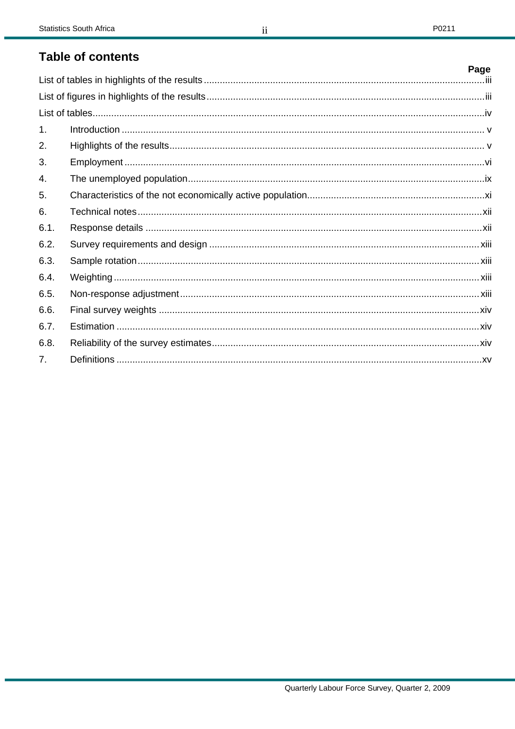## Table of contents

| | | Page |
|---|---|---|
| List of tables in highlights of the results | | iii |
| List of figures in highlights of the results | | iii |
| List of tables | | iv |
| 1. | Introduction | v |
| 2. | Highlights of the results | v |
| 3. | Employment | vi |
| 4. | The unemployed population | ix |
| 5. | Characteristics of the not economically active population | xi |
| 6. | Technical notes | xii |
| 6.1. | Response details | xii |
| 6.2. | Survey requirements and design | xiii |
| 6.3. | Sample rotation | xiii |
| 6.4. | Weighting | xiii |
| 6.5. | Non-response adjustment | xiii |
| 6.6. | Final survey weights | xiv |
| 6.7. | Estimation | xiv |
| 6.8. | Reliability of the survey estimates | xiv |
| 7. | Definitions | xv |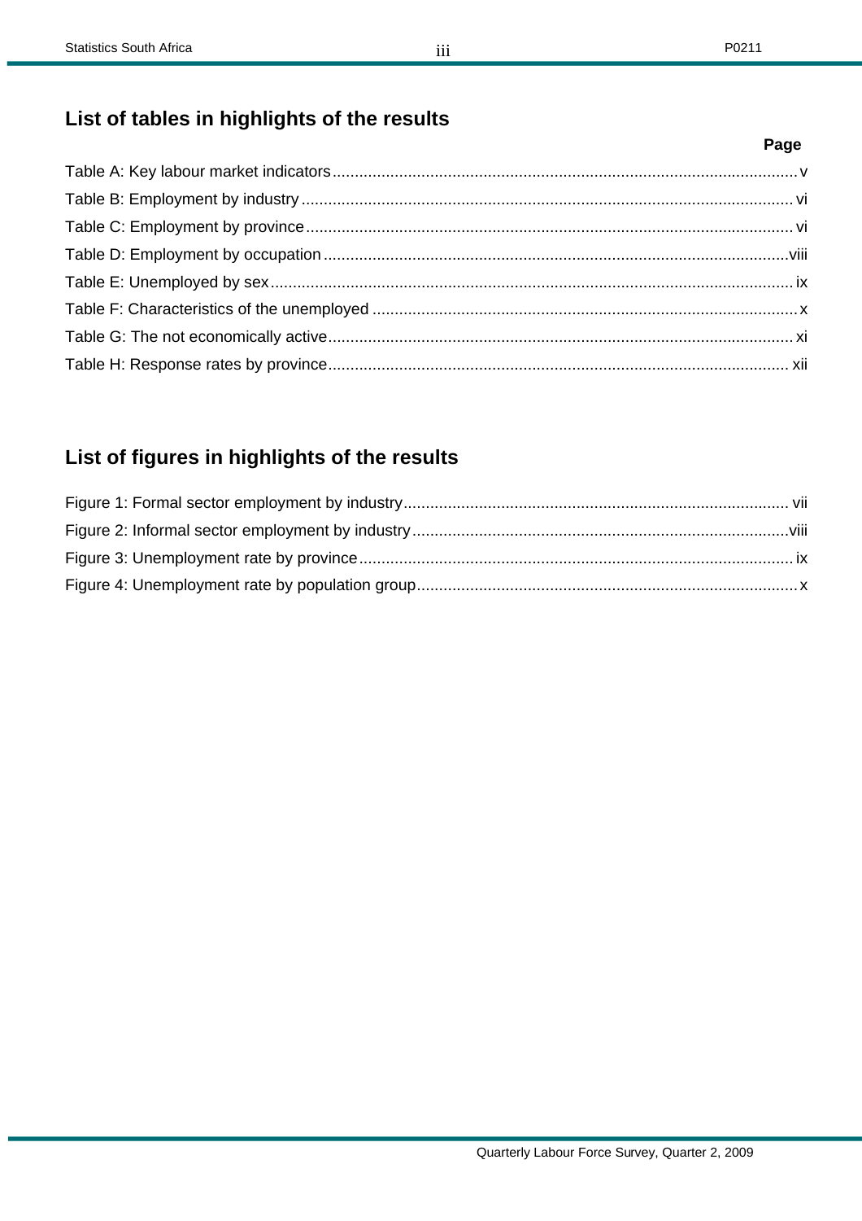## List of tables in highlights of the results

| | Page |
|---|---|
| Table A: Key labour market indicators | v |
| Table B: Employment by industry | vi |
| Table C: Employment by province | vi |
| Table D: Employment by occupation | viii |
| Table E: Unemployed by sex | ix |
| Table F: Characteristics of the unemployed | x |
| Table G: The not economically active | xi |
| Table H: Response rates by province | xii |

## List of figures in highlights of the results

| | |
|---|---|
| Figure 1: Formal sector employment by industry | vii |
| Figure 2: Informal sector employment by industry | viii |
| Figure 3: Unemployment rate by province | ix |
| Figure 4: Unemployment rate by population group | x |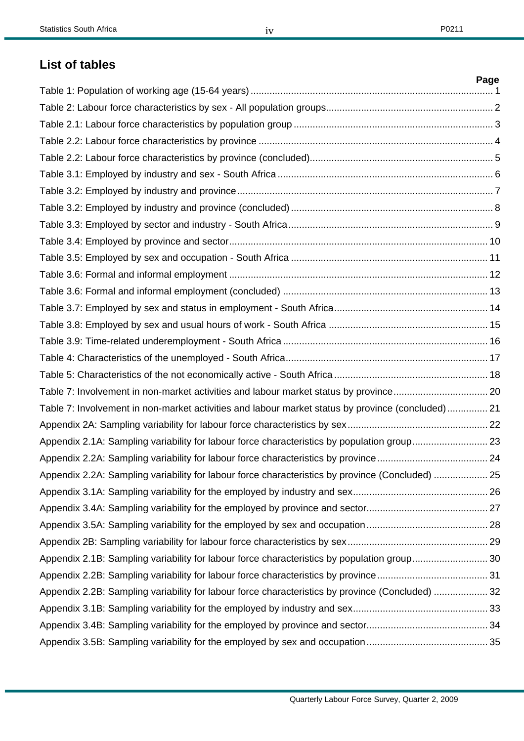## List of tables

| | Page |
|---|---|
| Table 1: Population of working age (15-64 years) | 1 |
| Table 2: Labour force characteristics by sex - All population groups | 2 |
| Table 2.1: Labour force characteristics by population group | 3 |
| Table 2.2: Labour force characteristics by province | 4 |
| Table 2.2: Labour force characteristics by province (concluded) | 5 |
| Table 3.1: Employed by industry and sex - South Africa | 6 |
| Table 3.2: Employed by industry and province | 7 |
| Table 3.2: Employed by industry and province (concluded) | 8 |
| Table 3.3: Employed by sector and industry - South Africa | 9 |
| Table 3.4: Employed by province and sector | 10 |
| Table 3.5: Employed by sex and occupation - South Africa | 11 |
| Table 3.6: Formal and informal employment | 12 |
| Table 3.6: Formal and informal employment (concluded) | 13 |
| Table 3.7: Employed by sex and status in employment - South Africa | 14 |
| Table 3.8: Employed by sex and usual hours of work - South Africa | 15 |
| Table 3.9: Time-related underemployment - South Africa | 16 |
| Table 4: Characteristics of the unemployed - South Africa | 17 |
| Table 5: Characteristics of the not economically active - South Africa | 18 |
| Table 7: Involvement in non-market activities and labour market status by province | 20 |
| Table 7: Involvement in non-market activities and labour market status by province (concluded) | 21 |
| Appendix 2A: Sampling variability for labour force characteristics by sex | 22 |
| Appendix 2.1A: Sampling variability for labour force characteristics by population group | 23 |
| Appendix 2.2A: Sampling variability for labour force characteristics by province | 24 |
| Appendix 2.2A: Sampling variability for labour force characteristics by province (Concluded) | 25 |
| Appendix 3.1A: Sampling variability for the employed by industry and sex | 26 |
| Appendix 3.4A: Sampling variability for the employed by province and sector | 27 |
| Appendix 3.5A: Sampling variability for the employed by sex and occupation | 28 |
| Appendix 2B: Sampling variability for labour force characteristics by sex | 29 |
| Appendix 2.1B: Sampling variability for labour force characteristics by population group | 30 |
| Appendix 2.2B: Sampling variability for labour force characteristics by province | 31 |
| Appendix 2.2B: Sampling variability for labour force characteristics by province (Concluded) | 32 |
| Appendix 3.1B: Sampling variability for the employed by industry and sex | 33 |
| Appendix 3.4B: Sampling variability for the employed by province and sector | 34 |
| Appendix 3.5B: Sampling variability for the employed by sex and occupation | 35 |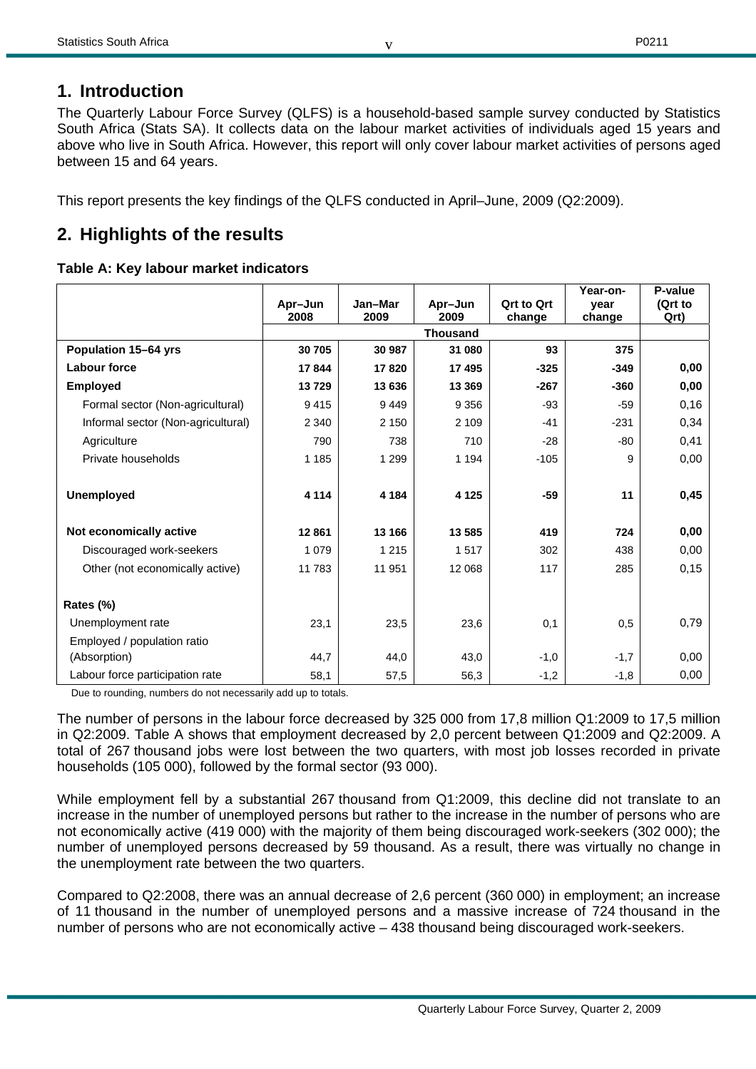## 1. Introduction

The Quarterly Labour Force Survey (QLFS) is a household-based sample survey conducted by Statistics South Africa (Stats SA). It collects data on the labour market activities of individuals aged 15 years and above who live in South Africa. However, this report will only cover labour market activities of persons aged between 15 and 64 years.

This report presents the key findings of the QLFS conducted in April–June, 2009 (Q2:2009).

## 2. Highlights of the results

**Table A: Key labour market indicators**

| | Apr–Jun 2008 | Jan–Mar 2009 | Apr–Jun 2009 | Qrt to Qrt change | Year-on-year change | P-value (Qrt to Qrt) |
|---|---|---|---|---|---|---|
| | Thousand | | | | | |
| **Population 15–64 yrs** | **30 705** | **30 987** | **31 080** | **93** | **375** | |
| **Labour force** | **17 844** | **17 820** | **17 495** | **-325** | **-349** | **0,00** |
| **Employed** | **13 729** | **13 636** | **13 369** | **-267** | **-360** | **0,00** |
| Formal sector (Non-agricultural) | 9 415 | 9 449 | 9 356 | -93 | -59 | 0,16 |
| Informal sector (Non-agricultural) | 2 340 | 2 150 | 2 109 | -41 | -231 | 0,34 |
| Agriculture | 790 | 738 | 710 | -28 | -80 | 0,41 |
| Private households | 1 185 | 1 299 | 1 194 | -105 | 9 | 0,00 |
| **Unemployed** | **4 114** | **4 184** | **4 125** | **-59** | **11** | **0,45** |
| **Not economically active** | **12 861** | **13 166** | **13 585** | **419** | **724** | **0,00** |
| Discouraged work-seekers | 1 079 | 1 215 | 1 517 | 302 | 438 | 0,00 |
| Other (not economically active) | 11 783 | 11 951 | 12 068 | 117 | 285 | 0,15 |
| **Rates (%)** | | | | | | |
| Unemployment rate | 23,1 | 23,5 | 23,6 | 0,1 | 0,5 | 0,79 |
| Employed / population ratio (Absorption) | 44,7 | 44,0 | 43,0 | -1,0 | -1,7 | 0,00 |
| Labour force participation rate | 58,1 | 57,5 | 56,3 | -1,2 | -1,8 | 0,00 |

Due to rounding, numbers do not necessarily add up to totals.

The number of persons in the labour force decreased by 325 000 from 17,8 million Q1:2009 to 17,5 million in Q2:2009. Table A shows that employment decreased by 2,0 percent between Q1:2009 and Q2:2009. A total of 267 thousand jobs were lost between the two quarters, with most job losses recorded in private households (105 000), followed by the formal sector (93 000).

While employment fell by a substantial 267 thousand from Q1:2009, this decline did not translate to an increase in the number of unemployed persons but rather to the increase in the number of persons who are not economically active (419 000) with the majority of them being discouraged work-seekers (302 000); the number of unemployed persons decreased by 59 thousand. As a result, there was virtually no change in the unemployment rate between the two quarters.

Compared to Q2:2008, there was an annual decrease of 2,6 percent (360 000) in employment; an increase of 11 thousand in the number of unemployed persons and a massive increase of 724 thousand in the number of persons who are not economically active – 438 thousand being discouraged work-seekers.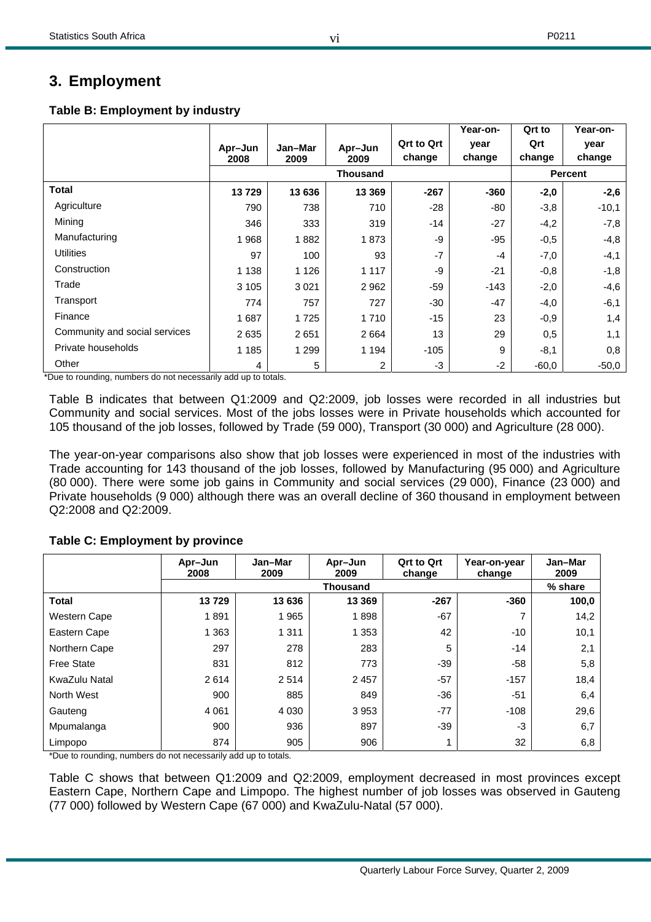## 3. Employment

**Table B: Employment by industry**

| | Apr–Jun 2008 | Jan–Mar 2009 | Apr–Jun 2009 | Qrt to Qrt change | Year-on-year change | Qrt to Qrt change | Year-on-year change |
|---|---|---|---|---|---|---|---|
| | Thousand | | | | | Percent | |
| **Total** | **13 729** | **13 636** | **13 369** | **-267** | **-360** | **-2,0** | **-2,6** |
| Agriculture | 790 | 738 | 710 | -28 | -80 | -3,8 | -10,1 |
| Mining | 346 | 333 | 319 | -14 | -27 | -4,2 | -7,8 |
| Manufacturing | 1 968 | 1 882 | 1 873 | -9 | -95 | -0,5 | -4,8 |
| Utilities | 97 | 100 | 93 | -7 | -4 | -7,0 | -4,1 |
| Construction | 1 138 | 1 126 | 1 117 | -9 | -21 | -0,8 | -1,8 |
| Trade | 3 105 | 3 021 | 2 962 | -59 | -143 | -2,0 | -4,6 |
| Transport | 774 | 757 | 727 | -30 | -47 | -4,0 | -6,1 |
| Finance | 1 687 | 1 725 | 1 710 | -15 | 23 | -0,9 | 1,4 |
| Community and social services | 2 635 | 2 651 | 2 664 | 13 | 29 | 0,5 | 1,1 |
| Private households | 1 185 | 1 299 | 1 194 | -105 | 9 | -8,1 | 0,8 |
| Other | 4 | 5 | 2 | -3 | -2 | -60,0 | -50,0 |

*Due to rounding, numbers do not necessarily add up to totals.

Table B indicates that between Q1:2009 and Q2:2009, job losses were recorded in all industries but Community and social services. Most of the jobs losses were in Private households which accounted for 105 thousand of the job losses, followed by Trade (59 000), Transport (30 000) and Agriculture (28 000).

The year-on-year comparisons also show that job losses were experienced in most of the industries with Trade accounting for 143 thousand of the job losses, followed by Manufacturing (95 000) and Agriculture (80 000). There were some job gains in Community and social services (29 000), Finance (23 000) and Private households (9 000) although there was an overall decline of 360 thousand in employment between Q2:2008 and Q2:2009.

**Table C: Employment by province**

| | Apr–Jun 2008 | Jan–Mar 2009 | Apr–Jun 2009 | Qrt to Qrt change | Year-on-year change | Jan–Mar 2009 |
|---|---|---|---|---|---|---|
| | Thousand | | | | | % share |
| **Total** | **13 729** | **13 636** | **13 369** | **-267** | **-360** | **100,0** |
| Western Cape | 1 891 | 1 965 | 1 898 | -67 | 7 | 14,2 |
| Eastern Cape | 1 363 | 1 311 | 1 353 | 42 | -10 | 10,1 |
| Northern Cape | 297 | 278 | 283 | 5 | -14 | 2,1 |
| Free State | 831 | 812 | 773 | -39 | -58 | 5,8 |
| KwaZulu Natal | 2 614 | 2 514 | 2 457 | -57 | -157 | 18,4 |
| North West | 900 | 885 | 849 | -36 | -51 | 6,4 |
| Gauteng | 4 061 | 4 030 | 3 953 | -77 | -108 | 29,6 |
| Mpumalanga | 900 | 936 | 897 | -39 | -3 | 6,7 |
| Limpopo | 874 | 905 | 906 | 1 | 32 | 6,8 |

*Due to rounding, numbers do not necessarily add up to totals.

Table C shows that between Q1:2009 and Q2:2009, employment decreased in most provinces except Eastern Cape, Northern Cape and Limpopo. The highest number of job losses was observed in Gauteng (77 000) followed by Western Cape (67 000) and KwaZulu-Natal (57 000).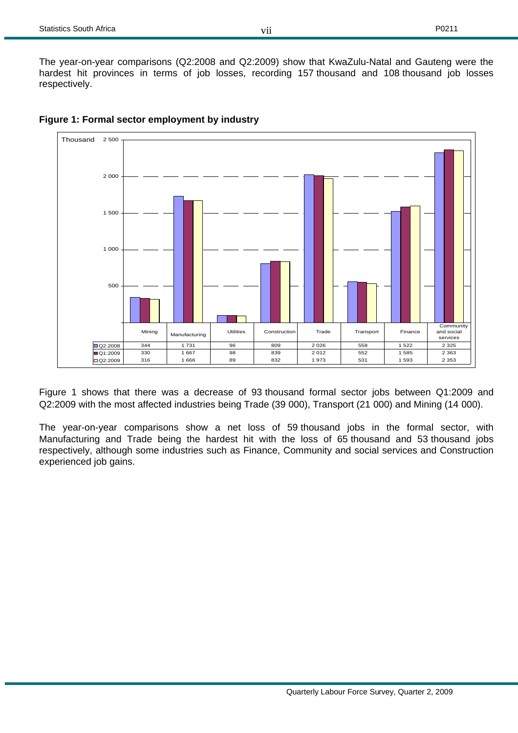The year-on-year comparisons (Q2:2008 and Q2:2009) show that KwaZulu-Natal and Gauteng were the hardest hit provinces in terms of job losses, recording 157 thousand and 108 thousand job losses respectively.

**Figure 1: Formal sector employment by industry**

Thousand

| | Mining | Manufacturing | Utilities | Construction | Trade | Transport | Finance | Community and social services |
|---|---|---|---|---|---|---|---|---|
| Q2:2008 | 344 | 1 731 | 96 | 809 | 2 026 | 558 | 1 522 | 2 325 |
| Q1:2009 | 330 | 1 667 | 98 | 839 | 2 012 | 552 | 1 585 | 2 363 |
| Q2:2009 | 316 | 1 666 | 89 | 832 | 1 973 | 531 | 1 593 | 2 353 |

Figure 1 shows that there was a decrease of 93 thousand formal sector jobs between Q1:2009 and Q2:2009 with the most affected industries being Trade (39 000), Transport (21 000) and Mining (14 000).

The year-on-year comparisons show a net loss of 59 thousand jobs in the formal sector, with Manufacturing and Trade being the hardest hit with the loss of 65 thousand and 53 thousand jobs respectively, although some industries such as Finance, Community and social services and Construction experienced job gains.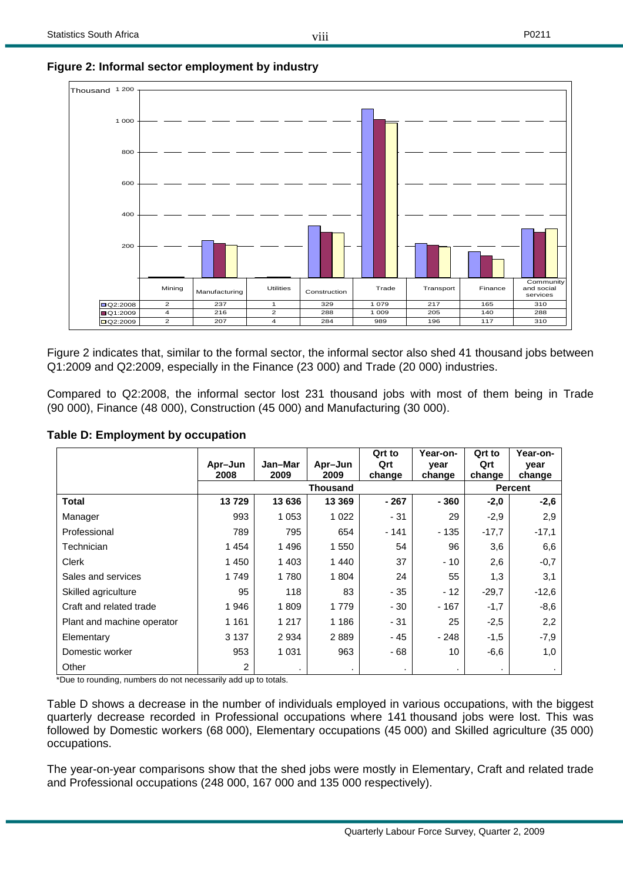**Figure 2: Informal sector employment by industry**

| | Mining | Manufacturing | Utilities | Construction | Trade | Transport | Finance | Community and social services |
|---|---|---|---|---|---|---|---|---|
| Q2:2008 | 2 | 237 | 1 | 329 | 1 079 | 217 | 165 | 310 |
| Q1:2009 | 4 | 216 | 2 | 288 | 1 009 | 205 | 140 | 288 |
| Q2:2009 | 2 | 207 | 4 | 284 | 989 | 196 | 117 | 310 |

Figure 2 indicates that, similar to the formal sector, the informal sector also shed 41 thousand jobs between Q1:2009 and Q2:2009, especially in the Finance (23 000) and Trade (20 000) industries.

Compared to Q2:2008, the informal sector lost 231 thousand jobs with most of them being in Trade (90 000), Finance (48 000), Construction (45 000) and Manufacturing (30 000).

**Table D: Employment by occupation**

| | Apr–Jun 2008 | Jan–Mar 2009 | Apr–Jun 2009 | Qrt to Qrt change | Year-on-year change | Qrt to Qrt change | Year-on-year change |
|---|---|---|---|---|---|---|---|
| | Thousand | | | | | Percent | |
| **Total** | **13 729** | **13 636** | **13 369** | **- 267** | **- 360** | **-2,0** | **-2,6** |
| Manager | 993 | 1 053 | 1 022 | - 31 | 29 | -2,9 | 2,9 |
| Professional | 789 | 795 | 654 | - 141 | - 135 | -17,7 | -17,1 |
| Technician | 1 454 | 1 496 | 1 550 | 54 | 96 | 3,6 | 6,6 |
| Clerk | 1 450 | 1 403 | 1 440 | 37 | - 10 | 2,6 | -0,7 |
| Sales and services | 1 749 | 1 780 | 1 804 | 24 | 55 | 1,3 | 3,1 |
| Skilled agriculture | 95 | 118 | 83 | - 35 | - 12 | -29,7 | -12,6 |
| Craft and related trade | 1 946 | 1 809 | 1 779 | - 30 | - 167 | -1,7 | -8,6 |
| Plant and machine operator | 1 161 | 1 217 | 1 186 | - 31 | 25 | -2,5 | 2,2 |
| Elementary | 3 137 | 2 934 | 2 889 | - 45 | - 248 | -1,5 | -7,9 |
| Domestic worker | 953 | 1 031 | 963 | - 68 | 10 | -6,6 | 1,0 |
| Other | 2 | . | . | . | . | . | . |

*Due to rounding, numbers do not necessarily add up to totals.

Table D shows a decrease in the number of individuals employed in various occupations, with the biggest quarterly decrease recorded in Professional occupations where 141 thousand jobs were lost. This was followed by Domestic workers (68 000), Elementary occupations (45 000) and Skilled agriculture (35 000) occupations.

The year-on-year comparisons show that the shed jobs were mostly in Elementary, Craft and related trade and Professional occupations (248 000, 167 000 and 135 000 respectively).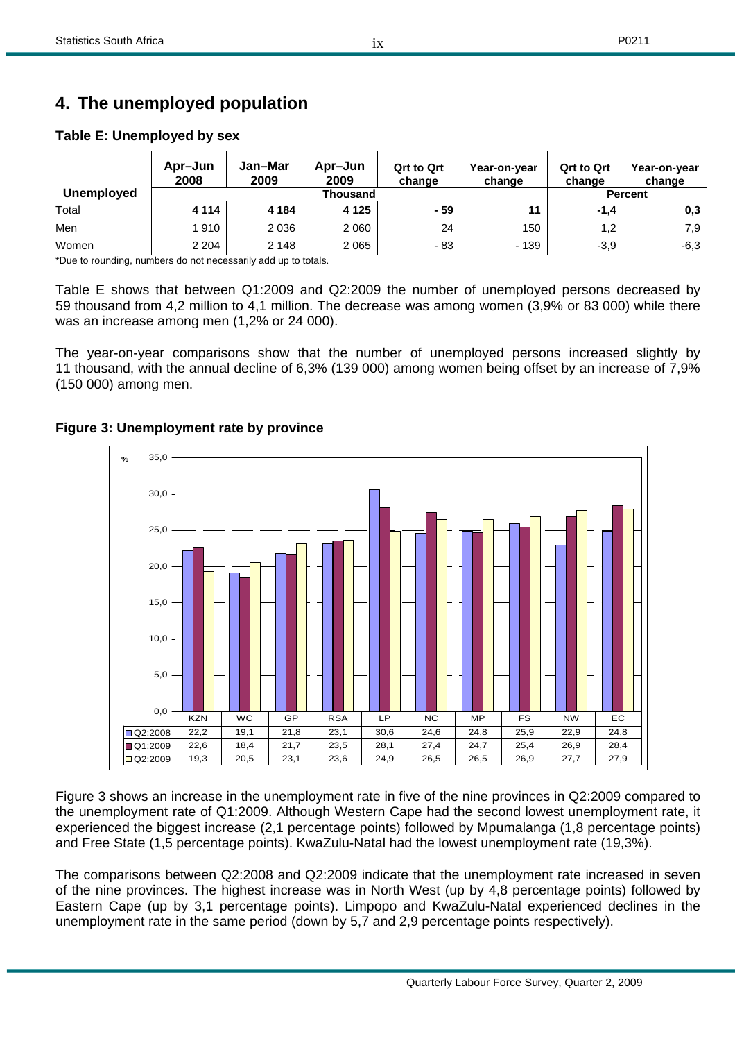## 4. The unemployed population

### Table E: Unemployed by sex

| Unemployed | Apr–Jun 2008 | Jan–Mar 2009 | Apr–Jun 2009 | Qrt to Qrt change | Year-on-year change | Qrt to Qrt change | Year-on-year change |
|---|---|---|---|---|---|---|---|
| | Thousand | | | | | Percent | |
| Total | **4 114** | **4 184** | **4 125** | **- 59** | **11** | **-1,4** | **0,3** |
| Men | 1 910 | 2 036 | 2 060 | 24 | 150 | 1,2 | 7,9 |
| Women | 2 204 | 2 148 | 2 065 | - 83 | - 139 | -3,9 | -6,3 |

*Due to rounding, numbers do not necessarily add up to totals.

Table E shows that between Q1:2009 and Q2:2009 the number of unemployed persons decreased by 59 thousand from 4,2 million to 4,1 million. The decrease was among women (3,9% or 83 000) while there was an increase among men (1,2% or 24 000).

The year-on-year comparisons show that the number of unemployed persons increased slightly by 11 thousand, with the annual decline of 6,3% (139 000) among women being offset by an increase of 7,9% (150 000) among men.

### Figure 3: Unemployment rate by province

| % | KZN | WC | GP | RSA | LP | NC | MP | FS | NW | EC |
|---|---|---|---|---|---|---|---|---|---|---|
| Q2:2008 | 22,2 | 19,1 | 21,8 | 23,1 | 30,6 | 24,6 | 24,8 | 25,9 | 22,9 | 24,8 |
| Q1:2009 | 22,6 | 18,4 | 21,7 | 23,5 | 28,1 | 27,4 | 24,7 | 25,4 | 26,9 | 28,4 |
| Q2:2009 | 19,3 | 20,5 | 23,1 | 23,6 | 24,9 | 26,5 | 26,5 | 26,9 | 27,7 | 27,9 |

Figure 3 shows an increase in the unemployment rate in five of the nine provinces in Q2:2009 compared to the unemployment rate of Q1:2009. Although Western Cape had the second lowest unemployment rate, it experienced the biggest increase (2,1 percentage points) followed by Mpumalanga (1,8 percentage points) and Free State (1,5 percentage points). KwaZulu-Natal had the lowest unemployment rate (19,3%).

The comparisons between Q2:2008 and Q2:2009 indicate that the unemployment rate increased in seven of the nine provinces. The highest increase was in North West (up by 4,8 percentage points) followed by Eastern Cape (up by 3,1 percentage points). Limpopo and KwaZulu-Natal experienced declines in the unemployment rate in the same period (down by 5,7 and 2,9 percentage points respectively).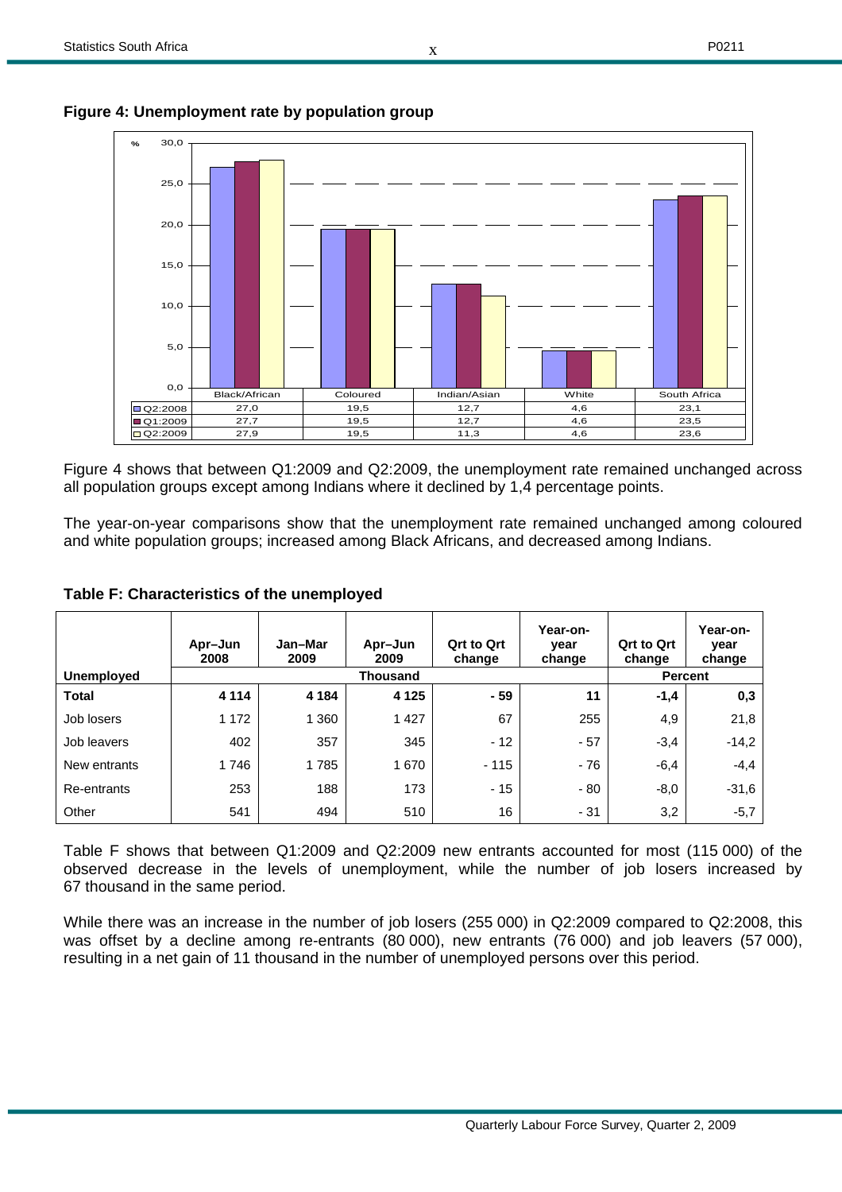**Figure 4: Unemployment rate by population group**

| | Black/African | Coloured | Indian/Asian | White | South Africa |
|---|---|---|---|---|---|
| Q2:2008 | 27,0 | 19,5 | 12,7 | 4,6 | 23,1 |
| Q1:2009 | 27,7 | 19,5 | 12,7 | 4,6 | 23,5 |
| Q2:2009 | 27,9 | 19,5 | 11,3 | 4,6 | 23,6 |

Figure 4 shows that between Q1:2009 and Q2:2009, the unemployment rate remained unchanged across all population groups except among Indians where it declined by 1,4 percentage points.

The year-on-year comparisons show that the unemployment rate remained unchanged among coloured and white population groups; increased among Black Africans, and decreased among Indians.

**Table F: Characteristics of the unemployed**

| Unemployed | Apr–Jun 2008 | Jan–Mar 2009 | Apr–Jun 2009 | Qrt to Qrt change | Year-on-year change | Qrt to Qrt change | Year-on-year change |
|---|---|---|---|---|---|---|---|
| | Thousand | | | | | Percent | |
| **Total** | **4 114** | **4 184** | **4 125** | **- 59** | **11** | **-1,4** | **0,3** |
| Job losers | 1 172 | 1 360 | 1 427 | 67 | 255 | 4,9 | 21,8 |
| Job leavers | 402 | 357 | 345 | - 12 | - 57 | -3,4 | -14,2 |
| New entrants | 1 746 | 1 785 | 1 670 | - 115 | - 76 | -6,4 | -4,4 |
| Re-entrants | 253 | 188 | 173 | - 15 | - 80 | -8,0 | -31,6 |
| Other | 541 | 494 | 510 | 16 | - 31 | 3,2 | -5,7 |

Table F shows that between Q1:2009 and Q2:2009 new entrants accounted for most (115 000) of the observed decrease in the levels of unemployment, while the number of job losers increased by 67 thousand in the same period.

While there was an increase in the number of job losers (255 000) in Q2:2009 compared to Q2:2008, this was offset by a decline among re-entrants (80 000), new entrants (76 000) and job leavers (57 000), resulting in a net gain of 11 thousand in the number of unemployed persons over this period.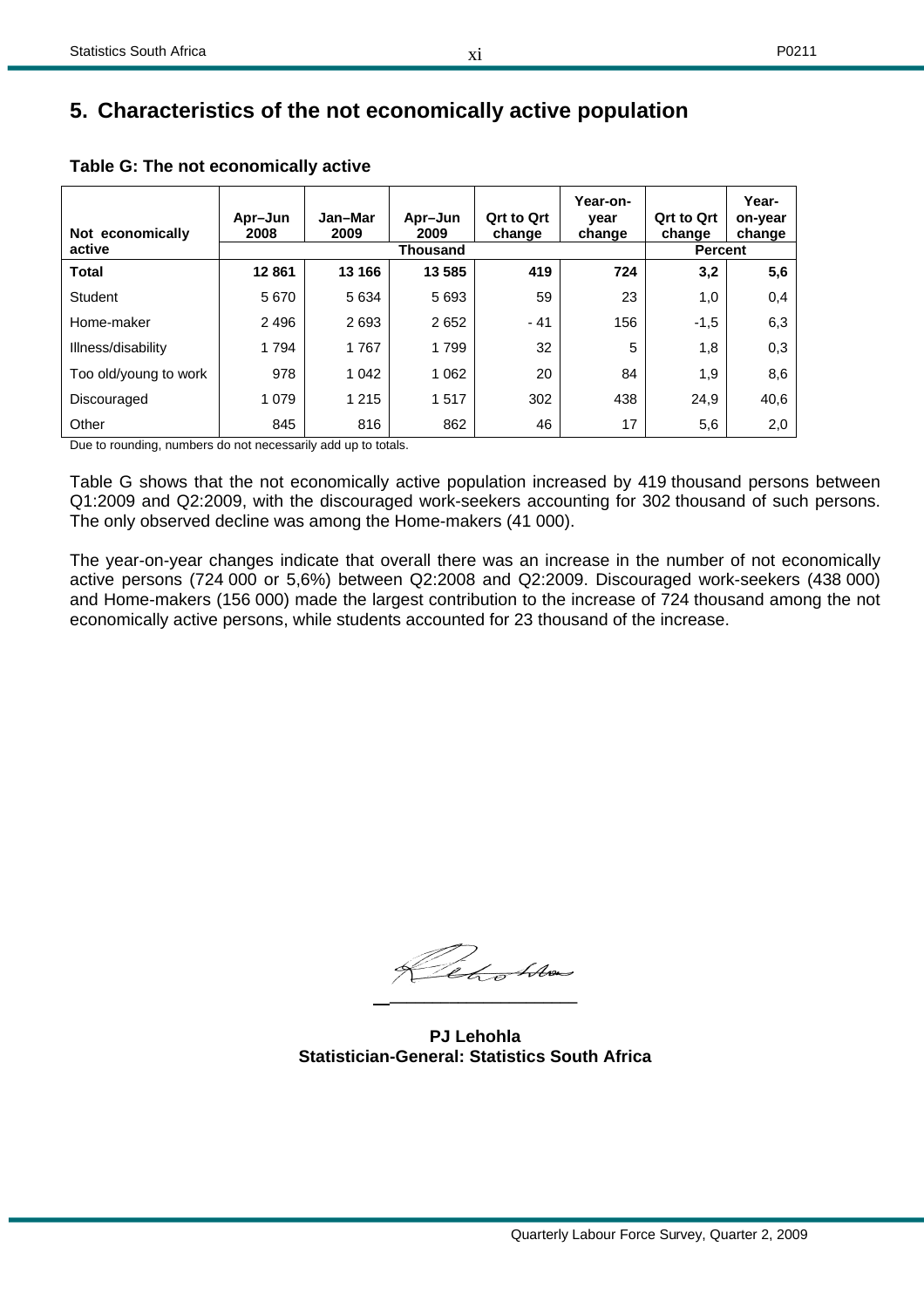## 5. Characteristics of the not economically active population

**Table G: The not economically active**

| Not economically active | Apr–Jun 2008 | Jan–Mar 2009 | Apr–Jun 2009 | Qrt to Qrt change | Year-on-year change | Qrt to Qrt change | Year-on-year change |
|---|---|---|---|---|---|---|---|
| | Thousand | | | | | Percent | |
| **Total** | **12 861** | **13 166** | **13 585** | **419** | **724** | **3,2** | **5,6** |
| Student | 5 670 | 5 634 | 5 693 | 59 | 23 | 1,0 | 0,4 |
| Home-maker | 2 496 | 2 693 | 2 652 | - 41 | 156 | -1,5 | 6,3 |
| Illness/disability | 1 794 | 1 767 | 1 799 | 32 | 5 | 1,8 | 0,3 |
| Too old/young to work | 978 | 1 042 | 1 062 | 20 | 84 | 1,9 | 8,6 |
| Discouraged | 1 079 | 1 215 | 1 517 | 302 | 438 | 24,9 | 40,6 |
| Other | 845 | 816 | 862 | 46 | 17 | 5,6 | 2,0 |

Due to rounding, numbers do not necessarily add up to totals.

Table G shows that the not economically active population increased by 419 thousand persons between Q1:2009 and Q2:2009, with the discouraged work-seekers accounting for 302 thousand of such persons. The only observed decline was among the Home-makers (41 000).

The year-on-year changes indicate that overall there was an increase in the number of not economically active persons (724 000 or 5,6%) between Q2:2008 and Q2:2009. Discouraged work-seekers (438 000) and Home-makers (156 000) made the largest contribution to the increase of 724 thousand among the not economically active persons, while students accounted for 23 thousand of the increase.

**PJ Lehohla**
**Statistician-General: Statistics South Africa**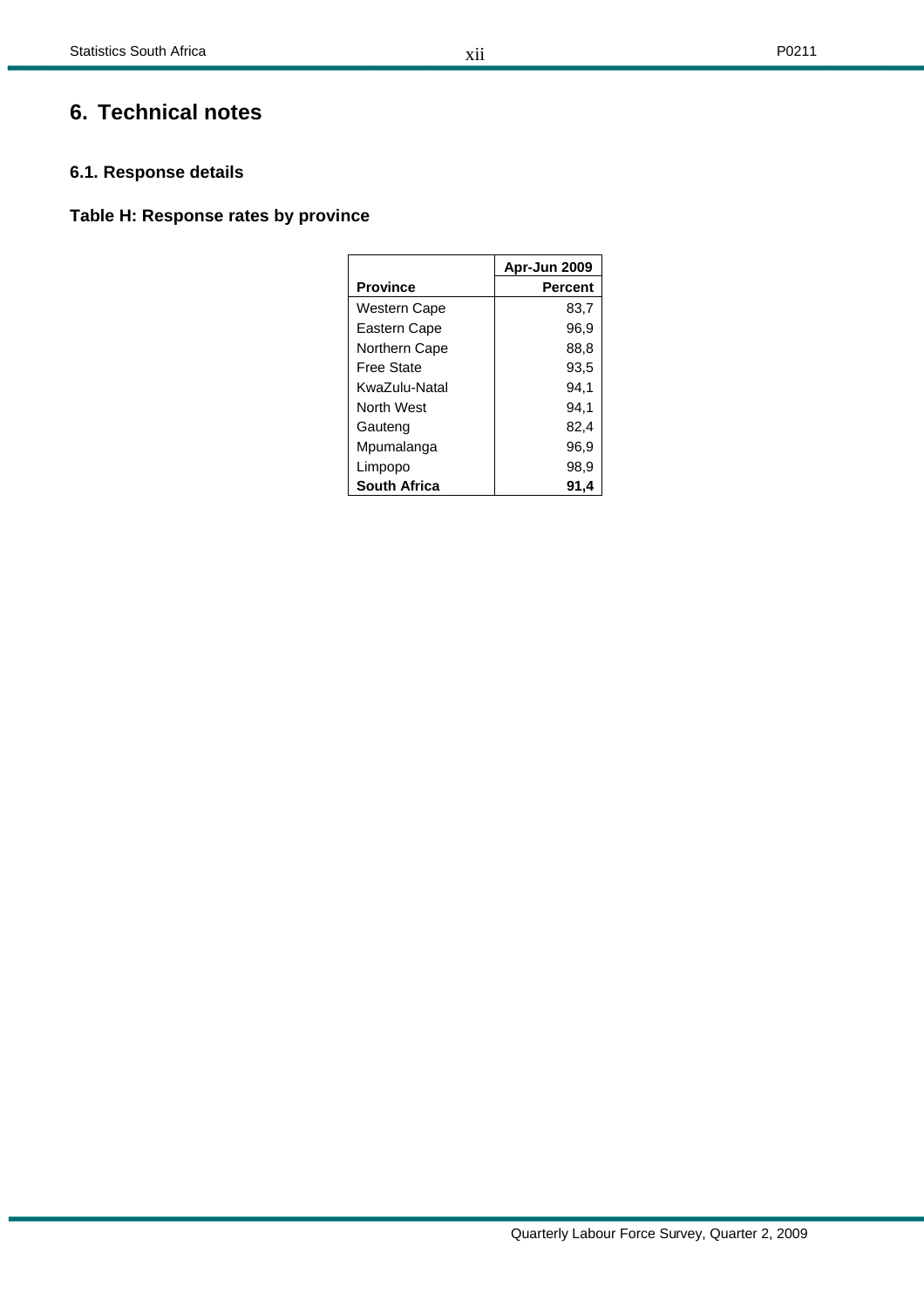# 6. Technical notes

## 6.1. Response details

### Table H: Response rates by province

| | Apr-Jun 2009 |
|---|---|
| **Province** | **Percent** |
| Western Cape | 83,7 |
| Eastern Cape | 96,9 |
| Northern Cape | 88,8 |
| Free State | 93,5 |
| KwaZulu-Natal | 94,1 |
| North West | 94,1 |
| Gauteng | 82,4 |
| Mpumalanga | 96,9 |
| Limpopo | 98,9 |
| **South Africa** | **91,4** |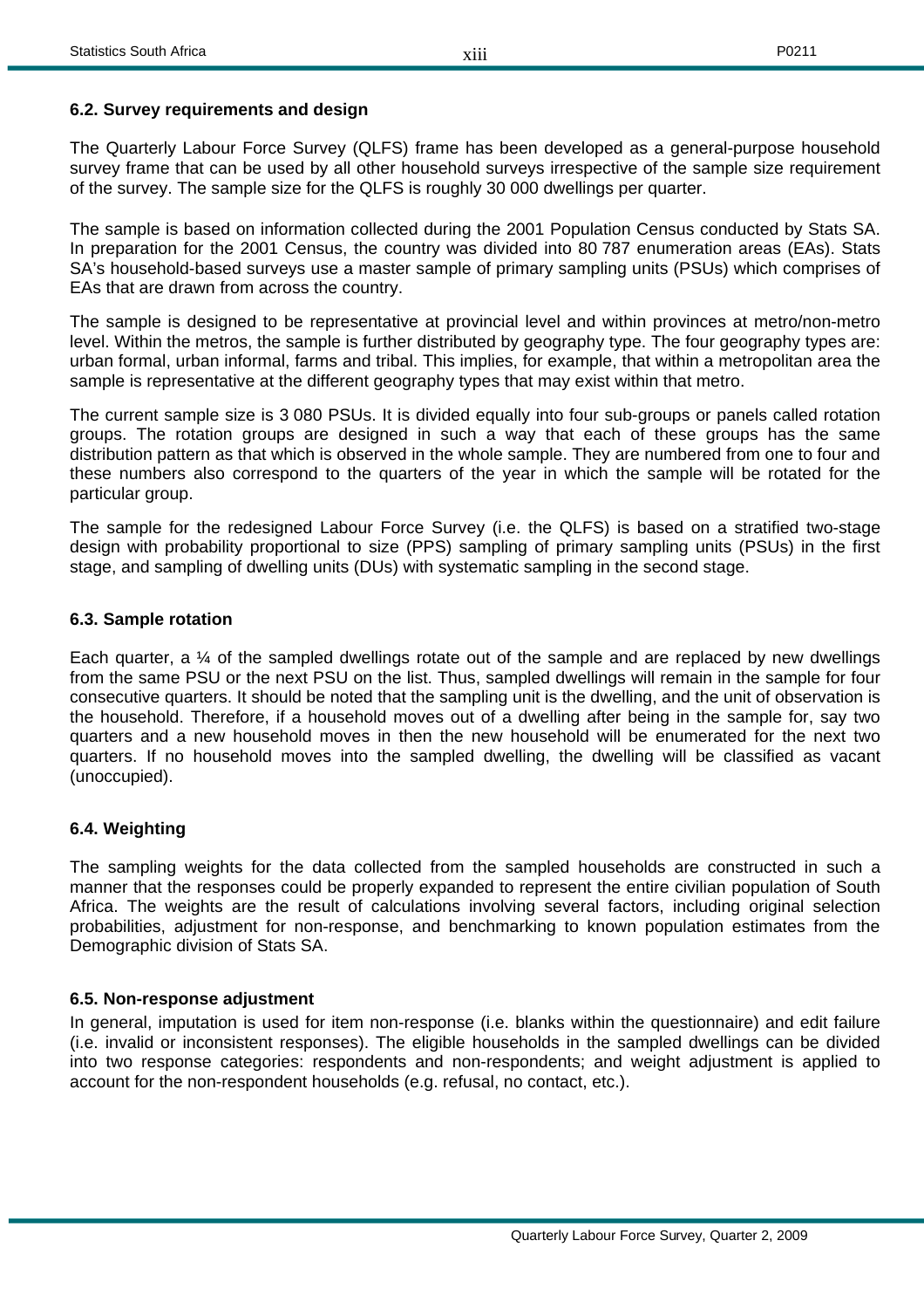### 6.2. Survey requirements and design

The Quarterly Labour Force Survey (QLFS) frame has been developed as a general-purpose household survey frame that can be used by all other household surveys irrespective of the sample size requirement of the survey. The sample size for the QLFS is roughly 30 000 dwellings per quarter.

The sample is based on information collected during the 2001 Population Census conducted by Stats SA. In preparation for the 2001 Census, the country was divided into 80 787 enumeration areas (EAs). Stats SA's household-based surveys use a master sample of primary sampling units (PSUs) which comprises of EAs that are drawn from across the country.

The sample is designed to be representative at provincial level and within provinces at metro/non-metro level. Within the metros, the sample is further distributed by geography type. The four geography types are: urban formal, urban informal, farms and tribal. This implies, for example, that within a metropolitan area the sample is representative at the different geography types that may exist within that metro.

The current sample size is 3 080 PSUs. It is divided equally into four sub-groups or panels called rotation groups. The rotation groups are designed in such a way that each of these groups has the same distribution pattern as that which is observed in the whole sample. They are numbered from one to four and these numbers also correspond to the quarters of the year in which the sample will be rotated for the particular group.

The sample for the redesigned Labour Force Survey (i.e. the QLFS) is based on a stratified two-stage design with probability proportional to size (PPS) sampling of primary sampling units (PSUs) in the first stage, and sampling of dwelling units (DUs) with systematic sampling in the second stage.

### 6.3. Sample rotation

Each quarter, a ¼ of the sampled dwellings rotate out of the sample and are replaced by new dwellings from the same PSU or the next PSU on the list. Thus, sampled dwellings will remain in the sample for four consecutive quarters. It should be noted that the sampling unit is the dwelling, and the unit of observation is the household. Therefore, if a household moves out of a dwelling after being in the sample for, say two quarters and a new household moves in then the new household will be enumerated for the next two quarters. If no household moves into the sampled dwelling, the dwelling will be classified as vacant (unoccupied).

### 6.4. Weighting

The sampling weights for the data collected from the sampled households are constructed in such a manner that the responses could be properly expanded to represent the entire civilian population of South Africa. The weights are the result of calculations involving several factors, including original selection probabilities, adjustment for non-response, and benchmarking to known population estimates from the Demographic division of Stats SA.

### 6.5. Non-response adjustment

In general, imputation is used for item non-response (i.e. blanks within the questionnaire) and edit failure (i.e. invalid or inconsistent responses). The eligible households in the sampled dwellings can be divided into two response categories: respondents and non-respondents; and weight adjustment is applied to account for the non-respondent households (e.g. refusal, no contact, etc.).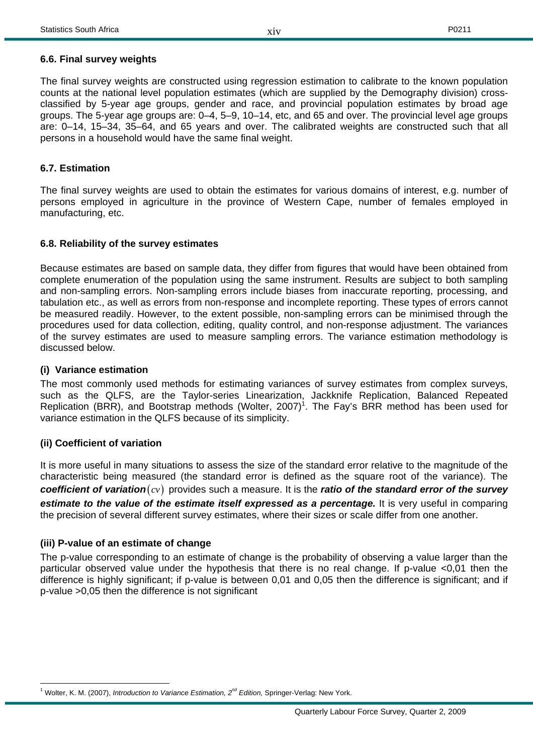### 6.6. Final survey weights

The final survey weights are constructed using regression estimation to calibrate to the known population counts at the national level population estimates (which are supplied by the Demography division) cross-classified by 5-year age groups, gender and race, and provincial population estimates by broad age groups. The 5-year age groups are: 0–4, 5–9, 10–14, etc, and 65 and over. The provincial level age groups are: 0–14, 15–34, 35–64, and 65 years and over. The calibrated weights are constructed such that all persons in a household would have the same final weight.

### 6.7. Estimation

The final survey weights are used to obtain the estimates for various domains of interest, e.g. number of persons employed in agriculture in the province of Western Cape, number of females employed in manufacturing, etc.

### 6.8. Reliability of the survey estimates

Because estimates are based on sample data, they differ from figures that would have been obtained from complete enumeration of the population using the same instrument. Results are subject to both sampling and non-sampling errors. Non-sampling errors include biases from inaccurate reporting, processing, and tabulation etc., as well as errors from non-response and incomplete reporting. These types of errors cannot be measured readily. However, to the extent possible, non-sampling errors can be minimised through the procedures used for data collection, editing, quality control, and non-response adjustment. The variances of the survey estimates are used to measure sampling errors. The variance estimation methodology is discussed below.

#### (i) Variance estimation

The most commonly used methods for estimating variances of survey estimates from complex surveys, such as the QLFS, are the Taylor-series Linearization, Jackknife Replication, Balanced Repeated Replication (BRR), and Bootstrap methods (Wolter, 2007)[1]. The Fay's BRR method has been used for variance estimation in the QLFS because of its simplicity.

#### (ii) Coefficient of variation

It is more useful in many situations to assess the size of the standard error relative to the magnitude of the characteristic being measured (the standard error is defined as the square root of the variance). The ***coefficient of variation*** $(cv)$ provides such a measure. It is the ***ratio of the standard error of the survey estimate to the value of the estimate itself expressed as a percentage.*** It is very useful in comparing the precision of several different survey estimates, where their sizes or scale differ from one another.

#### (iii) P-value of an estimate of change

The p-value corresponding to an estimate of change is the probability of observing a value larger than the particular observed value under the hypothesis that there is no real change. If p-value <0,01 then the difference is highly significant; if p-value is between 0,01 and 0,05 then the difference is significant; and if p-value >0,05 then the difference is not significant

[1] Wolter, K. M. (2007), *Introduction to Variance Estimation, 2nd Edition,* Springer-Verlag: New York.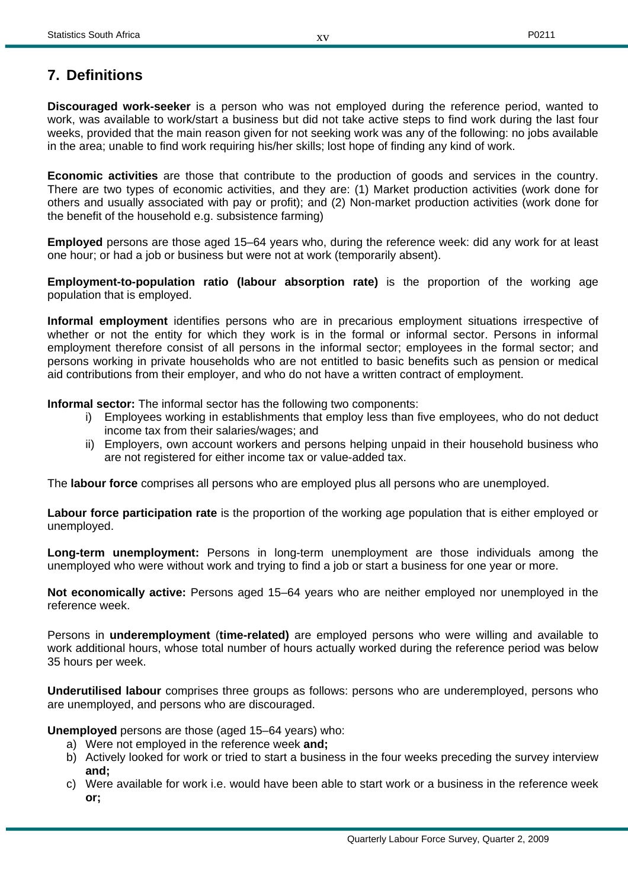## 7. Definitions

**Discouraged work-seeker** is a person who was not employed during the reference period, wanted to work, was available to work/start a business but did not take active steps to find work during the last four weeks, provided that the main reason given for not seeking work was any of the following: no jobs available in the area; unable to find work requiring his/her skills; lost hope of finding any kind of work.

**Economic activities** are those that contribute to the production of goods and services in the country. There are two types of economic activities, and they are: (1) Market production activities (work done for others and usually associated with pay or profit); and (2) Non-market production activities (work done for the benefit of the household e.g. subsistence farming)

**Employed** persons are those aged 15–64 years who, during the reference week: did any work for at least one hour; or had a job or business but were not at work (temporarily absent).

**Employment-to-population ratio (labour absorption rate)** is the proportion of the working age population that is employed.

**Informal employment** identifies persons who are in precarious employment situations irrespective of whether or not the entity for which they work is in the formal or informal sector. Persons in informal employment therefore consist of all persons in the informal sector; employees in the formal sector; and persons working in private households who are not entitled to basic benefits such as pension or medical aid contributions from their employer, and who do not have a written contract of employment.

**Informal sector:** The informal sector has the following two components:

i) Employees working in establishments that employ less than five employees, who do not deduct income tax from their salaries/wages; and
ii) Employers, own account workers and persons helping unpaid in their household business who are not registered for either income tax or value-added tax.

The **labour force** comprises all persons who are employed plus all persons who are unemployed.

**Labour force participation rate** is the proportion of the working age population that is either employed or unemployed.

**Long-term unemployment:** Persons in long-term unemployment are those individuals among the unemployed who were without work and trying to find a job or start a business for one year or more.

**Not economically active:** Persons aged 15–64 years who are neither employed nor unemployed in the reference week.

Persons in **underemployment** (**time-related)** are employed persons who were willing and available to work additional hours, whose total number of hours actually worked during the reference period was below 35 hours per week.

**Underutilised labour** comprises three groups as follows: persons who are underemployed, persons who are unemployed, and persons who are discouraged.

**Unemployed** persons are those (aged 15–64 years) who:

a) Were not employed in the reference week **and;**
b) Actively looked for work or tried to start a business in the four weeks preceding the survey interview **and;**
c) Were available for work i.e. would have been able to start work or a business in the reference week **or;**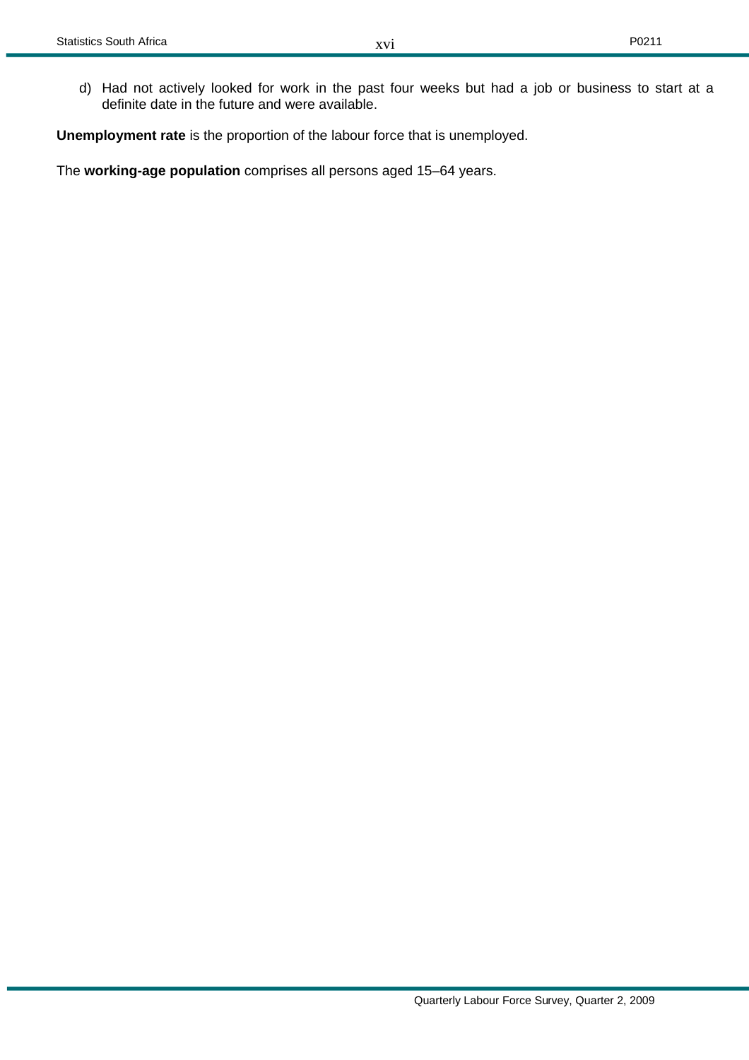d) Had not actively looked for work in the past four weeks but had a job or business to start at a definite date in the future and were available.

**Unemployment rate** is the proportion of the labour force that is unemployed.

The **working-age population** comprises all persons aged 15–64 years.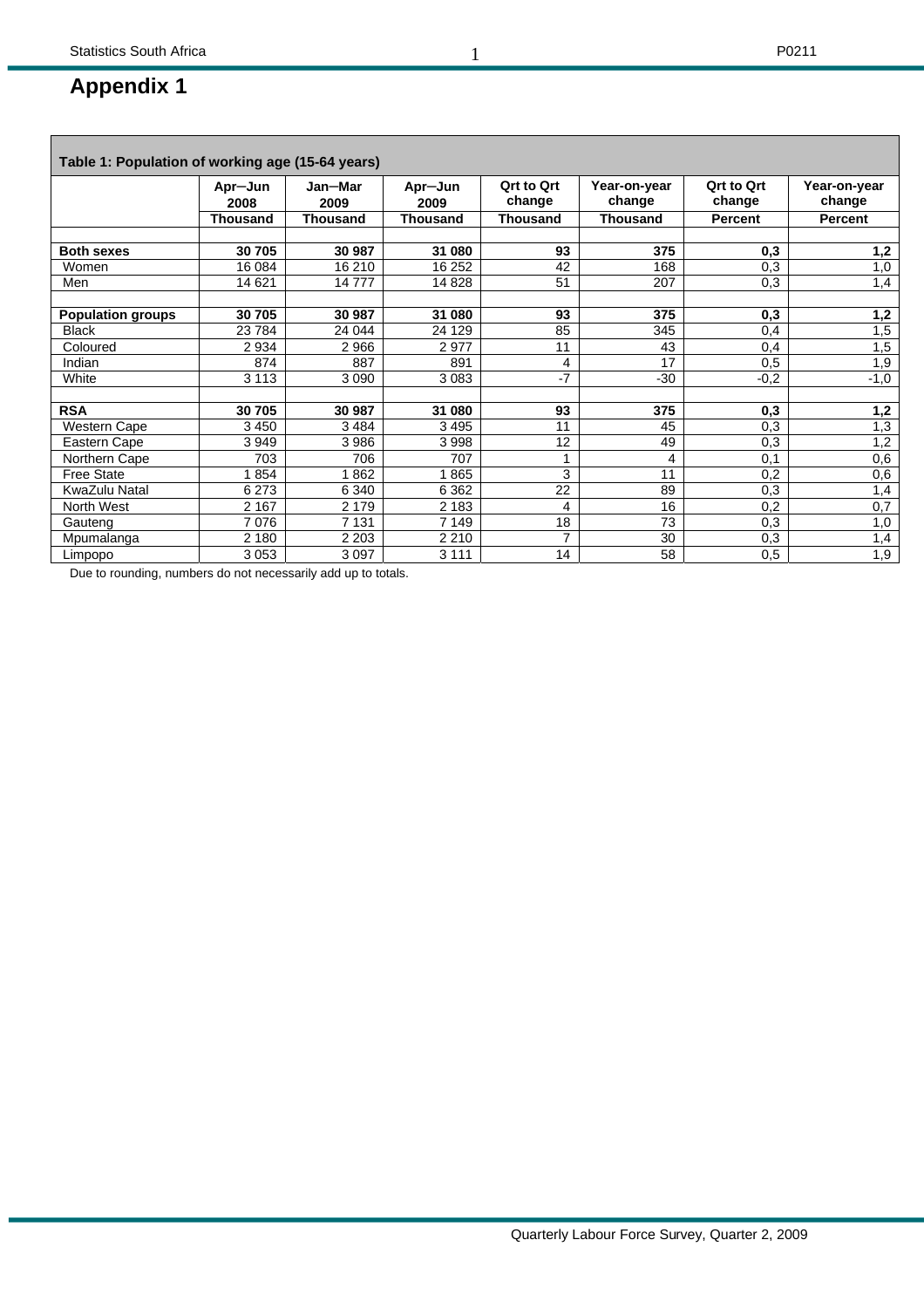# Appendix 1

**Table 1: Population of working age (15-64 years)**

| | Apr–Jun 2008 | Jan–Mar 2009 | Apr–Jun 2009 | Qrt to Qrt change | Year-on-year change | Qrt to Qrt change | Year-on-year change |
|---|---|---|---|---|---|---|---|
| | Thousand | Thousand | Thousand | Thousand | Thousand | Percent | Percent |
| **Both sexes** | **30 705** | **30 987** | **31 080** | **93** | **375** | **0,3** | **1,2** |
| Women | 16 084 | 16 210 | 16 252 | 42 | 168 | 0,3 | 1,0 |
| Men | 14 621 | 14 777 | 14 828 | 51 | 207 | 0,3 | 1,4 |
| **Population groups** | **30 705** | **30 987** | **31 080** | **93** | **375** | **0,3** | **1,2** |
| Black | 23 784 | 24 044 | 24 129 | 85 | 345 | 0,4 | 1,5 |
| Coloured | 2 934 | 2 966 | 2 977 | 11 | 43 | 0,4 | 1,5 |
| Indian | 874 | 887 | 891 | 4 | 17 | 0,5 | 1,9 |
| White | 3 113 | 3 090 | 3 083 | -7 | -30 | -0,2 | -1,0 |
| **RSA** | **30 705** | **30 987** | **31 080** | **93** | **375** | **0,3** | **1,2** |
| Western Cape | 3 450 | 3 484 | 3 495 | 11 | 45 | 0,3 | 1,3 |
| Eastern Cape | 3 949 | 3 986 | 3 998 | 12 | 49 | 0,3 | 1,2 |
| Northern Cape | 703 | 706 | 707 | 1 | 4 | 0,1 | 0,6 |
| Free State | 1 854 | 1 862 | 1 865 | 3 | 11 | 0,2 | 0,6 |
| KwaZulu Natal | 6 273 | 6 340 | 6 362 | 22 | 89 | 0,3 | 1,4 |
| North West | 2 167 | 2 179 | 2 183 | 4 | 16 | 0,2 | 0,7 |
| Gauteng | 7 076 | 7 131 | 7 149 | 18 | 73 | 0,3 | 1,0 |
| Mpumalanga | 2 180 | 2 203 | 2 210 | 7 | 30 | 0,3 | 1,4 |
| Limpopo | 3 053 | 3 097 | 3 111 | 14 | 58 | 0,5 | 1,9 |

Due to rounding, numbers do not necessarily add up to totals.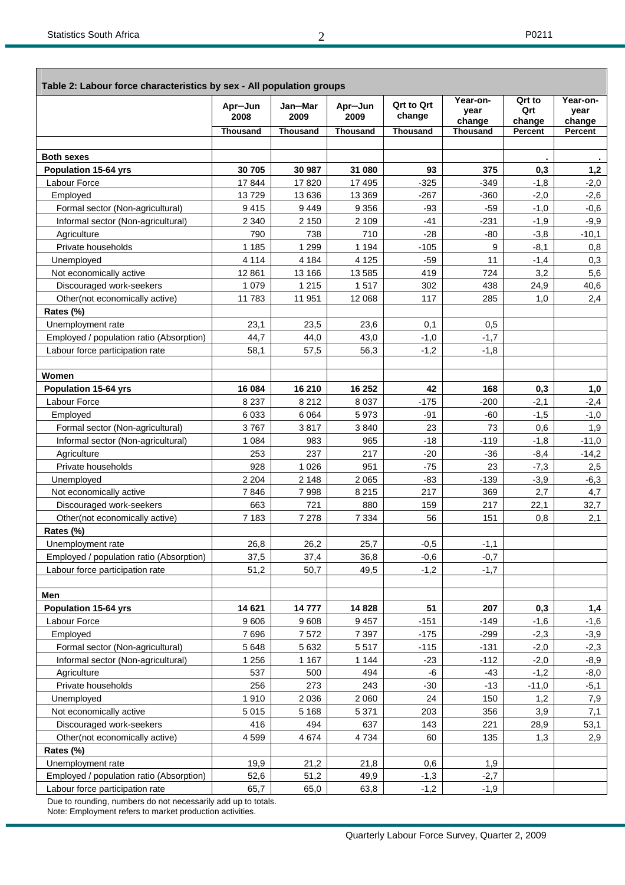| Table 2: Labour force characteristics by sex - All population groups | | | | | | | |
|---|---|---|---|---|---|---|---|
| | Apr–Jun 2008 | Jan–Mar 2009 | Apr–Jun 2009 | Qrt to Qrt change | Year-on-year change | Qrt to Qrt change | Year-on-year change |
| | Thousand | Thousand | Thousand | Thousand | Thousand | Percent | Percent |
| | | | | | | | |
| **Both sexes** | | | | | | . | . |
| **Population 15-64 yrs** | **30 705** | **30 987** | **31 080** | **93** | **375** | **0,3** | **1,2** |
| Labour Force | 17 844 | 17 820 | 17 495 | -325 | -349 | -1,8 | -2,0 |
| Employed | 13 729 | 13 636 | 13 369 | -267 | -360 | -2,0 | -2,6 |
| Formal sector (Non-agricultural) | 9 415 | 9 449 | 9 356 | -93 | -59 | -1,0 | -0,6 |
| Informal sector (Non-agricultural) | 2 340 | 2 150 | 2 109 | -41 | -231 | -1,9 | -9,9 |
| Agriculture | 790 | 738 | 710 | -28 | -80 | -3,8 | -10,1 |
| Private households | 1 185 | 1 299 | 1 194 | -105 | 9 | -8,1 | 0,8 |
| Unemployed | 4 114 | 4 184 | 4 125 | -59 | 11 | -1,4 | 0,3 |
| Not economically active | 12 861 | 13 166 | 13 585 | 419 | 724 | 3,2 | 5,6 |
| Discouraged work-seekers | 1 079 | 1 215 | 1 517 | 302 | 438 | 24,9 | 40,6 |
| Other(not economically active) | 11 783 | 11 951 | 12 068 | 117 | 285 | 1,0 | 2,4 |
| **Rates (%)** | | | | | | | |
| Unemployment rate | 23,1 | 23,5 | 23,6 | 0,1 | 0,5 | | |
| Employed / population ratio (Absorption) | 44,7 | 44,0 | 43,0 | -1,0 | -1,7 | | |
| Labour force participation rate | 58,1 | 57,5 | 56,3 | -1,2 | -1,8 | | |
| | | | | | | | |
| **Women** | | | | | | | |
| **Population 15-64 yrs** | **16 084** | **16 210** | **16 252** | **42** | **168** | **0,3** | **1,0** |
| Labour Force | 8 237 | 8 212 | 8 037 | -175 | -200 | -2,1 | -2,4 |
| Employed | 6 033 | 6 064 | 5 973 | -91 | -60 | -1,5 | -1,0 |
| Formal sector (Non-agricultural) | 3 767 | 3 817 | 3 840 | 23 | 73 | 0,6 | 1,9 |
| Informal sector (Non-agricultural) | 1 084 | 983 | 965 | -18 | -119 | -1,8 | -11,0 |
| Agriculture | 253 | 237 | 217 | -20 | -36 | -8,4 | -14,2 |
| Private households | 928 | 1 026 | 951 | -75 | 23 | -7,3 | 2,5 |
| Unemployed | 2 204 | 2 148 | 2 065 | -83 | -139 | -3,9 | -6,3 |
| Not economically active | 7 846 | 7 998 | 8 215 | 217 | 369 | 2,7 | 4,7 |
| Discouraged work-seekers | 663 | 721 | 880 | 159 | 217 | 22,1 | 32,7 |
| Other(not economically active) | 7 183 | 7 278 | 7 334 | 56 | 151 | 0,8 | 2,1 |
| **Rates (%)** | | | | | | | |
| Unemployment rate | 26,8 | 26,2 | 25,7 | -0,5 | -1,1 | | |
| Employed / population ratio (Absorption) | 37,5 | 37,4 | 36,8 | -0,6 | -0,7 | | |
| Labour force participation rate | 51,2 | 50,7 | 49,5 | -1,2 | -1,7 | | |
| | | | | | | | |
| **Men** | | | | | | | |
| **Population 15-64 yrs** | **14 621** | **14 777** | **14 828** | **51** | **207** | **0,3** | **1,4** |
| Labour Force | 9 606 | 9 608 | 9 457 | -151 | -149 | -1,6 | -1,6 |
| Employed | 7 696 | 7 572 | 7 397 | -175 | -299 | -2,3 | -3,9 |
| Formal sector (Non-agricultural) | 5 648 | 5 632 | 5 517 | -115 | -131 | -2,0 | -2,3 |
| Informal sector (Non-agricultural) | 1 256 | 1 167 | 1 144 | -23 | -112 | -2,0 | -8,9 |
| Agriculture | 537 | 500 | 494 | -6 | -43 | -1,2 | -8,0 |
| Private households | 256 | 273 | 243 | -30 | -13 | -11,0 | -5,1 |
| Unemployed | 1 910 | 2 036 | 2 060 | 24 | 150 | 1,2 | 7,9 |
| Not economically active | 5 015 | 5 168 | 5 371 | 203 | 356 | 3,9 | 7,1 |
| Discouraged work-seekers | 416 | 494 | 637 | 143 | 221 | 28,9 | 53,1 |
| Other(not economically active) | 4 599 | 4 674 | 4 734 | 60 | 135 | 1,3 | 2,9 |
| **Rates (%)** | | | | | | | |
| Unemployment rate | 19,9 | 21,2 | 21,8 | 0,6 | 1,9 | | |
| Employed / population ratio (Absorption) | 52,6 | 51,2 | 49,9 | -1,3 | -2,7 | | |
| Labour force participation rate | 65,7 | 65,0 | 63,8 | -1,2 | -1,9 | | |

Due to rounding, numbers do not necessarily add up to totals.
Note: Employment refers to market production activities.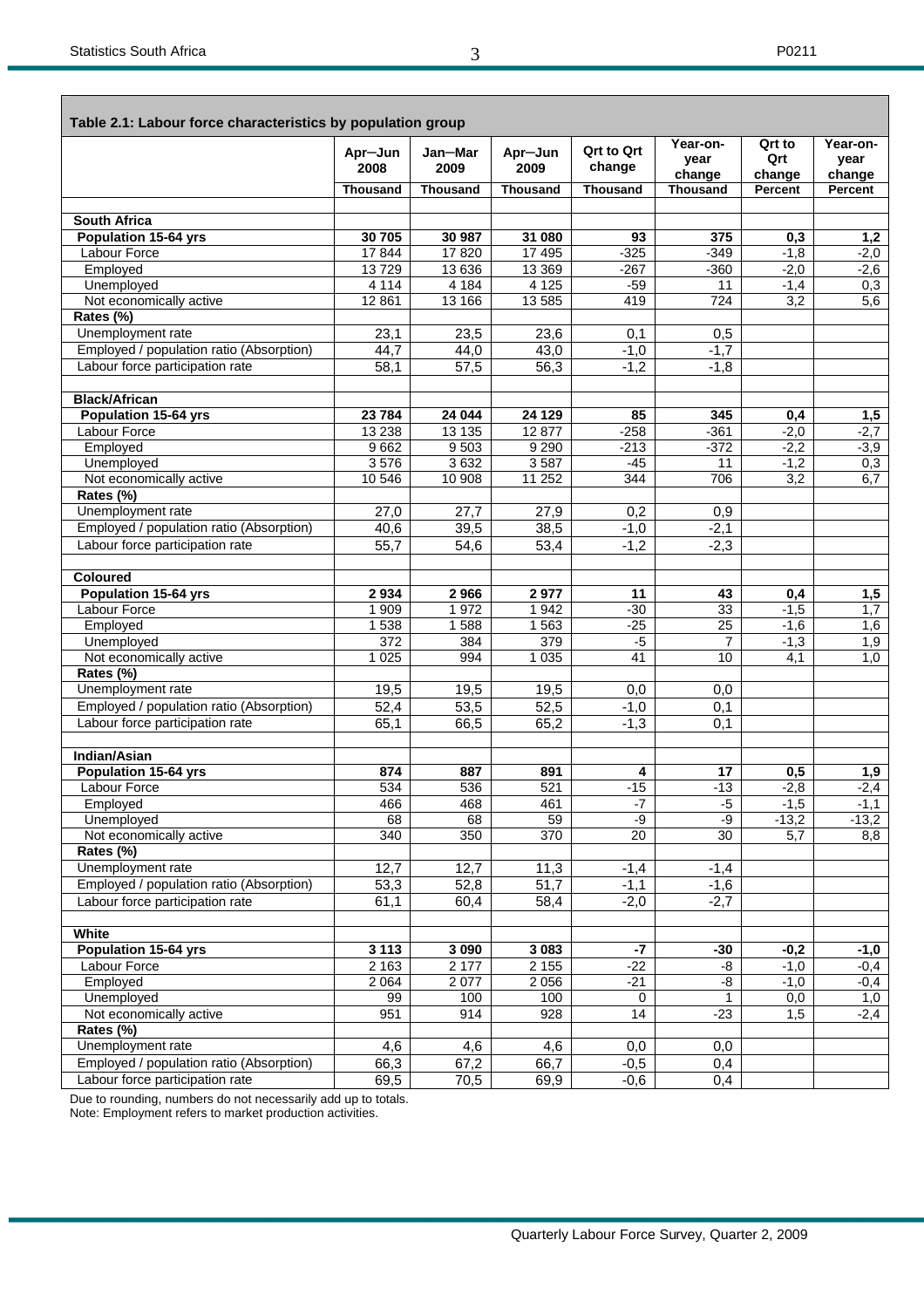**Table 2.1: Labour force characteristics by population group**

| | Apr–Jun 2008 | Jan–Mar 2009 | Apr–Jun 2009 | Qrt to Qrt change | Year-on-year change | Qrt to Qrt change | Year-on-year change |
|---|---|---|---|---|---|---|---|
| | Thousand | Thousand | Thousand | Thousand | Thousand | Percent | Percent |
| **South Africa** | | | | | | | |
| **Population 15-64 yrs** | **30 705** | **30 987** | **31 080** | **93** | **375** | **0,3** | **1,2** |
| Labour Force | 17 844 | 17 820 | 17 495 | -325 | -349 | -1,8 | -2,0 |
| Employed | 13 729 | 13 636 | 13 369 | -267 | -360 | -2,0 | -2,6 |
| Unemployed | 4 114 | 4 184 | 4 125 | -59 | 11 | -1,4 | 0,3 |
| Not economically active | 12 861 | 13 166 | 13 585 | 419 | 724 | 3,2 | 5,6 |
| **Rates (%)** | | | | | | | |
| Unemployment rate | 23,1 | 23,5 | 23,6 | 0,1 | 0,5 | | |
| Employed / population ratio (Absorption) | 44,7 | 44,0 | 43,0 | -1,0 | -1,7 | | |
| Labour force participation rate | 58,1 | 57,5 | 56,3 | -1,2 | -1,8 | | |
| **Black/African** | | | | | | | |
| **Population 15-64 yrs** | **23 784** | **24 044** | **24 129** | **85** | **345** | **0,4** | **1,5** |
| Labour Force | 13 238 | 13 135 | 12 877 | -258 | -361 | -2,0 | -2,7 |
| Employed | 9 662 | 9 503 | 9 290 | -213 | -372 | -2,2 | -3,9 |
| Unemployed | 3 576 | 3 632 | 3 587 | -45 | 11 | -1,2 | 0,3 |
| Not economically active | 10 546 | 10 908 | 11 252 | 344 | 706 | 3,2 | 6,7 |
| **Rates (%)** | | | | | | | |
| Unemployment rate | 27,0 | 27,7 | 27,9 | 0,2 | 0,9 | | |
| Employed / population ratio (Absorption) | 40,6 | 39,5 | 38,5 | -1,0 | -2,1 | | |
| Labour force participation rate | 55,7 | 54,6 | 53,4 | -1,2 | -2,3 | | |
| **Coloured** | | | | | | | |
| **Population 15-64 yrs** | **2 934** | **2 966** | **2 977** | **11** | **43** | **0,4** | **1,5** |
| Labour Force | 1 909 | 1 972 | 1 942 | -30 | 33 | -1,5 | 1,7 |
| Employed | 1 538 | 1 588 | 1 563 | -25 | 25 | -1,6 | 1,6 |
| Unemployed | 372 | 384 | 379 | -5 | 7 | -1,3 | 1,9 |
| Not economically active | 1 025 | 994 | 1 035 | 41 | 10 | 4,1 | 1,0 |
| **Rates (%)** | | | | | | | |
| Unemployment rate | 19,5 | 19,5 | 19,5 | 0,0 | 0,0 | | |
| Employed / population ratio (Absorption) | 52,4 | 53,5 | 52,5 | -1,0 | 0,1 | | |
| Labour force participation rate | 65,1 | 66,5 | 65,2 | -1,3 | 0,1 | | |
| **Indian/Asian** | | | | | | | |
| **Population 15-64 yrs** | **874** | **887** | **891** | **4** | **17** | **0,5** | **1,9** |
| Labour Force | 534 | 536 | 521 | -15 | -13 | -2,8 | -2,4 |
| Employed | 466 | 468 | 461 | -7 | -5 | -1,5 | -1,1 |
| Unemployed | 68 | 68 | 59 | -9 | -9 | -13,2 | -13,2 |
| Not economically active | 340 | 350 | 370 | 20 | 30 | 5,7 | 8,8 |
| **Rates (%)** | | | | | | | |
| Unemployment rate | 12,7 | 12,7 | 11,3 | -1,4 | -1,4 | | |
| Employed / population ratio (Absorption) | 53,3 | 52,8 | 51,7 | -1,1 | -1,6 | | |
| Labour force participation rate | 61,1 | 60,4 | 58,4 | -2,0 | -2,7 | | |
| **White** | | | | | | | |
| **Population 15-64 yrs** | **3 113** | **3 090** | **3 083** | **-7** | **-30** | **-0,2** | **-1,0** |
| Labour Force | 2 163 | 2 177 | 2 155 | -22 | -8 | -1,0 | -0,4 |
| Employed | 2 064 | 2 077 | 2 056 | -21 | -8 | -1,0 | -0,4 |
| Unemployed | 99 | 100 | 100 | 0 | 1 | 0,0 | 1,0 |
| Not economically active | 951 | 914 | 928 | 14 | -23 | 1,5 | -2,4 |
| **Rates (%)** | | | | | | | |
| Unemployment rate | 4,6 | 4,6 | 4,6 | 0,0 | 0,0 | | |
| Employed / population ratio (Absorption) | 66,3 | 67,2 | 66,7 | -0,5 | 0,4 | | |
| Labour force participation rate | 69,5 | 70,5 | 69,9 | -0,6 | 0,4 | | |

Due to rounding, numbers do not necessarily add up to totals.
Note: Employment refers to market production activities.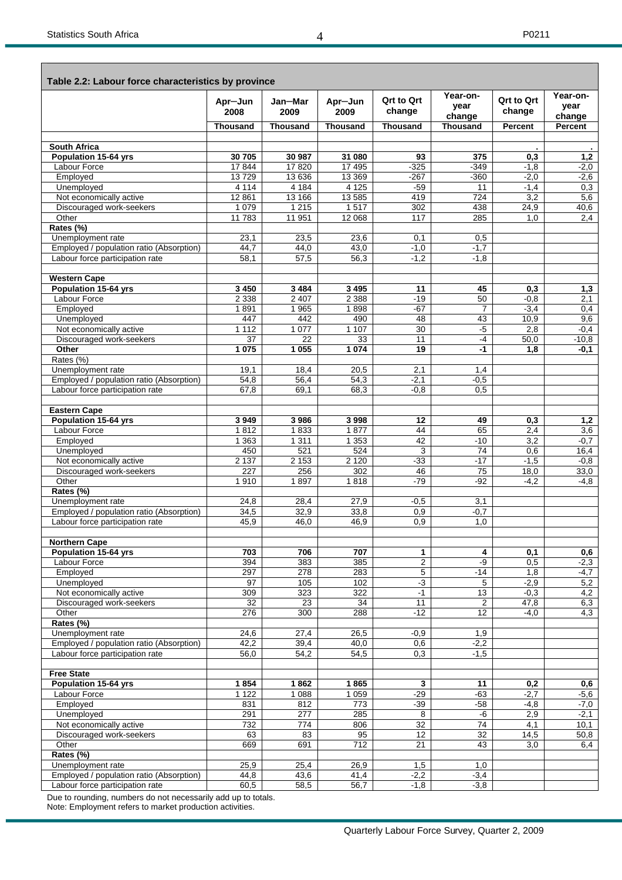**Table 2.2: Labour force characteristics by province**

| | Apr—Jun 2008 | Jan—Mar 2009 | Apr—Jun 2009 | Qrt to Qrt change | Year-on-year change | Qrt to Qrt change | Year-on-year change |
|---|---|---|---|---|---|---|---|
| | Thousand | Thousand | Thousand | Thousand | Thousand | Percent | Percent |
| **South Africa** | | | | | | . | . |
| **Population 15-64 yrs** | **30 705** | **30 987** | **31 080** | **93** | **375** | **0,3** | **1,2** |
| Labour Force | 17 844 | 17 820 | 17 495 | -325 | -349 | -1,8 | -2,0 |
| Employed | 13 729 | 13 636 | 13 369 | -267 | -360 | -2,0 | -2,6 |
| Unemployed | 4 114 | 4 184 | 4 125 | -59 | 11 | -1,4 | 0,3 |
| Not economically active | 12 861 | 13 166 | 13 585 | 419 | 724 | 3,2 | 5,6 |
| Discouraged work-seekers | 1 079 | 1 215 | 1 517 | 302 | 438 | 24,9 | 40,6 |
| Other | 11 783 | 11 951 | 12 068 | 117 | 285 | 1,0 | 2,4 |
| **Rates (%)** | | | | | | | |
| Unemployment rate | 23,1 | 23,5 | 23,6 | 0,1 | 0,5 | | |
| Employed / population ratio (Absorption) | 44,7 | 44,0 | 43,0 | -1,0 | -1,7 | | |
| Labour force participation rate | 58,1 | 57,5 | 56,3 | -1,2 | -1,8 | | |
| **Western Cape** | | | | | | | |
| **Population 15-64 yrs** | **3 450** | **3 484** | **3 495** | **11** | **45** | **0,3** | **1,3** |
| Labour Force | 2 338 | 2 407 | 2 388 | -19 | 50 | -0,8 | 2,1 |
| Employed | 1 891 | 1 965 | 1 898 | -67 | 7 | -3,4 | 0,4 |
| Unemployed | 447 | 442 | 490 | 48 | 43 | 10,9 | 9,6 |
| Not economically active | 1 112 | 1 077 | 1 107 | 30 | -5 | 2,8 | -0,4 |
| Discouraged work-seekers | 37 | 22 | 33 | 11 | -4 | 50,0 | -10,8 |
| **Other** | **1 075** | **1 055** | **1 074** | **19** | **-1** | **1,8** | **-0,1** |
| Rates (%) | | | | | | | |
| Unemployment rate | 19,1 | 18,4 | 20,5 | 2,1 | 1,4 | | |
| Employed / population ratio (Absorption) | 54,8 | 56,4 | 54,3 | -2,1 | -0,5 | | |
| Labour force participation rate | 67,8 | 69,1 | 68,3 | -0,8 | 0,5 | | |
| **Eastern Cape** | | | | | | | |
| **Population 15-64 yrs** | **3 949** | **3 986** | **3 998** | **12** | **49** | **0,3** | **1,2** |
| Labour Force | 1 812 | 1 833 | 1 877 | 44 | 65 | 2,4 | 3,6 |
| Employed | 1 363 | 1 311 | 1 353 | 42 | -10 | 3,2 | -0,7 |
| Unemployed | 450 | 521 | 524 | 3 | 74 | 0,6 | 16,4 |
| Not economically active | 2 137 | 2 153 | 2 120 | -33 | -17 | -1,5 | -0,8 |
| Discouraged work-seekers | 227 | 256 | 302 | 46 | 75 | 18,0 | 33,0 |
| Other | 1 910 | 1 897 | 1 818 | -79 | -92 | -4,2 | -4,8 |
| **Rates (%)** | | | | | | | |
| Unemployment rate | 24,8 | 28,4 | 27,9 | -0,5 | 3,1 | | |
| Employed / population ratio (Absorption) | 34,5 | 32,9 | 33,8 | 0,9 | -0,7 | | |
| Labour force participation rate | 45,9 | 46,0 | 46,9 | 0,9 | 1,0 | | |
| **Northern Cape** | | | | | | | |
| **Population 15-64 yrs** | **703** | **706** | **707** | **1** | **4** | **0,1** | **0,6** |
| Labour Force | 394 | 383 | 385 | 2 | -9 | 0,5 | -2,3 |
| Employed | 297 | 278 | 283 | 5 | -14 | 1,8 | -4,7 |
| Unemployed | 97 | 105 | 102 | -3 | 5 | -2,9 | 5,2 |
| Not economically active | 309 | 323 | 322 | -1 | 13 | -0,3 | 4,2 |
| Discouraged work-seekers | 32 | 23 | 34 | 11 | 2 | 47,8 | 6,3 |
| Other | 276 | 300 | 288 | -12 | 12 | -4,0 | 4,3 |
| **Rates (%)** | | | | | | | |
| Unemployment rate | 24,6 | 27,4 | 26,5 | -0,9 | 1,9 | | |
| Employed / population ratio (Absorption) | 42,2 | 39,4 | 40,0 | 0,6 | -2,2 | | |
| Labour force participation rate | 56,0 | 54,2 | 54,5 | 0,3 | -1,5 | | |
| **Free State** | | | | | | | |
| **Population 15-64 yrs** | **1 854** | **1 862** | **1 865** | **3** | **11** | **0,2** | **0,6** |
| Labour Force | 1 122 | 1 088 | 1 059 | -29 | -63 | -2,7 | -5,6 |
| Employed | 831 | 812 | 773 | -39 | -58 | -4,8 | -7,0 |
| Unemployed | 291 | 277 | 285 | 8 | -6 | 2,9 | -2,1 |
| Not economically active | 732 | 774 | 806 | 32 | 74 | 4,1 | 10,1 |
| Discouraged work-seekers | 63 | 83 | 95 | 12 | 32 | 14,5 | 50,8 |
| Other | 669 | 691 | 712 | 21 | 43 | 3,0 | 6,4 |
| **Rates (%)** | | | | | | | |
| Unemployment rate | 25,9 | 25,4 | 26,9 | 1,5 | 1,0 | | |
| Employed / population ratio (Absorption) | 44,8 | 43,6 | 41,4 | -2,2 | -3,4 | | |
| Labour force participation rate | 60,5 | 58,5 | 56,7 | -1,8 | -3,8 | | |

Due to rounding, numbers do not necessarily add up to totals.
Note: Employment refers to market production activities.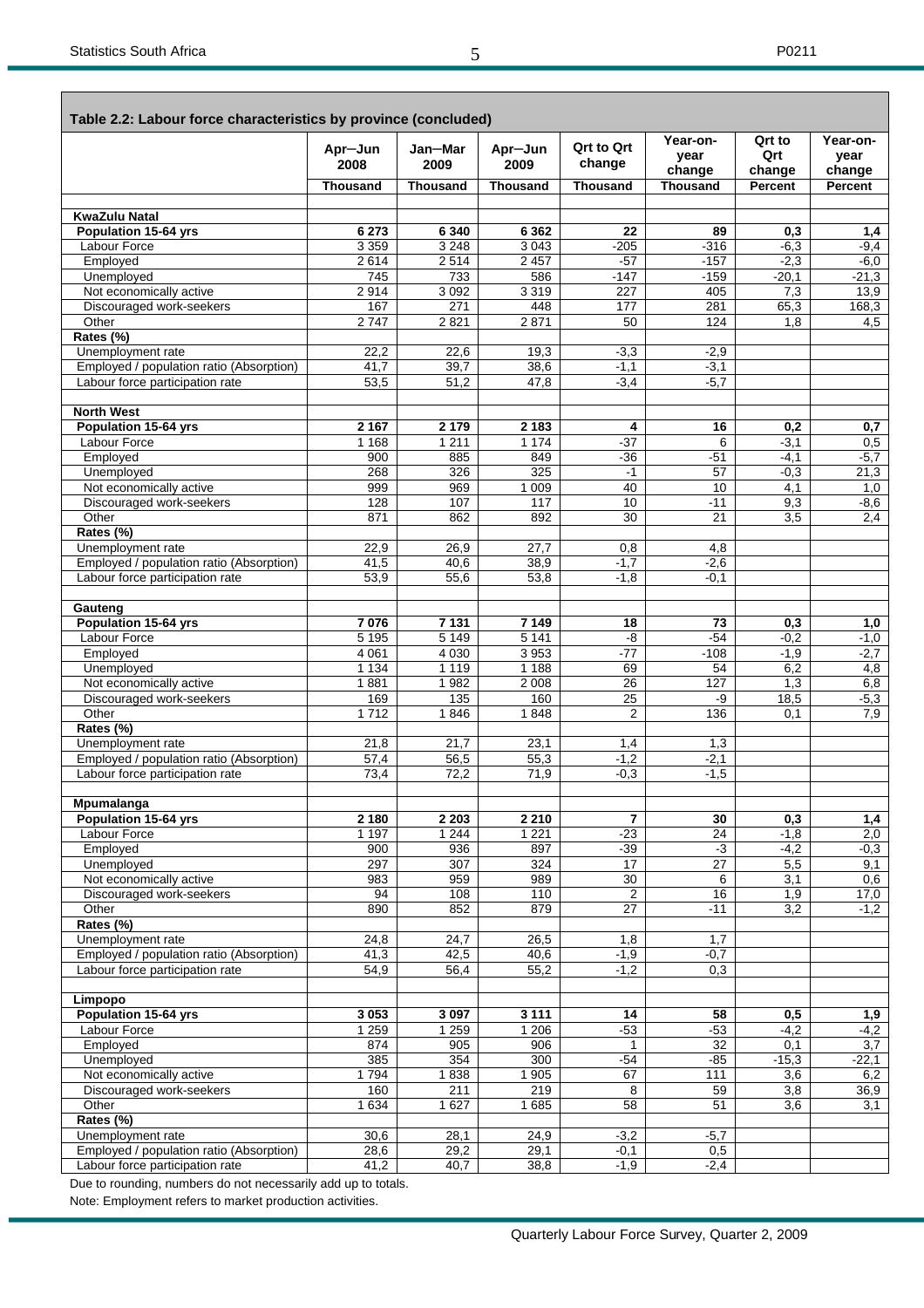**Table 2.2: Labour force characteristics by province (concluded)**

| | Apr—Jun 2008 | Jan—Mar 2009 | Apr—Jun 2009 | Qrt to Qrt change | Year-on-year change | Qrt to Qrt change | Year-on-year change |
|---|---|---|---|---|---|---|---|
| | **Thousand** | **Thousand** | **Thousand** | **Thousand** | **Thousand** | **Percent** | **Percent** |
| **KwaZulu Natal** | | | | | | | |
| **Population 15-64 yrs** | **6 273** | **6 340** | **6 362** | **22** | **89** | **0,3** | **1,4** |
| Labour Force | 3 359 | 3 248 | 3 043 | -205 | -316 | -6,3 | -9,4 |
| Employed | 2 614 | 2 514 | 2 457 | -57 | -157 | -2,3 | -6,0 |
| Unemployed | 745 | 733 | 586 | -147 | -159 | -20,1 | -21,3 |
| Not economically active | 2 914 | 3 092 | 3 319 | 227 | 405 | 7,3 | 13,9 |
| Discouraged work-seekers | 167 | 271 | 448 | 177 | 281 | 65,3 | 168,3 |
| Other | 2 747 | 2 821 | 2 871 | 50 | 124 | 1,8 | 4,5 |
| **Rates (%)** | | | | | | | |
| Unemployment rate | 22,2 | 22,6 | 19,3 | -3,3 | -2,9 | | |
| Employed / population ratio (Absorption) | 41,7 | 39,7 | 38,6 | -1,1 | -3,1 | | |
| Labour force participation rate | 53,5 | 51,2 | 47,8 | -3,4 | -5,7 | | |
| **North West** | | | | | | | |
| **Population 15-64 yrs** | **2 167** | **2 179** | **2 183** | **4** | **16** | **0,2** | **0,7** |
| Labour Force | 1 168 | 1 211 | 1 174 | -37 | 6 | -3,1 | 0,5 |
| Employed | 900 | 885 | 849 | -36 | -51 | -4,1 | -5,7 |
| Unemployed | 268 | 326 | 325 | -1 | 57 | -0,3 | 21,3 |
| Not economically active | 999 | 969 | 1 009 | 40 | 10 | 4,1 | 1,0 |
| Discouraged work-seekers | 128 | 107 | 117 | 10 | -11 | 9,3 | -8,6 |
| Other | 871 | 862 | 892 | 30 | 21 | 3,5 | 2,4 |
| **Rates (%)** | | | | | | | |
| Unemployment rate | 22,9 | 26,9 | 27,7 | 0,8 | 4,8 | | |
| Employed / population ratio (Absorption) | 41,5 | 40,6 | 38,9 | -1,7 | -2,6 | | |
| Labour force participation rate | 53,9 | 55,6 | 53,8 | -1,8 | -0,1 | | |
| **Gauteng** | | | | | | | |
| **Population 15-64 yrs** | **7 076** | **7 131** | **7 149** | **18** | **73** | **0,3** | **1,0** |
| Labour Force | 5 195 | 5 149 | 5 141 | -8 | -54 | -0,2 | -1,0 |
| Employed | 4 061 | 4 030 | 3 953 | -77 | -108 | -1,9 | -2,7 |
| Unemployed | 1 134 | 1 119 | 1 188 | 69 | 54 | 6,2 | 4,8 |
| Not economically active | 1 881 | 1 982 | 2 008 | 26 | 127 | 1,3 | 6,8 |
| Discouraged work-seekers | 169 | 135 | 160 | 25 | -9 | 18,5 | -5,3 |
| Other | 1 712 | 1 846 | 1 848 | 2 | 136 | 0,1 | 7,9 |
| **Rates (%)** | | | | | | | |
| Unemployment rate | 21,8 | 21,7 | 23,1 | 1,4 | 1,3 | | |
| Employed / population ratio (Absorption) | 57,4 | 56,5 | 55,3 | -1,2 | -2,1 | | |
| Labour force participation rate | 73,4 | 72,2 | 71,9 | -0,3 | -1,5 | | |
| **Mpumalanga** | | | | | | | |
| **Population 15-64 yrs** | **2 180** | **2 203** | **2 210** | **7** | **30** | **0,3** | **1,4** |
| Labour Force | 1 197 | 1 244 | 1 221 | -23 | 24 | -1,8 | 2,0 |
| Employed | 900 | 936 | 897 | -39 | -3 | -4,2 | -0,3 |
| Unemployed | 297 | 307 | 324 | 17 | 27 | 5,5 | 9,1 |
| Not economically active | 983 | 959 | 989 | 30 | 6 | 3,1 | 0,6 |
| Discouraged work-seekers | 94 | 108 | 110 | 2 | 16 | 1,9 | 17,0 |
| Other | 890 | 852 | 879 | 27 | -11 | 3,2 | -1,2 |
| **Rates (%)** | | | | | | | |
| Unemployment rate | 24,8 | 24,7 | 26,5 | 1,8 | 1,7 | | |
| Employed / population ratio (Absorption) | 41,3 | 42,5 | 40,6 | -1,9 | -0,7 | | |
| Labour force participation rate | 54,9 | 56,4 | 55,2 | -1,2 | 0,3 | | |
| **Limpopo** | | | | | | | |
| **Population 15-64 yrs** | **3 053** | **3 097** | **3 111** | **14** | **58** | **0,5** | **1,9** |
| Labour Force | 1 259 | 1 259 | 1 206 | -53 | -53 | -4,2 | -4,2 |
| Employed | 874 | 905 | 906 | 1 | 32 | 0,1 | 3,7 |
| Unemployed | 385 | 354 | 300 | -54 | -85 | -15,3 | -22,1 |
| Not economically active | 1 794 | 1 838 | 1 905 | 67 | 111 | 3,6 | 6,2 |
| Discouraged work-seekers | 160 | 211 | 219 | 8 | 59 | 3,8 | 36,9 |
| Other | 1 634 | 1 627 | 1 685 | 58 | 51 | 3,6 | 3,1 |
| **Rates (%)** | | | | | | | |
| Unemployment rate | 30,6 | 28,1 | 24,9 | -3,2 | -5,7 | | |
| Employed / population ratio (Absorption) | 28,6 | 29,2 | 29,1 | -0,1 | 0,5 | | |
| Labour force participation rate | 41,2 | 40,7 | 38,8 | -1,9 | -2,4 | | |

Due to rounding, numbers do not necessarily add up to totals.

Note: Employment refers to market production activities.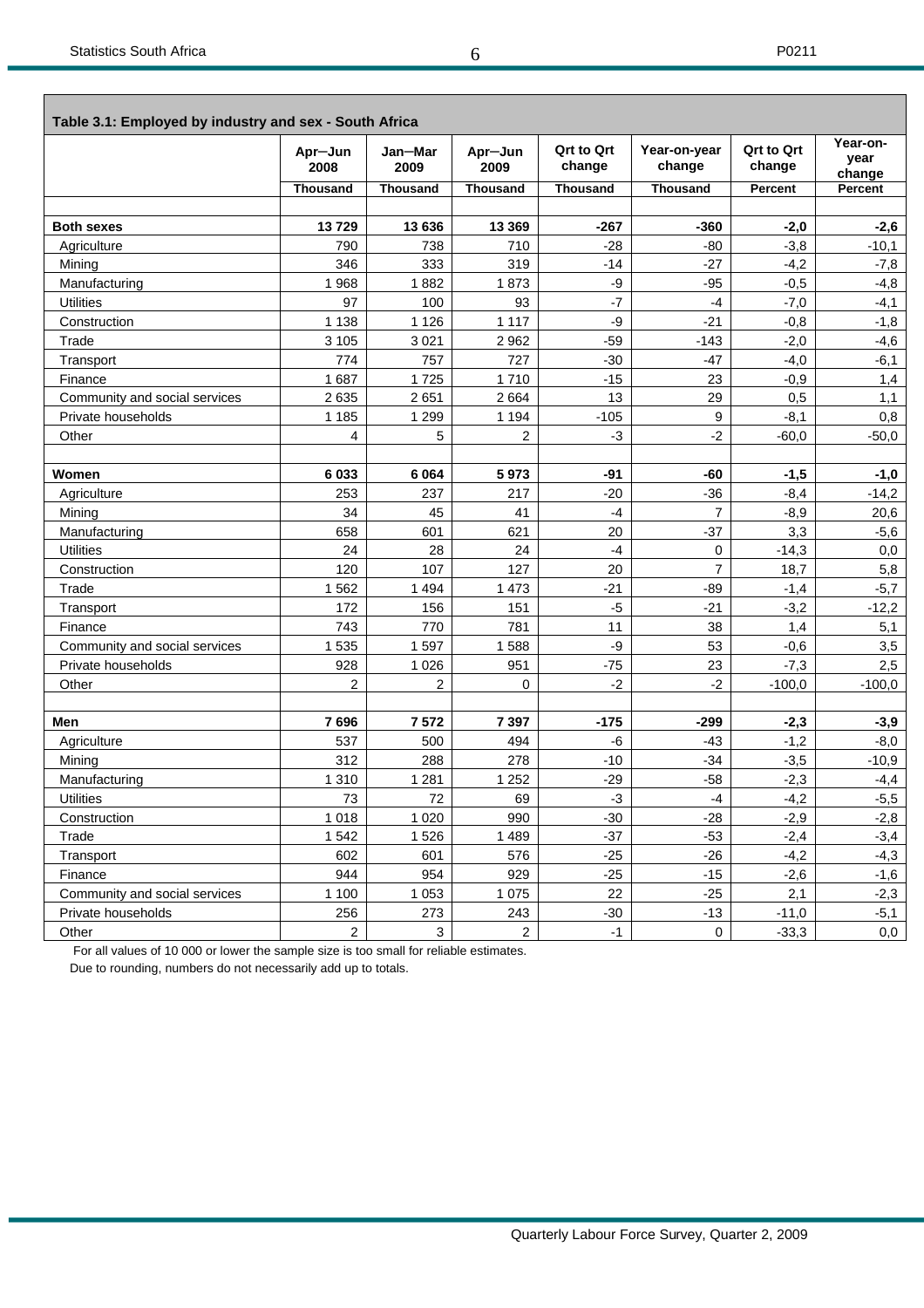**Table 3.1: Employed by industry and sex - South Africa**

| | Apr–Jun 2008 | Jan–Mar 2009 | Apr–Jun 2009 | Qrt to Qrt change | Year-on-year change | Qrt to Qrt change | Year-on-year change |
|---|---|---|---|---|---|---|---|
| | Thousand | Thousand | Thousand | Thousand | Thousand | Percent | Percent |
| **Both sexes** | **13 729** | **13 636** | **13 369** | **-267** | **-360** | **-2,0** | **-2,6** |
| Agriculture | 790 | 738 | 710 | -28 | -80 | -3,8 | -10,1 |
| Mining | 346 | 333 | 319 | -14 | -27 | -4,2 | -7,8 |
| Manufacturing | 1 968 | 1 882 | 1 873 | -9 | -95 | -0,5 | -4,8 |
| Utilities | 97 | 100 | 93 | -7 | -4 | -7,0 | -4,1 |
| Construction | 1 138 | 1 126 | 1 117 | -9 | -21 | -0,8 | -1,8 |
| Trade | 3 105 | 3 021 | 2 962 | -59 | -143 | -2,0 | -4,6 |
| Transport | 774 | 757 | 727 | -30 | -47 | -4,0 | -6,1 |
| Finance | 1 687 | 1 725 | 1 710 | -15 | 23 | -0,9 | 1,4 |
| Community and social services | 2 635 | 2 651 | 2 664 | 13 | 29 | 0,5 | 1,1 |
| Private households | 1 185 | 1 299 | 1 194 | -105 | 9 | -8,1 | 0,8 |
| Other | 4 | 5 | 2 | -3 | -2 | -60,0 | -50,0 |
| **Women** | **6 033** | **6 064** | **5 973** | **-91** | **-60** | **-1,5** | **-1,0** |
| Agriculture | 253 | 237 | 217 | -20 | -36 | -8,4 | -14,2 |
| Mining | 34 | 45 | 41 | -4 | 7 | -8,9 | 20,6 |
| Manufacturing | 658 | 601 | 621 | 20 | -37 | 3,3 | -5,6 |
| Utilities | 24 | 28 | 24 | -4 | 0 | -14,3 | 0,0 |
| Construction | 120 | 107 | 127 | 20 | 7 | 18,7 | 5,8 |
| Trade | 1 562 | 1 494 | 1 473 | -21 | -89 | -1,4 | -5,7 |
| Transport | 172 | 156 | 151 | -5 | -21 | -3,2 | -12,2 |
| Finance | 743 | 770 | 781 | 11 | 38 | 1,4 | 5,1 |
| Community and social services | 1 535 | 1 597 | 1 588 | -9 | 53 | -0,6 | 3,5 |
| Private households | 928 | 1 026 | 951 | -75 | 23 | -7,3 | 2,5 |
| Other | 2 | 2 | 0 | -2 | -2 | -100,0 | -100,0 |
| **Men** | **7 696** | **7 572** | **7 397** | **-175** | **-299** | **-2,3** | **-3,9** |
| Agriculture | 537 | 500 | 494 | -6 | -43 | -1,2 | -8,0 |
| Mining | 312 | 288 | 278 | -10 | -34 | -3,5 | -10,9 |
| Manufacturing | 1 310 | 1 281 | 1 252 | -29 | -58 | -2,3 | -4,4 |
| Utilities | 73 | 72 | 69 | -3 | -4 | -4,2 | -5,5 |
| Construction | 1 018 | 1 020 | 990 | -30 | -28 | -2,9 | -2,8 |
| Trade | 1 542 | 1 526 | 1 489 | -37 | -53 | -2,4 | -3,4 |
| Transport | 602 | 601 | 576 | -25 | -26 | -4,2 | -4,3 |
| Finance | 944 | 954 | 929 | -25 | -15 | -2,6 | -1,6 |
| Community and social services | 1 100 | 1 053 | 1 075 | 22 | -25 | 2,1 | -2,3 |
| Private households | 256 | 273 | 243 | -30 | -13 | -11,0 | -5,1 |
| Other | 2 | 3 | 2 | -1 | 0 | -33,3 | 0,0 |

For all values of 10 000 or lower the sample size is too small for reliable estimates.

Due to rounding, numbers do not necessarily add up to totals.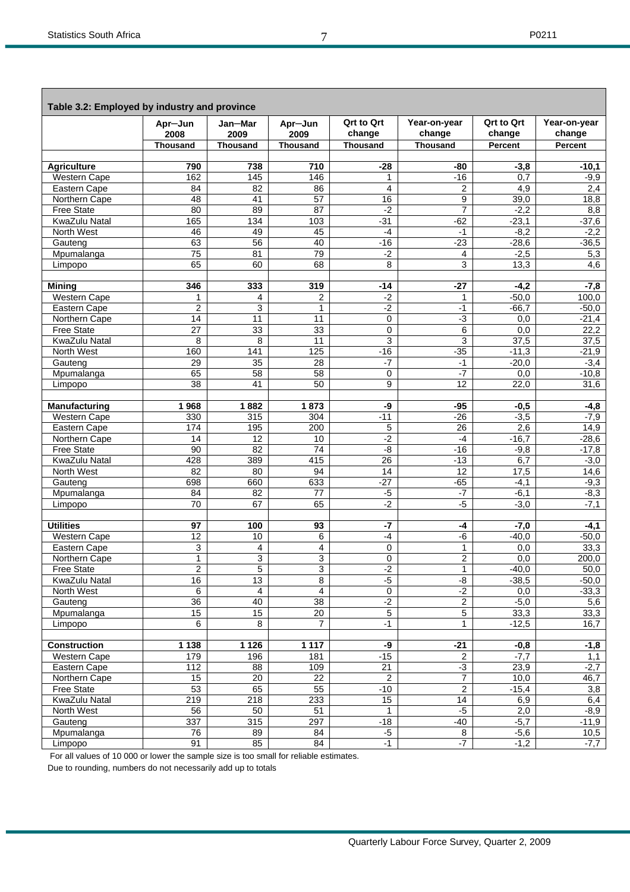**Table 3.2: Employed by industry and province**

| | Apr–Jun 2008 | Jan–Mar 2009 | Apr–Jun 2009 | Qrt to Qrt change | Year-on-year change | Qrt to Qrt change | Year-on-year change |
|---|---|---|---|---|---|---|---|
| | Thousand | Thousand | Thousand | Thousand | Thousand | Percent | Percent |
| **Agriculture** | **790** | **738** | **710** | **-28** | **-80** | **-3,8** | **-10,1** |
| Western Cape | 162 | 145 | 146 | 1 | -16 | 0,7 | -9,9 |
| Eastern Cape | 84 | 82 | 86 | 4 | 2 | 4,9 | 2,4 |
| Northern Cape | 48 | 41 | 57 | 16 | 9 | 39,0 | 18,8 |
| Free State | 80 | 89 | 87 | -2 | 7 | -2,2 | 8,8 |
| KwaZulu Natal | 165 | 134 | 103 | -31 | -62 | -23,1 | -37,6 |
| North West | 46 | 49 | 45 | -4 | -1 | -8,2 | -2,2 |
| Gauteng | 63 | 56 | 40 | -16 | -23 | -28,6 | -36,5 |
| Mpumalanga | 75 | 81 | 79 | -2 | 4 | -2,5 | 5,3 |
| Limpopo | 65 | 60 | 68 | 8 | 3 | 13,3 | 4,6 |
| **Mining** | **346** | **333** | **319** | **-14** | **-27** | **-4,2** | **-7,8** |
| Western Cape | 1 | 4 | 2 | -2 | 1 | -50,0 | 100,0 |
| Eastern Cape | 2 | 3 | 1 | -2 | -1 | -66,7 | -50,0 |
| Northern Cape | 14 | 11 | 11 | 0 | -3 | 0,0 | -21,4 |
| Free State | 27 | 33 | 33 | 0 | 6 | 0,0 | 22,2 |
| KwaZulu Natal | 8 | 8 | 11 | 3 | 3 | 37,5 | 37,5 |
| North West | 160 | 141 | 125 | -16 | -35 | -11,3 | -21,9 |
| Gauteng | 29 | 35 | 28 | -7 | -1 | -20,0 | -3,4 |
| Mpumalanga | 65 | 58 | 58 | 0 | -7 | 0,0 | -10,8 |
| Limpopo | 38 | 41 | 50 | 9 | 12 | 22,0 | 31,6 |
| **Manufacturing** | **1 968** | **1 882** | **1 873** | **-9** | **-95** | **-0,5** | **-4,8** |
| Western Cape | 330 | 315 | 304 | -11 | -26 | -3,5 | -7,9 |
| Eastern Cape | 174 | 195 | 200 | 5 | 26 | 2,6 | 14,9 |
| Northern Cape | 14 | 12 | 10 | -2 | -4 | -16,7 | -28,6 |
| Free State | 90 | 82 | 74 | -8 | -16 | -9,8 | -17,8 |
| KwaZulu Natal | 428 | 389 | 415 | 26 | -13 | 6,7 | -3,0 |
| North West | 82 | 80 | 94 | 14 | 12 | 17,5 | 14,6 |
| Gauteng | 698 | 660 | 633 | -27 | -65 | -4,1 | -9,3 |
| Mpumalanga | 84 | 82 | 77 | -5 | -7 | -6,1 | -8,3 |
| Limpopo | 70 | 67 | 65 | -2 | -5 | -3,0 | -7,1 |
| **Utilities** | **97** | **100** | **93** | **-7** | **-4** | **-7,0** | **-4,1** |
| Western Cape | 12 | 10 | 6 | -4 | -6 | -40,0 | -50,0 |
| Eastern Cape | 3 | 4 | 4 | 0 | 1 | 0,0 | 33,3 |
| Northern Cape | 1 | 3 | 3 | 0 | 2 | 0,0 | 200,0 |
| Free State | 2 | 5 | 3 | -2 | 1 | -40,0 | 50,0 |
| KwaZulu Natal | 16 | 13 | 8 | -5 | -8 | -38,5 | -50,0 |
| North West | 6 | 4 | 4 | 0 | -2 | 0,0 | -33,3 |
| Gauteng | 36 | 40 | 38 | -2 | 2 | -5,0 | 5,6 |
| Mpumalanga | 15 | 15 | 20 | 5 | 5 | 33,3 | 33,3 |
| Limpopo | 6 | 8 | 7 | -1 | 1 | -12,5 | 16,7 |
| **Construction** | **1 138** | **1 126** | **1 117** | **-9** | **-21** | **-0,8** | **-1,8** |
| Western Cape | 179 | 196 | 181 | -15 | 2 | -7,7 | 1,1 |
| Eastern Cape | 112 | 88 | 109 | 21 | -3 | 23,9 | -2,7 |
| Northern Cape | 15 | 20 | 22 | 2 | 7 | 10,0 | 46,7 |
| Free State | 53 | 65 | 55 | -10 | 2 | -15,4 | 3,8 |
| KwaZulu Natal | 219 | 218 | 233 | 15 | 14 | 6,9 | 6,4 |
| North West | 56 | 50 | 51 | 1 | -5 | 2,0 | -8,9 |
| Gauteng | 337 | 315 | 297 | -18 | -40 | -5,7 | -11,9 |
| Mpumalanga | 76 | 89 | 84 | -5 | 8 | -5,6 | 10,5 |
| Limpopo | 91 | 85 | 84 | -1 | -7 | -1,2 | -7,7 |

For all values of 10 000 or lower the sample size is too small for reliable estimates.

Due to rounding, numbers do not necessarily add up to totals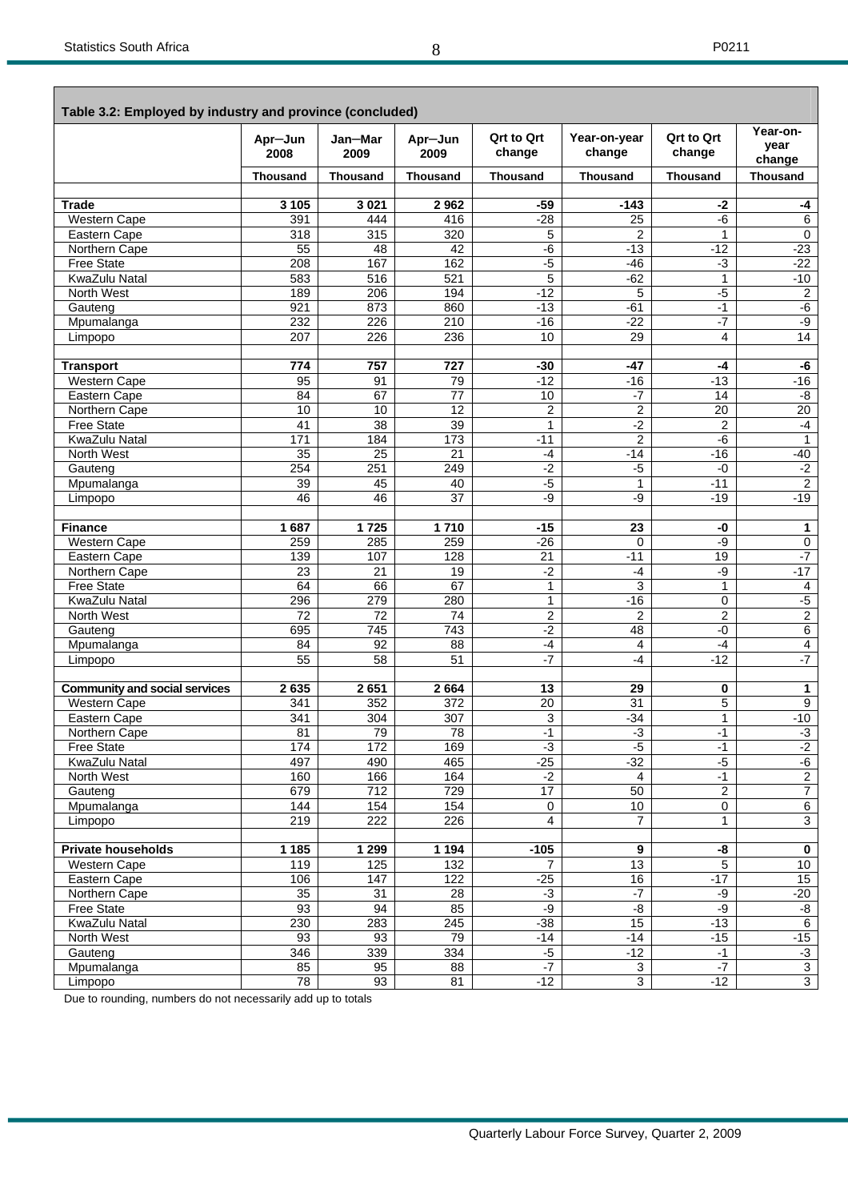**Table 3.2: Employed by industry and province (concluded)**

| | Apr–Jun 2008 | Jan–Mar 2009 | Apr–Jun 2009 | Qrt to Qrt change | Year-on-year change | Qrt to Qrt change | Year-on-year change |
|---|---|---|---|---|---|---|---|
| | Thousand | Thousand | Thousand | Thousand | Thousand | Thousand | Thousand |
| **Trade** | **3 105** | **3 021** | **2 962** | **-59** | **-143** | **-2** | **-4** |
| Western Cape | 391 | 444 | 416 | -28 | 25 | -6 | 6 |
| Eastern Cape | 318 | 315 | 320 | 5 | 2 | 1 | 0 |
| Northern Cape | 55 | 48 | 42 | -6 | -13 | -12 | -23 |
| Free State | 208 | 167 | 162 | -5 | -46 | -3 | -22 |
| KwaZulu Natal | 583 | 516 | 521 | 5 | -62 | 1 | -10 |
| North West | 189 | 206 | 194 | -12 | 5 | -5 | 2 |
| Gauteng | 921 | 873 | 860 | -13 | -61 | -1 | -6 |
| Mpumalanga | 232 | 226 | 210 | -16 | -22 | -7 | -9 |
| Limpopo | 207 | 226 | 236 | 10 | 29 | 4 | 14 |
| **Transport** | **774** | **757** | **727** | **-30** | **-47** | **-4** | **-6** |
| Western Cape | 95 | 91 | 79 | -12 | -16 | -13 | -16 |
| Eastern Cape | 84 | 67 | 77 | 10 | -7 | 14 | -8 |
| Northern Cape | 10 | 10 | 12 | 2 | 2 | 20 | 20 |
| Free State | 41 | 38 | 39 | 1 | -2 | 2 | -4 |
| KwaZulu Natal | 171 | 184 | 173 | -11 | 2 | -6 | 1 |
| North West | 35 | 25 | 21 | -4 | -14 | -16 | -40 |
| Gauteng | 254 | 251 | 249 | -2 | -5 | -0 | -2 |
| Mpumalanga | 39 | 45 | 40 | -5 | 1 | -11 | 2 |
| Limpopo | 46 | 46 | 37 | -9 | -9 | -19 | -19 |
| **Finance** | **1 687** | **1 725** | **1 710** | **-15** | **23** | **-0** | **1** |
| Western Cape | 259 | 285 | 259 | -26 | 0 | -9 | 0 |
| Eastern Cape | 139 | 107 | 128 | 21 | -11 | 19 | -7 |
| Northern Cape | 23 | 21 | 19 | -2 | -4 | -9 | -17 |
| Free State | 64 | 66 | 67 | 1 | 3 | 1 | 4 |
| KwaZulu Natal | 296 | 279 | 280 | 1 | -16 | 0 | -5 |
| North West | 72 | 72 | 74 | 2 | 2 | 2 | 2 |
| Gauteng | 695 | 745 | 743 | -2 | 48 | -0 | 6 |
| Mpumalanga | 84 | 92 | 88 | -4 | 4 | -4 | 4 |
| Limpopo | 55 | 58 | 51 | -7 | -4 | -12 | -7 |
| **Community and social services** | **2 635** | **2 651** | **2 664** | **13** | **29** | **0** | **1** |
| Western Cape | 341 | 352 | 372 | 20 | 31 | 5 | 9 |
| Eastern Cape | 341 | 304 | 307 | 3 | -34 | 1 | -10 |
| Northern Cape | 81 | 79 | 78 | -1 | -3 | -1 | -3 |
| Free State | 174 | 172 | 169 | -3 | -5 | -1 | -2 |
| KwaZulu Natal | 497 | 490 | 465 | -25 | -32 | -5 | -6 |
| North West | 160 | 166 | 164 | -2 | 4 | -1 | 2 |
| Gauteng | 679 | 712 | 729 | 17 | 50 | 2 | 7 |
| Mpumalanga | 144 | 154 | 154 | 0 | 10 | 0 | 6 |
| Limpopo | 219 | 222 | 226 | 4 | 7 | 1 | 3 |
| **Private households** | **1 185** | **1 299** | **1 194** | **-105** | **9** | **-8** | **0** |
| Western Cape | 119 | 125 | 132 | 7 | 13 | 5 | 10 |
| Eastern Cape | 106 | 147 | 122 | -25 | 16 | -17 | 15 |
| Northern Cape | 35 | 31 | 28 | -3 | -7 | -9 | -20 |
| Free State | 93 | 94 | 85 | -9 | -8 | -9 | -8 |
| KwaZulu Natal | 230 | 283 | 245 | -38 | 15 | -13 | 6 |
| North West | 93 | 93 | 79 | -14 | -14 | -15 | -15 |
| Gauteng | 346 | 339 | 334 | -5 | -12 | -1 | -3 |
| Mpumalanga | 85 | 95 | 88 | -7 | 3 | -7 | 3 |
| Limpopo | 78 | 93 | 81 | -12 | 3 | -12 | 3 |

Due to rounding, numbers do not necessarily add up to totals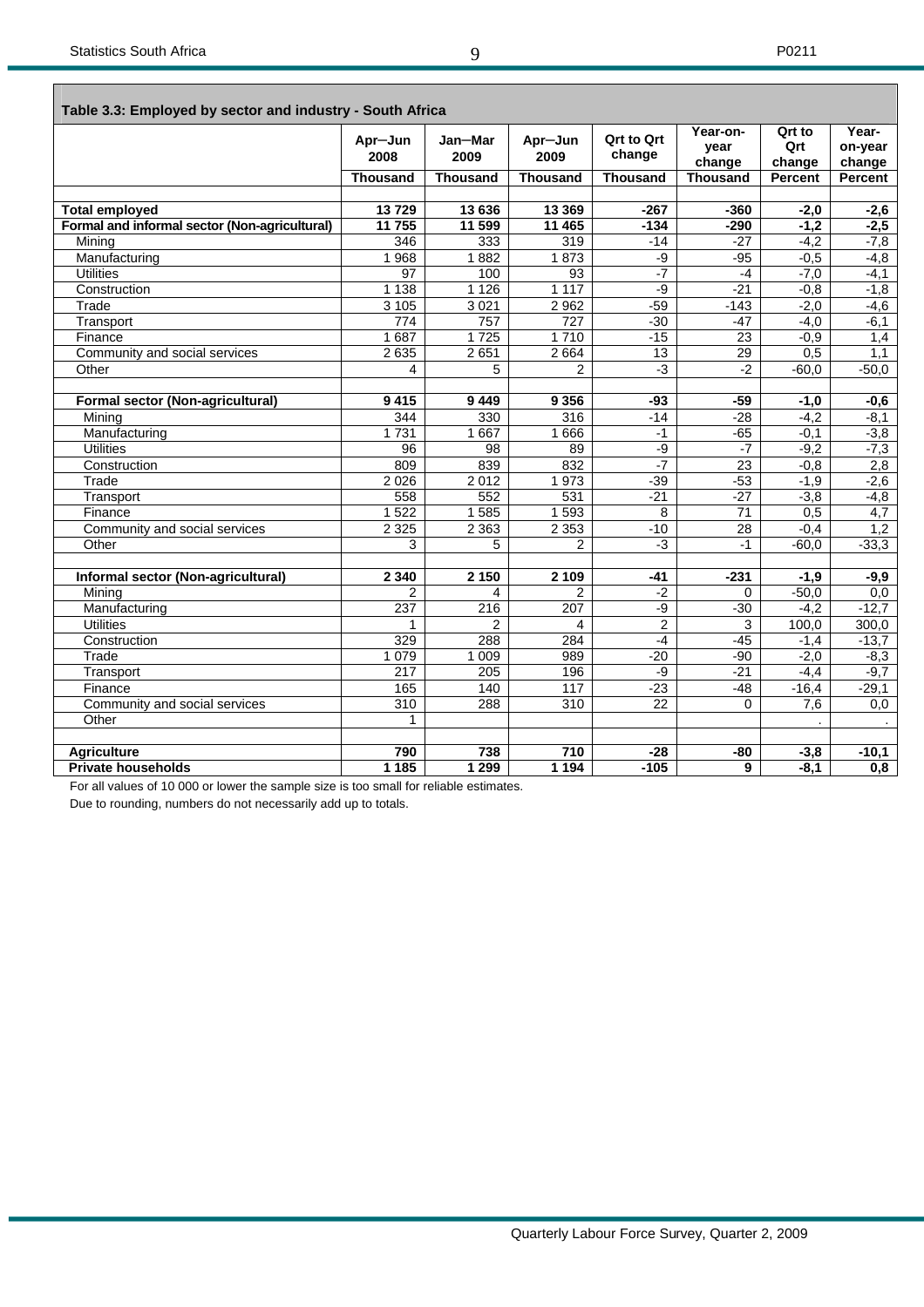## Table 3.3: Employed by sector and industry - South Africa

| | Apr–Jun 2008 | Jan–Mar 2009 | Apr–Jun 2009 | Qrt to Qrt change | Year-on-year change | Qrt to Qrt change | Year-on-year change |
|---|---|---|---|---|---|---|---|
| | **Thousand** | **Thousand** | **Thousand** | **Thousand** | **Thousand** | **Percent** | **Percent** |
| | | | | | | | |
| **Total employed** | **13 729** | **13 636** | **13 369** | **-267** | **-360** | **-2,0** | **-2,6** |
| **Formal and informal sector (Non-agricultural)** | **11 755** | **11 599** | **11 465** | **-134** | **-290** | **-1,2** | **-2,5** |
| Mining | 346 | 333 | 319 | -14 | -27 | -4,2 | -7,8 |
| Manufacturing | 1 968 | 1 882 | 1 873 | -9 | -95 | -0,5 | -4,8 |
| Utilities | 97 | 100 | 93 | -7 | -4 | -7,0 | -4,1 |
| Construction | 1 138 | 1 126 | 1 117 | -9 | -21 | -0,8 | -1,8 |
| Trade | 3 105 | 3 021 | 2 962 | -59 | -143 | -2,0 | -4,6 |
| Transport | 774 | 757 | 727 | -30 | -47 | -4,0 | -6,1 |
| Finance | 1 687 | 1 725 | 1 710 | -15 | 23 | -0,9 | 1,4 |
| Community and social services | 2 635 | 2 651 | 2 664 | 13 | 29 | 0,5 | 1,1 |
| Other | 4 | 5 | 2 | -3 | -2 | -60,0 | -50,0 |
| | | | | | | | |
| **Formal sector (Non-agricultural)** | **9 415** | **9 449** | **9 356** | **-93** | **-59** | **-1,0** | **-0,6** |
| Mining | 344 | 330 | 316 | -14 | -28 | -4,2 | -8,1 |
| Manufacturing | 1 731 | 1 667 | 1 666 | -1 | -65 | -0,1 | -3,8 |
| Utilities | 96 | 98 | 89 | -9 | -7 | -9,2 | -7,3 |
| Construction | 809 | 839 | 832 | -7 | 23 | -0,8 | 2,8 |
| Trade | 2 026 | 2 012 | 1 973 | -39 | -53 | -1,9 | -2,6 |
| Transport | 558 | 552 | 531 | -21 | -27 | -3,8 | -4,8 |
| Finance | 1 522 | 1 585 | 1 593 | 8 | 71 | 0,5 | 4,7 |
| Community and social services | 2 325 | 2 363 | 2 353 | -10 | 28 | -0,4 | 1,2 |
| Other | 3 | 5 | 2 | -3 | -1 | -60,0 | -33,3 |
| | | | | | | | |
| **Informal sector (Non-agricultural)** | **2 340** | **2 150** | **2 109** | **-41** | **-231** | **-1,9** | **-9,9** |
| Mining | 2 | 4 | 2 | -2 | 0 | -50,0 | 0,0 |
| Manufacturing | 237 | 216 | 207 | -9 | -30 | -4,2 | -12,7 |
| Utilities | 1 | 2 | 4 | 2 | 3 | 100,0 | 300,0 |
| Construction | 329 | 288 | 284 | -4 | -45 | -1,4 | -13,7 |
| Trade | 1 079 | 1 009 | 989 | -20 | -90 | -2,0 | -8,3 |
| Transport | 217 | 205 | 196 | -9 | -21 | -4,4 | -9,7 |
| Finance | 165 | 140 | 117 | -23 | -48 | -16,4 | -29,1 |
| Community and social services | 310 | 288 | 310 | 22 | 0 | 7,6 | 0,0 |
| Other | 1 | | | | | . | . |
| | | | | | | | |
| **Agriculture** | **790** | **738** | **710** | **-28** | **-80** | **-3,8** | **-10,1** |
| **Private households** | **1 185** | **1 299** | **1 194** | **-105** | **9** | **-8,1** | **0,8** |

For all values of 10 000 or lower the sample size is too small for reliable estimates.

Due to rounding, numbers do not necessarily add up to totals.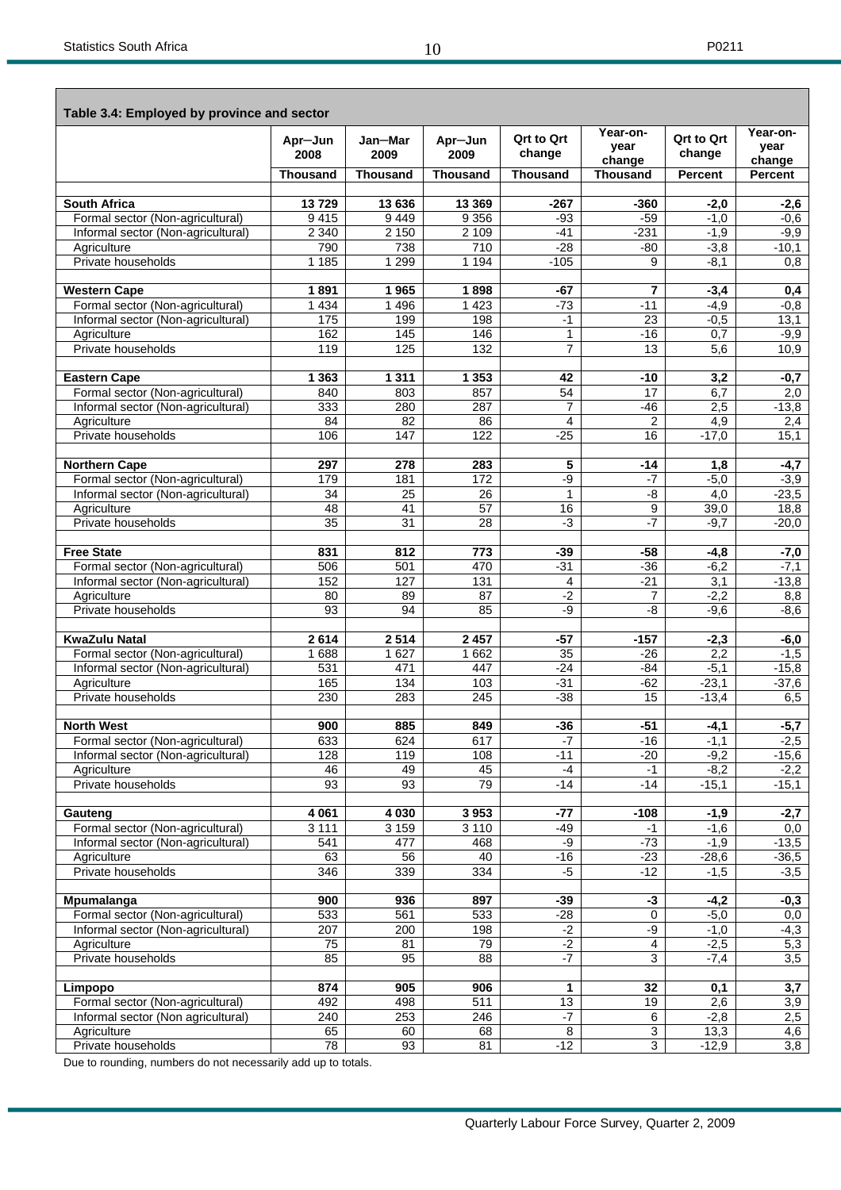**Table 3.4: Employed by province and sector**

| | Apr–Jun 2008 | Jan–Mar 2009 | Apr–Jun 2009 | Qrt to Qrt change | Year-on-year change | Qrt to Qrt change | Year-on-year change |
|---|---|---|---|---|---|---|---|
| | Thousand | Thousand | Thousand | Thousand | Thousand | Percent | Percent |
| **South Africa** | **13 729** | **13 636** | **13 369** | **-267** | **-360** | **-2,0** | **-2,6** |
| Formal sector (Non-agricultural) | 9 415 | 9 449 | 9 356 | -93 | -59 | -1,0 | -0,6 |
| Informal sector (Non-agricultural) | 2 340 | 2 150 | 2 109 | -41 | -231 | -1,9 | -9,9 |
| Agriculture | 790 | 738 | 710 | -28 | -80 | -3,8 | -10,1 |
| Private households | 1 185 | 1 299 | 1 194 | -105 | 9 | -8,1 | 0,8 |
| **Western Cape** | **1 891** | **1 965** | **1 898** | **-67** | **7** | **-3,4** | **0,4** |
| Formal sector (Non-agricultural) | 1 434 | 1 496 | 1 423 | -73 | -11 | -4,9 | -0,8 |
| Informal sector (Non-agricultural) | 175 | 199 | 198 | -1 | 23 | -0,5 | 13,1 |
| Agriculture | 162 | 145 | 146 | 1 | -16 | 0,7 | -9,9 |
| Private households | 119 | 125 | 132 | 7 | 13 | 5,6 | 10,9 |
| **Eastern Cape** | **1 363** | **1 311** | **1 353** | **42** | **-10** | **3,2** | **-0,7** |
| Formal sector (Non-agricultural) | 840 | 803 | 857 | 54 | 17 | 6,7 | 2,0 |
| Informal sector (Non-agricultural) | 333 | 280 | 287 | 7 | -46 | 2,5 | -13,8 |
| Agriculture | 84 | 82 | 86 | 4 | 2 | 4,9 | 2,4 |
| Private households | 106 | 147 | 122 | -25 | 16 | -17,0 | 15,1 |
| **Northern Cape** | **297** | **278** | **283** | **5** | **-14** | **1,8** | **-4,7** |
| Formal sector (Non-agricultural) | 179 | 181 | 172 | -9 | -7 | -5,0 | -3,9 |
| Informal sector (Non-agricultural) | 34 | 25 | 26 | 1 | -8 | 4,0 | -23,5 |
| Agriculture | 48 | 41 | 57 | 16 | 9 | 39,0 | 18,8 |
| Private households | 35 | 31 | 28 | -3 | -7 | -9,7 | -20,0 |
| **Free State** | **831** | **812** | **773** | **-39** | **-58** | **-4,8** | **-7,0** |
| Formal sector (Non-agricultural) | 506 | 501 | 470 | -31 | -36 | -6,2 | -7,1 |
| Informal sector (Non-agricultural) | 152 | 127 | 131 | 4 | -21 | 3,1 | -13,8 |
| Agriculture | 80 | 89 | 87 | -2 | 7 | -2,2 | 8,8 |
| Private households | 93 | 94 | 85 | -9 | -8 | -9,6 | -8,6 |
| **KwaZulu Natal** | **2 614** | **2 514** | **2 457** | **-57** | **-157** | **-2,3** | **-6,0** |
| Formal sector (Non-agricultural) | 1 688 | 1 627 | 1 662 | 35 | -26 | 2,2 | -1,5 |
| Informal sector (Non-agricultural) | 531 | 471 | 447 | -24 | -84 | -5,1 | -15,8 |
| Agriculture | 165 | 134 | 103 | -31 | -62 | -23,1 | -37,6 |
| Private households | 230 | 283 | 245 | -38 | 15 | -13,4 | 6,5 |
| **North West** | **900** | **885** | **849** | **-36** | **-51** | **-4,1** | **-5,7** |
| Formal sector (Non-agricultural) | 633 | 624 | 617 | -7 | -16 | -1,1 | -2,5 |
| Informal sector (Non-agricultural) | 128 | 119 | 108 | -11 | -20 | -9,2 | -15,6 |
| Agriculture | 46 | 49 | 45 | -4 | -1 | -8,2 | -2,2 |
| Private households | 93 | 93 | 79 | -14 | -14 | -15,1 | -15,1 |
| **Gauteng** | **4 061** | **4 030** | **3 953** | **-77** | **-108** | **-1,9** | **-2,7** |
| Formal sector (Non-agricultural) | 3 111 | 3 159 | 3 110 | -49 | -1 | -1,6 | 0,0 |
| Informal sector (Non-agricultural) | 541 | 477 | 468 | -9 | -73 | -1,9 | -13,5 |
| Agriculture | 63 | 56 | 40 | -16 | -23 | -28,6 | -36,5 |
| Private households | 346 | 339 | 334 | -5 | -12 | -1,5 | -3,5 |
| **Mpumalanga** | **900** | **936** | **897** | **-39** | **-3** | **-4,2** | **-0,3** |
| Formal sector (Non-agricultural) | 533 | 561 | 533 | -28 | 0 | -5,0 | 0,0 |
| Informal sector (Non-agricultural) | 207 | 200 | 198 | -2 | -9 | -1,0 | -4,3 |
| Agriculture | 75 | 81 | 79 | -2 | 4 | -2,5 | 5,3 |
| Private households | 85 | 95 | 88 | -7 | 3 | -7,4 | 3,5 |
| **Limpopo** | **874** | **905** | **906** | **1** | **32** | **0,1** | **3,7** |
| Formal sector (Non-agricultural) | 492 | 498 | 511 | 13 | 19 | 2,6 | 3,9 |
| Informal sector (Non agricultural) | 240 | 253 | 246 | -7 | 6 | -2,8 | 2,5 |
| Agriculture | 65 | 60 | 68 | 8 | 3 | 13,3 | 4,6 |
| Private households | 78 | 93 | 81 | -12 | 3 | -12,9 | 3,8 |

Due to rounding, numbers do not necessarily add up to totals.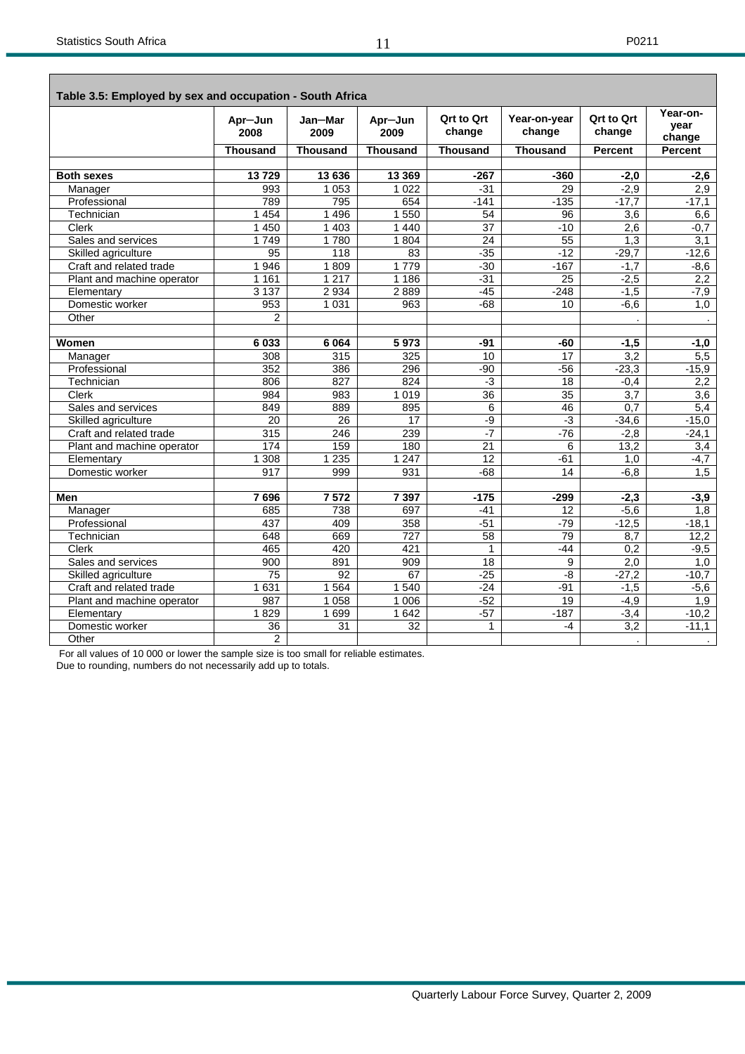**Table 3.5: Employed by sex and occupation - South Africa**

| | Apr–Jun 2008 | Jan–Mar 2009 | Apr–Jun 2009 | Qrt to Qrt change | Year-on-year change | Qrt to Qrt change | Year-on-year change |
|---|---|---|---|---|---|---|---|
| | Thousand | Thousand | Thousand | Thousand | Thousand | Percent | Percent |
| **Both sexes** | **13 729** | **13 636** | **13 369** | **-267** | **-360** | **-2,0** | **-2,6** |
| Manager | 993 | 1 053 | 1 022 | -31 | 29 | -2,9 | 2,9 |
| Professional | 789 | 795 | 654 | -141 | -135 | -17,7 | -17,1 |
| Technician | 1 454 | 1 496 | 1 550 | 54 | 96 | 3,6 | 6,6 |
| Clerk | 1 450 | 1 403 | 1 440 | 37 | -10 | 2,6 | -0,7 |
| Sales and services | 1 749 | 1 780 | 1 804 | 24 | 55 | 1,3 | 3,1 |
| Skilled agriculture | 95 | 118 | 83 | -35 | -12 | -29,7 | -12,6 |
| Craft and related trade | 1 946 | 1 809 | 1 779 | -30 | -167 | -1,7 | -8,6 |
| Plant and machine operator | 1 161 | 1 217 | 1 186 | -31 | 25 | -2,5 | 2,2 |
| Elementary | 3 137 | 2 934 | 2 889 | -45 | -248 | -1,5 | -7,9 |
| Domestic worker | 953 | 1 031 | 963 | -68 | 10 | -6,6 | 1,0 |
| Other | 2 | | | | | . | . |
| **Women** | **6 033** | **6 064** | **5 973** | **-91** | **-60** | **-1,5** | **-1,0** |
| Manager | 308 | 315 | 325 | 10 | 17 | 3,2 | 5,5 |
| Professional | 352 | 386 | 296 | -90 | -56 | -23,3 | -15,9 |
| Technician | 806 | 827 | 824 | -3 | 18 | -0,4 | 2,2 |
| Clerk | 984 | 983 | 1 019 | 36 | 35 | 3,7 | 3,6 |
| Sales and services | 849 | 889 | 895 | 6 | 46 | 0,7 | 5,4 |
| Skilled agriculture | 20 | 26 | 17 | -9 | -3 | -34,6 | -15,0 |
| Craft and related trade | 315 | 246 | 239 | -7 | -76 | -2,8 | -24,1 |
| Plant and machine operator | 174 | 159 | 180 | 21 | 6 | 13,2 | 3,4 |
| Elementary | 1 308 | 1 235 | 1 247 | 12 | -61 | 1,0 | -4,7 |
| Domestic worker | 917 | 999 | 931 | -68 | 14 | -6,8 | 1,5 |
| **Men** | **7 696** | **7 572** | **7 397** | **-175** | **-299** | **-2,3** | **-3,9** |
| Manager | 685 | 738 | 697 | -41 | 12 | -5,6 | 1,8 |
| Professional | 437 | 409 | 358 | -51 | -79 | -12,5 | -18,1 |
| Technician | 648 | 669 | 727 | 58 | 79 | 8,7 | 12,2 |
| Clerk | 465 | 420 | 421 | 1 | -44 | 0,2 | -9,5 |
| Sales and services | 900 | 891 | 909 | 18 | 9 | 2,0 | 1,0 |
| Skilled agriculture | 75 | 92 | 67 | -25 | -8 | -27,2 | -10,7 |
| Craft and related trade | 1 631 | 1 564 | 1 540 | -24 | -91 | -1,5 | -5,6 |
| Plant and machine operator | 987 | 1 058 | 1 006 | -52 | 19 | -4,9 | 1,9 |
| Elementary | 1 829 | 1 699 | 1 642 | -57 | -187 | -3,4 | -10,2 |
| Domestic worker | 36 | 31 | 32 | 1 | -4 | 3,2 | -11,1 |
| Other | 2 | | | | | . | . |

For all values of 10 000 or lower the sample size is too small for reliable estimates.
Due to rounding, numbers do not necessarily add up to totals.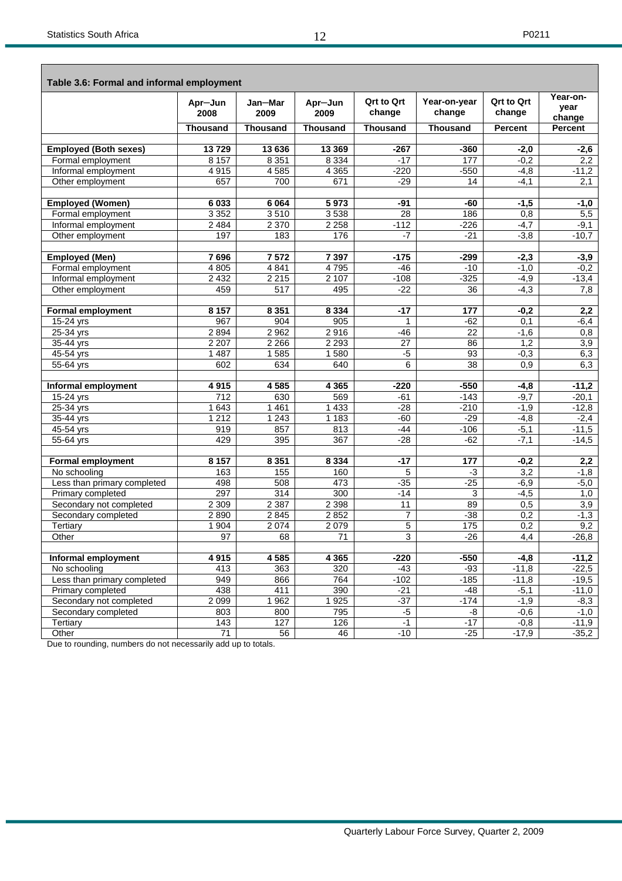**Table 3.6: Formal and informal employment**

| | Apr–Jun 2008 | Jan–Mar 2009 | Apr–Jun 2009 | Qrt to Qrt change | Year-on-year change | Qrt to Qrt change | Year-on-year change |
|---|---|---|---|---|---|---|---|
| | Thousand | Thousand | Thousand | Thousand | Thousand | Percent | Percent |
| **Employed (Both sexes)** | **13 729** | **13 636** | **13 369** | **-267** | **-360** | **-2,0** | **-2,6** |
| Formal employment | 8 157 | 8 351 | 8 334 | -17 | 177 | -0,2 | 2,2 |
| Informal employment | 4 915 | 4 585 | 4 365 | -220 | -550 | -4,8 | -11,2 |
| Other employment | 657 | 700 | 671 | -29 | 14 | -4,1 | 2,1 |
| **Employed (Women)** | **6 033** | **6 064** | **5 973** | **-91** | **-60** | **-1,5** | **-1,0** |
| Formal employment | 3 352 | 3 510 | 3 538 | 28 | 186 | 0,8 | 5,5 |
| Informal employment | 2 484 | 2 370 | 2 258 | -112 | -226 | -4,7 | -9,1 |
| Other employment | 197 | 183 | 176 | -7 | -21 | -3,8 | -10,7 |
| **Employed (Men)** | **7 696** | **7 572** | **7 397** | **-175** | **-299** | **-2,3** | **-3,9** |
| Formal employment | 4 805 | 4 841 | 4 795 | -46 | -10 | -1,0 | -0,2 |
| Informal employment | 2 432 | 2 215 | 2 107 | -108 | -325 | -4,9 | -13,4 |
| Other employment | 459 | 517 | 495 | -22 | 36 | -4,3 | 7,8 |
| **Formal employment** | **8 157** | **8 351** | **8 334** | **-17** | **177** | **-0,2** | **2,2** |
| 15-24 yrs | 967 | 904 | 905 | 1 | -62 | 0,1 | -6,4 |
| 25-34 yrs | 2 894 | 2 962 | 2 916 | -46 | 22 | -1,6 | 0,8 |
| 35-44 yrs | 2 207 | 2 266 | 2 293 | 27 | 86 | 1,2 | 3,9 |
| 45-54 yrs | 1 487 | 1 585 | 1 580 | -5 | 93 | -0,3 | 6,3 |
| 55-64 yrs | 602 | 634 | 640 | 6 | 38 | 0,9 | 6,3 |
| **Informal employment** | **4 915** | **4 585** | **4 365** | **-220** | **-550** | **-4,8** | **-11,2** |
| 15-24 yrs | 712 | 630 | 569 | -61 | -143 | -9,7 | -20,1 |
| 25-34 yrs | 1 643 | 1 461 | 1 433 | -28 | -210 | -1,9 | -12,8 |
| 35-44 yrs | 1 212 | 1 243 | 1 183 | -60 | -29 | -4,8 | -2,4 |
| 45-54 yrs | 919 | 857 | 813 | -44 | -106 | -5,1 | -11,5 |
| 55-64 yrs | 429 | 395 | 367 | -28 | -62 | -7,1 | -14,5 |
| **Formal employment** | **8 157** | **8 351** | **8 334** | **-17** | **177** | **-0,2** | **2,2** |
| No schooling | 163 | 155 | 160 | 5 | -3 | 3,2 | -1,8 |
| Less than primary completed | 498 | 508 | 473 | -35 | -25 | -6,9 | -5,0 |
| Primary completed | 297 | 314 | 300 | -14 | 3 | -4,5 | 1,0 |
| Secondary not completed | 2 309 | 2 387 | 2 398 | 11 | 89 | 0,5 | 3,9 |
| Secondary completed | 2 890 | 2 845 | 2 852 | 7 | -38 | 0,2 | -1,3 |
| Tertiary | 1 904 | 2 074 | 2 079 | 5 | 175 | 0,2 | 9,2 |
| Other | 97 | 68 | 71 | 3 | -26 | 4,4 | -26,8 |
| **Informal employment** | **4 915** | **4 585** | **4 365** | **-220** | **-550** | **-4,8** | **-11,2** |
| No schooling | 413 | 363 | 320 | -43 | -93 | -11,8 | -22,5 |
| Less than primary completed | 949 | 866 | 764 | -102 | -185 | -11,8 | -19,5 |
| Primary completed | 438 | 411 | 390 | -21 | -48 | -5,1 | -11,0 |
| Secondary not completed | 2 099 | 1 962 | 1 925 | -37 | -174 | -1,9 | -8,3 |
| Secondary completed | 803 | 800 | 795 | -5 | -8 | -0,6 | -1,0 |
| Tertiary | 143 | 127 | 126 | -1 | -17 | -0,8 | -11,9 |
| Other | 71 | 56 | 46 | -10 | -25 | -17,9 | -35,2 |

Due to rounding, numbers do not necessarily add up to totals.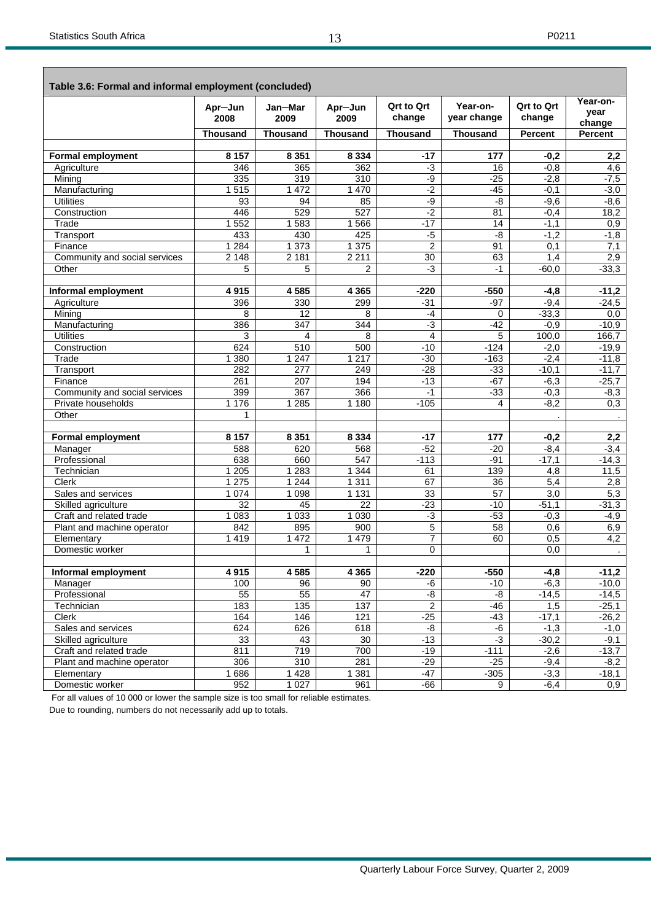**Table 3.6: Formal and informal employment (concluded)**

| | Apr–Jun 2008 | Jan–Mar 2009 | Apr–Jun 2009 | Qrt to Qrt change | Year-on-year change | Qrt to Qrt change | Year-on-year change |
|---|---|---|---|---|---|---|---|
| | **Thousand** | **Thousand** | **Thousand** | **Thousand** | **Thousand** | **Percent** | **Percent** |
| **Formal employment** | **8 157** | **8 351** | **8 334** | **-17** | **177** | **-0,2** | **2,2** |
| Agriculture | 346 | 365 | 362 | -3 | 16 | -0,8 | 4,6 |
| Mining | 335 | 319 | 310 | -9 | -25 | -2,8 | -7,5 |
| Manufacturing | 1 515 | 1 472 | 1 470 | -2 | -45 | -0,1 | -3,0 |
| Utilities | 93 | 94 | 85 | -9 | -8 | -9,6 | -8,6 |
| Construction | 446 | 529 | 527 | -2 | 81 | -0,4 | 18,2 |
| Trade | 1 552 | 1 583 | 1 566 | -17 | 14 | -1,1 | 0,9 |
| Transport | 433 | 430 | 425 | -5 | -8 | -1,2 | -1,8 |
| Finance | 1 284 | 1 373 | 1 375 | 2 | 91 | 0,1 | 7,1 |
| Community and social services | 2 148 | 2 181 | 2 211 | 30 | 63 | 1,4 | 2,9 |
| Other | 5 | 5 | 2 | -3 | -1 | -60,0 | -33,3 |
| **Informal employment** | **4 915** | **4 585** | **4 365** | **-220** | **-550** | **-4,8** | **-11,2** |
| Agriculture | 396 | 330 | 299 | -31 | -97 | -9,4 | -24,5 |
| Mining | 8 | 12 | 8 | -4 | 0 | -33,3 | 0,0 |
| Manufacturing | 386 | 347 | 344 | -3 | -42 | -0,9 | -10,9 |
| Utilities | 3 | 4 | 8 | 4 | 5 | 100,0 | 166,7 |
| Construction | 624 | 510 | 500 | -10 | -124 | -2,0 | -19,9 |
| Trade | 1 380 | 1 247 | 1 217 | -30 | -163 | -2,4 | -11,8 |
| Transport | 282 | 277 | 249 | -28 | -33 | -10,1 | -11,7 |
| Finance | 261 | 207 | 194 | -13 | -67 | -6,3 | -25,7 |
| Community and social services | 399 | 367 | 366 | -1 | -33 | -0,3 | -8,3 |
| Private households | 1 176 | 1 285 | 1 180 | -105 | 4 | -8,2 | 0,3 |
| Other | 1 | | | | | . | . |
| **Formal employment** | **8 157** | **8 351** | **8 334** | **-17** | **177** | **-0,2** | **2,2** |
| Manager | 588 | 620 | 568 | -52 | -20 | -8,4 | -3,4 |
| Professional | 638 | 660 | 547 | -113 | -91 | -17,1 | -14,3 |
| Technician | 1 205 | 1 283 | 1 344 | 61 | 139 | 4,8 | 11,5 |
| Clerk | 1 275 | 1 244 | 1 311 | 67 | 36 | 5,4 | 2,8 |
| Sales and services | 1 074 | 1 098 | 1 131 | 33 | 57 | 3,0 | 5,3 |
| Skilled agriculture | 32 | 45 | 22 | -23 | -10 | -51,1 | -31,3 |
| Craft and related trade | 1 083 | 1 033 | 1 030 | -3 | -53 | -0,3 | -4,9 |
| Plant and machine operator | 842 | 895 | 900 | 5 | 58 | 0,6 | 6,9 |
| Elementary | 1 419 | 1 472 | 1 479 | 7 | 60 | 0,5 | 4,2 |
| Domestic worker | | 1 | 1 | 0 | | 0,0 | . |
| **Informal employment** | **4 915** | **4 585** | **4 365** | **-220** | **-550** | **-4,8** | **-11,2** |
| Manager | 100 | 96 | 90 | -6 | -10 | -6,3 | -10,0 |
| Professional | 55 | 55 | 47 | -8 | -8 | -14,5 | -14,5 |
| Technician | 183 | 135 | 137 | 2 | -46 | 1,5 | -25,1 |
| Clerk | 164 | 146 | 121 | -25 | -43 | -17,1 | -26,2 |
| Sales and services | 624 | 626 | 618 | -8 | -6 | -1,3 | -1,0 |
| Skilled agriculture | 33 | 43 | 30 | -13 | -3 | -30,2 | -9,1 |
| Craft and related trade | 811 | 719 | 700 | -19 | -111 | -2,6 | -13,7 |
| Plant and machine operator | 306 | 310 | 281 | -29 | -25 | -9,4 | -8,2 |
| Elementary | 1 686 | 1 428 | 1 381 | -47 | -305 | -3,3 | -18,1 |
| Domestic worker | 952 | 1 027 | 961 | -66 | 9 | -6,4 | 0,9 |

For all values of 10 000 or lower the sample size is too small for reliable estimates.

Due to rounding, numbers do not necessarily add up to totals.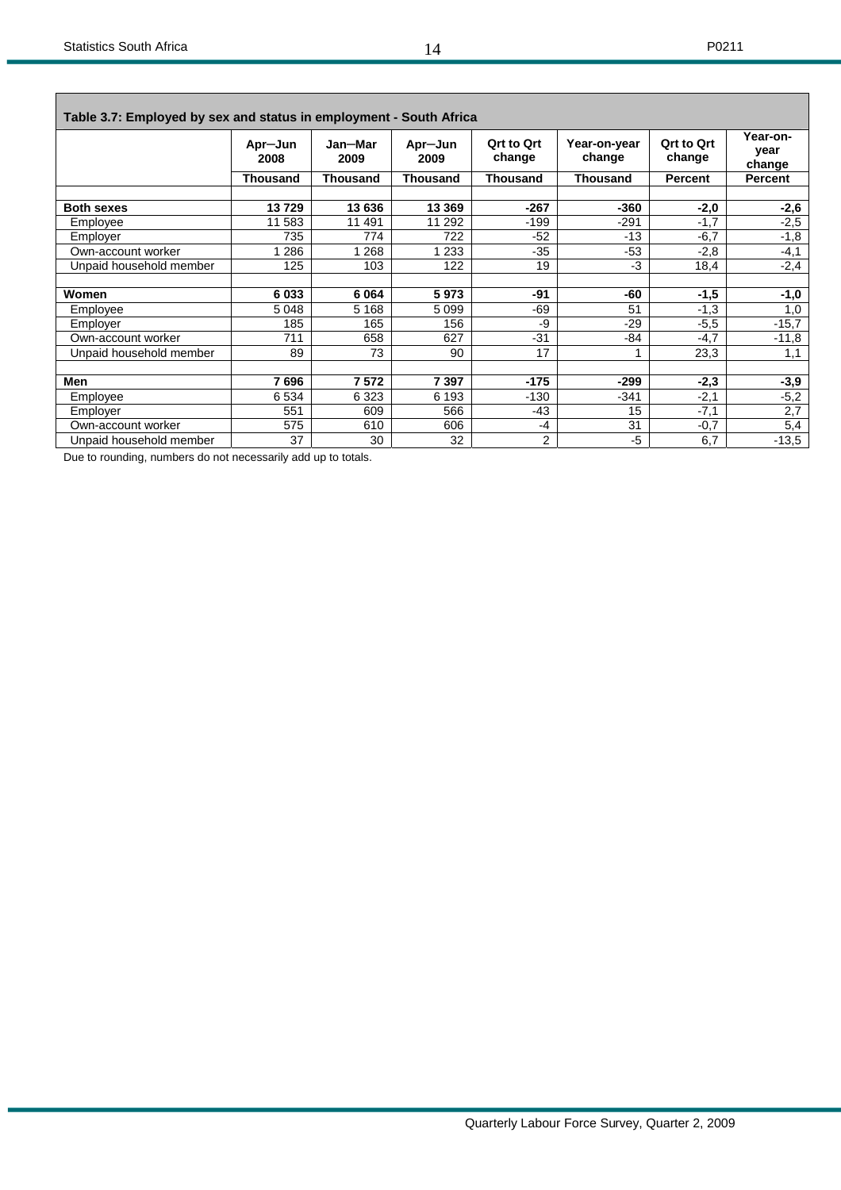**Table 3.7: Employed by sex and status in employment - South Africa**

| | Apr–Jun 2008 | Jan–Mar 2009 | Apr–Jun 2009 | Qrt to Qrt change | Year-on-year change | Qrt to Qrt change | Year-on-year change |
|---|---|---|---|---|---|---|---|
| | Thousand | Thousand | Thousand | Thousand | Thousand | Percent | Percent |
| **Both sexes** | **13 729** | **13 636** | **13 369** | **-267** | **-360** | **-2,0** | **-2,6** |
| Employee | 11 583 | 11 491 | 11 292 | -199 | -291 | -1,7 | -2,5 |
| Employer | 735 | 774 | 722 | -52 | -13 | -6,7 | -1,8 |
| Own-account worker | 1 286 | 1 268 | 1 233 | -35 | -53 | -2,8 | -4,1 |
| Unpaid household member | 125 | 103 | 122 | 19 | -3 | 18,4 | -2,4 |
| **Women** | **6 033** | **6 064** | **5 973** | **-91** | **-60** | **-1,5** | **-1,0** |
| Employee | 5 048 | 5 168 | 5 099 | -69 | 51 | -1,3 | 1,0 |
| Employer | 185 | 165 | 156 | -9 | -29 | -5,5 | -15,7 |
| Own-account worker | 711 | 658 | 627 | -31 | -84 | -4,7 | -11,8 |
| Unpaid household member | 89 | 73 | 90 | 17 | 1 | 23,3 | 1,1 |
| **Men** | **7 696** | **7 572** | **7 397** | **-175** | **-299** | **-2,3** | **-3,9** |
| Employee | 6 534 | 6 323 | 6 193 | -130 | -341 | -2,1 | -5,2 |
| Employer | 551 | 609 | 566 | -43 | 15 | -7,1 | 2,7 |
| Own-account worker | 575 | 610 | 606 | -4 | 31 | -0,7 | 5,4 |
| Unpaid household member | 37 | 30 | 32 | 2 | -5 | 6,7 | -13,5 |

Due to rounding, numbers do not necessarily add up to totals.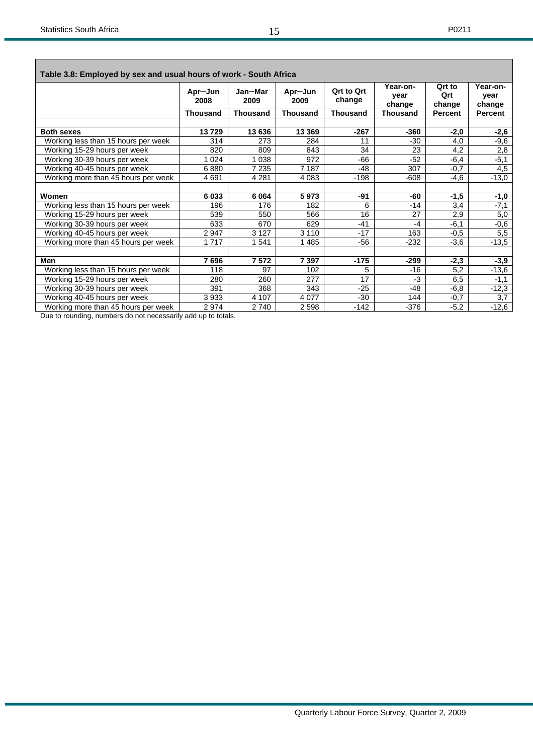**Table 3.8: Employed by sex and usual hours of work - South Africa**

| | Apr–Jun 2008 | Jan–Mar 2009 | Apr–Jun 2009 | Qrt to Qrt change | Year-on-year change | Qrt to Qrt change | Year-on-year change |
|---|---|---|---|---|---|---|---|
| | Thousand | Thousand | Thousand | Thousand | Thousand | Percent | Percent |
| **Both sexes** | **13 729** | **13 636** | **13 369** | **-267** | **-360** | **-2,0** | **-2,6** |
| Working less than 15 hours per week | 314 | 273 | 284 | 11 | -30 | 4,0 | -9,6 |
| Working 15-29 hours per week | 820 | 809 | 843 | 34 | 23 | 4,2 | 2,8 |
| Working 30-39 hours per week | 1 024 | 1 038 | 972 | -66 | -52 | -6,4 | -5,1 |
| Working 40-45 hours per week | 6 880 | 7 235 | 7 187 | -48 | 307 | -0,7 | 4,5 |
| Working more than 45 hours per week | 4 691 | 4 281 | 4 083 | -198 | -608 | -4,6 | -13,0 |
| **Women** | **6 033** | **6 064** | **5 973** | **-91** | **-60** | **-1,5** | **-1,0** |
| Working less than 15 hours per week | 196 | 176 | 182 | 6 | -14 | 3,4 | -7,1 |
| Working 15-29 hours per week | 539 | 550 | 566 | 16 | 27 | 2,9 | 5,0 |
| Working 30-39 hours per week | 633 | 670 | 629 | -41 | -4 | -6,1 | -0,6 |
| Working 40-45 hours per week | 2 947 | 3 127 | 3 110 | -17 | 163 | -0,5 | 5,5 |
| Working more than 45 hours per week | 1 717 | 1 541 | 1 485 | -56 | -232 | -3,6 | -13,5 |
| **Men** | **7 696** | **7 572** | **7 397** | **-175** | **-299** | **-2,3** | **-3,9** |
| Working less than 15 hours per week | 118 | 97 | 102 | 5 | -16 | 5,2 | -13,6 |
| Working 15-29 hours per week | 280 | 260 | 277 | 17 | -3 | 6,5 | -1,1 |
| Working 30-39 hours per week | 391 | 368 | 343 | -25 | -48 | -6,8 | -12,3 |
| Working 40-45 hours per week | 3 933 | 4 107 | 4 077 | -30 | 144 | -0,7 | 3,7 |
| Working more than 45 hours per week | 2 974 | 2 740 | 2 598 | -142 | -376 | -5,2 | -12,6 |

Due to rounding, numbers do not necessarily add up to totals.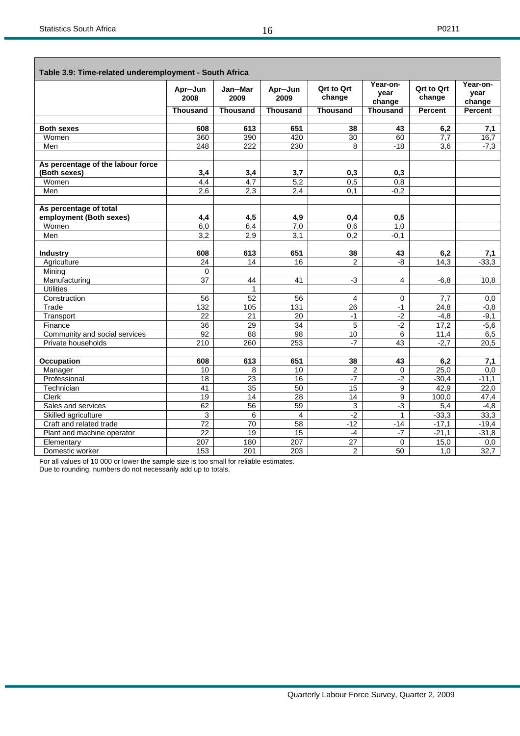**Table 3.9: Time-related underemployment - South Africa**

| | Apr–Jun 2008 | Jan–Mar 2009 | Apr–Jun 2009 | Qrt to Qrt change | Year-on-year change | Qrt to Qrt change | Year-on-year change |
|---|---|---|---|---|---|---|---|
| | **Thousand** | **Thousand** | **Thousand** | **Thousand** | **Thousand** | **Percent** | **Percent** |
| **Both sexes** | **608** | **613** | **651** | **38** | **43** | **6,2** | **7,1** |
| Women | 360 | 390 | 420 | 30 | 60 | 7,7 | 16,7 |
| Men | 248 | 222 | 230 | 8 | -18 | 3,6 | -7,3 |
| **As percentage of the labour force (Both sexes)** | **3,4** | **3,4** | **3,7** | **0,3** | **0,3** | | |
| Women | 4,4 | 4,7 | 5,2 | 0,5 | 0,8 | | |
| Men | 2,6 | 2,3 | 2,4 | 0,1 | -0,2 | | |
| **As percentage of total employment (Both sexes)** | **4,4** | **4,5** | **4,9** | **0,4** | **0,5** | | |
| Women | 6,0 | 6,4 | 7,0 | 0,6 | 1,0 | | |
| Men | 3,2 | 2,9 | 3,1 | 0,2 | -0,1 | | |
| **Industry** | **608** | **613** | **651** | **38** | **43** | **6,2** | **7,1** |
| Agriculture | 24 | 14 | 16 | 2 | -8 | 14,3 | -33,3 |
| Mining | 0 | | | | | | |
| Manufacturing | 37 | 44 | 41 | -3 | 4 | -6,8 | 10,8 |
| Utilities | | 1 | | | | | |
| Construction | 56 | 52 | 56 | 4 | 0 | 7,7 | 0,0 |
| Trade | 132 | 105 | 131 | 26 | -1 | 24,8 | -0,8 |
| Transport | 22 | 21 | 20 | -1 | -2 | -4,8 | -9,1 |
| Finance | 36 | 29 | 34 | 5 | -2 | 17,2 | -5,6 |
| Community and social services | 92 | 88 | 98 | 10 | 6 | 11,4 | 6,5 |
| Private households | 210 | 260 | 253 | -7 | 43 | -2,7 | 20,5 |
| **Occupation** | **608** | **613** | **651** | **38** | **43** | **6,2** | **7,1** |
| Manager | 10 | 8 | 10 | 2 | 0 | 25,0 | 0,0 |
| Professional | 18 | 23 | 16 | -7 | -2 | -30,4 | -11,1 |
| Technician | 41 | 35 | 50 | 15 | 9 | 42,9 | 22,0 |
| Clerk | 19 | 14 | 28 | 14 | 9 | 100,0 | 47,4 |
| Sales and services | 62 | 56 | 59 | 3 | -3 | 5,4 | -4,8 |
| Skilled agriculture | 3 | 6 | 4 | -2 | 1 | -33,3 | 33,3 |
| Craft and related trade | 72 | 70 | 58 | -12 | -14 | -17,1 | -19,4 |
| Plant and machine operator | 22 | 19 | 15 | -4 | -7 | -21,1 | -31,8 |
| Elementary | 207 | 180 | 207 | 27 | 0 | 15,0 | 0,0 |
| Domestic worker | 153 | 201 | 203 | 2 | 50 | 1,0 | 32,7 |

For all values of 10 000 or lower the sample size is too small for reliable estimates.
Due to rounding, numbers do not necessarily add up to totals.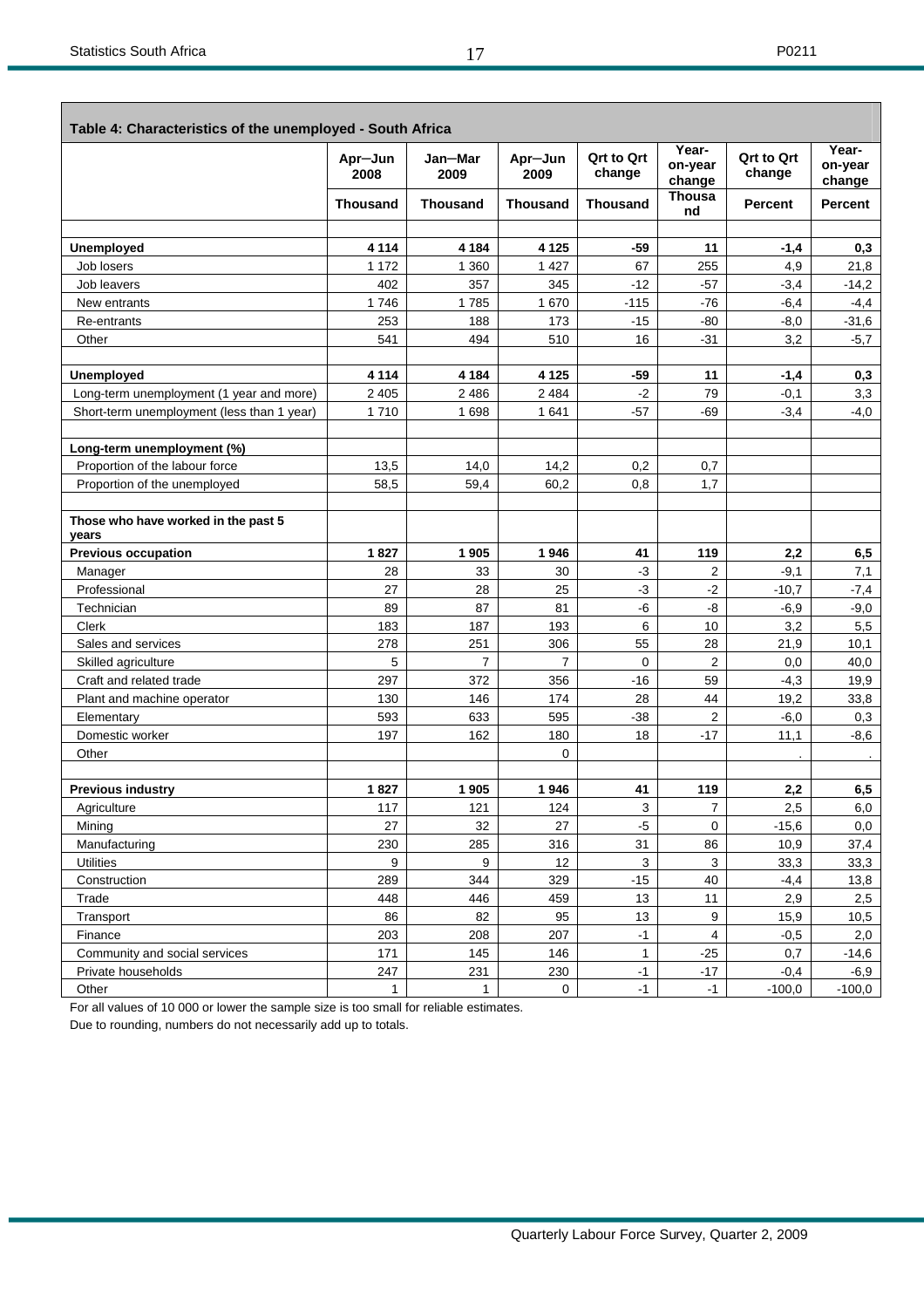**Table 4: Characteristics of the unemployed - South Africa**

| | Apr–Jun 2008 | Jan–Mar 2009 | Apr–Jun 2009 | Qrt to Qrt change | Year-on-year change | Qrt to Qrt change | Year-on-year change |
|---|---|---|---|---|---|---|---|
| | **Thousand** | **Thousand** | **Thousand** | **Thousand** | **Thousand** | **Percent** | **Percent** |
| | | | | | | | |
| **Unemployed** | **4 114** | **4 184** | **4 125** | **-59** | **11** | **-1,4** | **0,3** |
| Job losers | 1 172 | 1 360 | 1 427 | 67 | 255 | 4,9 | 21,8 |
| Job leavers | 402 | 357 | 345 | -12 | -57 | -3,4 | -14,2 |
| New entrants | 1 746 | 1 785 | 1 670 | -115 | -76 | -6,4 | -4,4 |
| Re-entrants | 253 | 188 | 173 | -15 | -80 | -8,0 | -31,6 |
| Other | 541 | 494 | 510 | 16 | -31 | 3,2 | -5,7 |
| | | | | | | | |
| **Unemployed** | **4 114** | **4 184** | **4 125** | **-59** | **11** | **-1,4** | **0,3** |
| Long-term unemployment (1 year and more) | 2 405 | 2 486 | 2 484 | -2 | 79 | -0,1 | 3,3 |
| Short-term unemployment (less than 1 year) | 1 710 | 1 698 | 1 641 | -57 | -69 | -3,4 | -4,0 |
| | | | | | | | |
| **Long-term unemployment (%)** | | | | | | | |
| Proportion of the labour force | 13,5 | 14,0 | 14,2 | 0,2 | 0,7 | | |
| Proportion of the unemployed | 58,5 | 59,4 | 60,2 | 0,8 | 1,7 | | |
| | | | | | | | |
| **Those who have worked in the past 5 years** | | | | | | | |
| **Previous occupation** | **1 827** | **1 905** | **1 946** | **41** | **119** | **2,2** | **6,5** |
| Manager | 28 | 33 | 30 | -3 | 2 | -9,1 | 7,1 |
| Professional | 27 | 28 | 25 | -3 | -2 | -10,7 | -7,4 |
| Technician | 89 | 87 | 81 | -6 | -8 | -6,9 | -9,0 |
| Clerk | 183 | 187 | 193 | 6 | 10 | 3,2 | 5,5 |
| Sales and services | 278 | 251 | 306 | 55 | 28 | 21,9 | 10,1 |
| Skilled agriculture | 5 | 7 | 7 | 0 | 2 | 0,0 | 40,0 |
| Craft and related trade | 297 | 372 | 356 | -16 | 59 | -4,3 | 19,9 |
| Plant and machine operator | 130 | 146 | 174 | 28 | 44 | 19,2 | 33,8 |
| Elementary | 593 | 633 | 595 | -38 | 2 | -6,0 | 0,3 |
| Domestic worker | 197 | 162 | 180 | 18 | -17 | 11,1 | -8,6 |
| Other | | | 0 | | | . | . |
| | | | | | | | |
| **Previous industry** | **1 827** | **1 905** | **1 946** | **41** | **119** | **2,2** | **6,5** |
| Agriculture | 117 | 121 | 124 | 3 | 7 | 2,5 | 6,0 |
| Mining | 27 | 32 | 27 | -5 | 0 | -15,6 | 0,0 |
| Manufacturing | 230 | 285 | 316 | 31 | 86 | 10,9 | 37,4 |
| Utilities | 9 | 9 | 12 | 3 | 3 | 33,3 | 33,3 |
| Construction | 289 | 344 | 329 | -15 | 40 | -4,4 | 13,8 |
| Trade | 448 | 446 | 459 | 13 | 11 | 2,9 | 2,5 |
| Transport | 86 | 82 | 95 | 13 | 9 | 15,9 | 10,5 |
| Finance | 203 | 208 | 207 | -1 | 4 | -0,5 | 2,0 |
| Community and social services | 171 | 145 | 146 | 1 | -25 | 0,7 | -14,6 |
| Private households | 247 | 231 | 230 | -1 | -17 | -0,4 | -6,9 |
| Other | 1 | 1 | 0 | -1 | -1 | -100,0 | -100,0 |

For all values of 10 000 or lower the sample size is too small for reliable estimates.

Due to rounding, numbers do not necessarily add up to totals.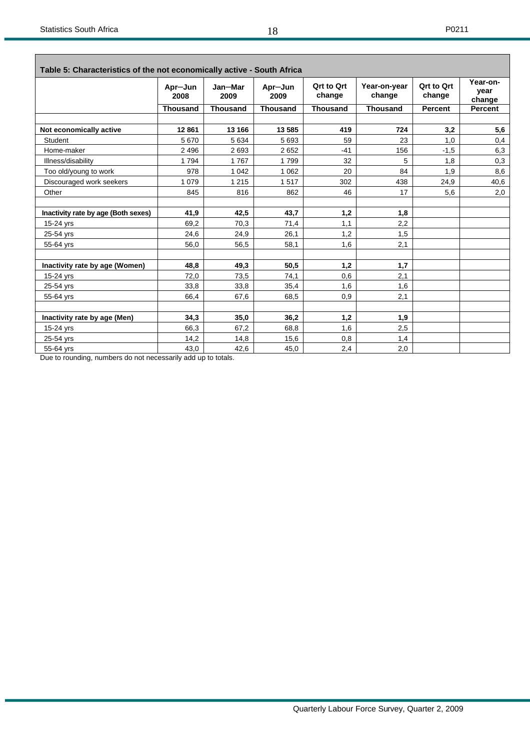**Table 5: Characteristics of the not economically active - South Africa**

| | Apr–Jun 2008 | Jan–Mar 2009 | Apr–Jun 2009 | Qrt to Qrt change | Year-on-year change | Qrt to Qrt change | Year-on-year change |
|---|---|---|---|---|---|---|---|
| | **Thousand** | **Thousand** | **Thousand** | **Thousand** | **Thousand** | **Percent** | **Percent** |
| **Not economically active** | **12 861** | **13 166** | **13 585** | **419** | **724** | **3,2** | **5,6** |
| Student | 5 670 | 5 634 | 5 693 | 59 | 23 | 1,0 | 0,4 |
| Home-maker | 2 496 | 2 693 | 2 652 | -41 | 156 | -1,5 | 6,3 |
| Illness/disability | 1 794 | 1 767 | 1 799 | 32 | 5 | 1,8 | 0,3 |
| Too old/young to work | 978 | 1 042 | 1 062 | 20 | 84 | 1,9 | 8,6 |
| Discouraged work seekers | 1 079 | 1 215 | 1 517 | 302 | 438 | 24,9 | 40,6 |
| Other | 845 | 816 | 862 | 46 | 17 | 5,6 | 2,0 |
| | | | | | | | |
| **Inactivity rate by age (Both sexes)** | **41,9** | **42,5** | **43,7** | **1,2** | **1,8** | | |
| 15-24 yrs | 69,2 | 70,3 | 71,4 | 1,1 | 2,2 | | |
| 25-54 yrs | 24,6 | 24,9 | 26,1 | 1,2 | 1,5 | | |
| 55-64 yrs | 56,0 | 56,5 | 58,1 | 1,6 | 2,1 | | |
| | | | | | | | |
| **Inactivity rate by age (Women)** | **48,8** | **49,3** | **50,5** | **1,2** | **1,7** | | |
| 15-24 yrs | 72,0 | 73,5 | 74,1 | 0,6 | 2,1 | | |
| 25-54 yrs | 33,8 | 33,8 | 35,4 | 1,6 | 1,6 | | |
| 55-64 yrs | 66,4 | 67,6 | 68,5 | 0,9 | 2,1 | | |
| | | | | | | | |
| **Inactivity rate by age (Men)** | **34,3** | **35,0** | **36,2** | **1,2** | **1,9** | | |
| 15-24 yrs | 66,3 | 67,2 | 68,8 | 1,6 | 2,5 | | |
| 25-54 yrs | 14,2 | 14,8 | 15,6 | 0,8 | 1,4 | | |
| 55-64 yrs | 43,0 | 42,6 | 45,0 | 2,4 | 2,0 | | |

Due to rounding, numbers do not necessarily add up to totals.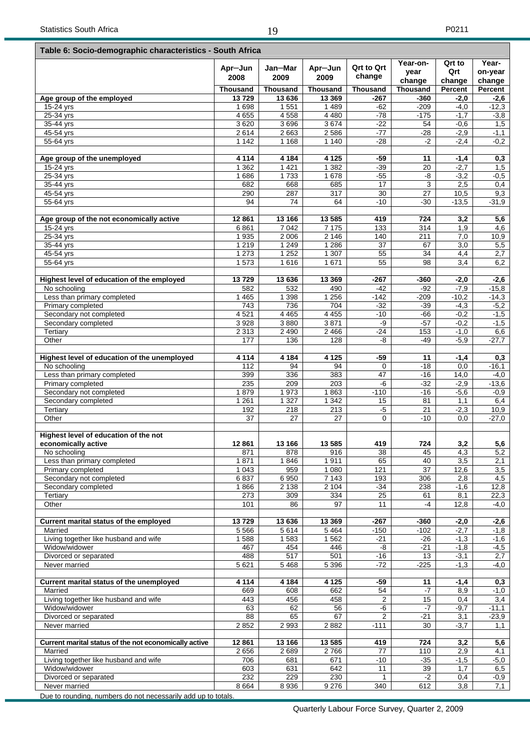## Table 6: Socio-demographic characteristics - South Africa

| | Apr–Jun 2008 | Jan–Mar 2009 | Apr–Jun 2009 | Qrt to Qrt change | Year-on-year change | Qrt to Qrt change | Year-on-year change |
|---|---|---|---|---|---|---|---|
| | Thousand | Thousand | Thousand | Thousand | Thousand | Percent | Percent |
| **Age group of the employed** | **13 729** | **13 636** | **13 369** | **-267** | **-360** | **-2,0** | **-2,6** |
| 15-24 yrs | 1 698 | 1 551 | 1 489 | -62 | -209 | -4,0 | -12,3 |
| 25-34 yrs | 4 655 | 4 558 | 4 480 | -78 | -175 | -1,7 | -3,8 |
| 35-44 yrs | 3 620 | 3 696 | 3 674 | -22 | 54 | -0,6 | 1,5 |
| 45-54 yrs | 2 614 | 2 663 | 2 586 | -77 | -28 | -2,9 | -1,1 |
| 55-64 yrs | 1 142 | 1 168 | 1 140 | -28 | -2 | -2,4 | -0,2 |
| | | | | | | | |
| **Age group of the unemployed** | **4 114** | **4 184** | **4 125** | **-59** | **11** | **-1,4** | **0,3** |
| 15-24 yrs | 1 362 | 1 421 | 1 382 | -39 | 20 | -2,7 | 1,5 |
| 25-34 yrs | 1 686 | 1 733 | 1 678 | -55 | -8 | -3,2 | -0,5 |
| 35-44 yrs | 682 | 668 | 685 | 17 | 3 | 2,5 | 0,4 |
| 45-54 yrs | 290 | 287 | 317 | 30 | 27 | 10,5 | 9,3 |
| 55-64 yrs | 94 | 74 | 64 | -10 | -30 | -13,5 | -31,9 |
| | | | | | | | |
| **Age group of the not economically active** | **12 861** | **13 166** | **13 585** | **419** | **724** | **3,2** | **5,6** |
| 15-24 yrs | 6 861 | 7 042 | 7 175 | 133 | 314 | 1,9 | 4,6 |
| 25-34 yrs | 1 935 | 2 006 | 2 146 | 140 | 211 | 7,0 | 10,9 |
| 35-44 yrs | 1 219 | 1 249 | 1 286 | 37 | 67 | 3,0 | 5,5 |
| 45-54 yrs | 1 273 | 1 252 | 1 307 | 55 | 34 | 4,4 | 2,7 |
| 55-64 yrs | 1 573 | 1 616 | 1 671 | 55 | 98 | 3,4 | 6,2 |
| | | | | | | | |
| **Highest level of education of the employed** | **13 729** | **13 636** | **13 369** | **-267** | **-360** | **-2,0** | **-2,6** |
| No schooling | 582 | 532 | 490 | -42 | -92 | -7,9 | -15,8 |
| Less than primary completed | 1 465 | 1 398 | 1 256 | -142 | -209 | -10,2 | -14,3 |
| Primary completed | 743 | 736 | 704 | -32 | -39 | -4,3 | -5,2 |
| Secondary not completed | 4 521 | 4 465 | 4 455 | -10 | -66 | -0,2 | -1,5 |
| Secondary completed | 3 928 | 3 880 | 3 871 | -9 | -57 | -0,2 | -1,5 |
| Tertiary | 2 313 | 2 490 | 2 466 | -24 | 153 | -1,0 | 6,6 |
| Other | 177 | 136 | 128 | -8 | -49 | -5,9 | -27,7 |
| | | | | | | | |
| **Highest level of education of the unemployed** | **4 114** | **4 184** | **4 125** | **-59** | **11** | **-1,4** | **0,3** |
| No schooling | 112 | 94 | 94 | 0 | -18 | 0,0 | -16,1 |
| Less than primary completed | 399 | 336 | 383 | 47 | -16 | 14,0 | -4,0 |
| Primary completed | 235 | 209 | 203 | -6 | -32 | -2,9 | -13,6 |
| Secondary not completed | 1 879 | 1 973 | 1 863 | -110 | -16 | -5,6 | -0,9 |
| Secondary completed | 1 261 | 1 327 | 1 342 | 15 | 81 | 1,1 | 6,4 |
| Tertiary | 192 | 218 | 213 | -5 | 21 | -2,3 | 10,9 |
| Other | 37 | 27 | 27 | 0 | -10 | 0,0 | -27,0 |
| | | | | | | | |
| **Highest level of education of the not economically active** | **12 861** | **13 166** | **13 585** | **419** | **724** | **3,2** | **5,6** |
| No schooling | 871 | 878 | 916 | 38 | 45 | 4,3 | 5,2 |
| Less than primary completed | 1 871 | 1 846 | 1 911 | 65 | 40 | 3,5 | 2,1 |
| Primary completed | 1 043 | 959 | 1 080 | 121 | 37 | 12,6 | 3,5 |
| Secondary not completed | 6 837 | 6 950 | 7 143 | 193 | 306 | 2,8 | 4,5 |
| Secondary completed | 1 866 | 2 138 | 2 104 | -34 | 238 | -1,6 | 12,8 |
| Tertiary | 273 | 309 | 334 | 25 | 61 | 8,1 | 22,3 |
| Other | 101 | 86 | 97 | 11 | -4 | 12,8 | -4,0 |
| | | | | | | | |
| **Current marital status of the employed** | **13 729** | **13 636** | **13 369** | **-267** | **-360** | **-2,0** | **-2,6** |
| Married | 5 566 | 5 614 | 5 464 | -150 | -102 | -2,7 | -1,8 |
| Living together like husband and wife | 1 588 | 1 583 | 1 562 | -21 | -26 | -1,3 | -1,6 |
| Widow/widower | 467 | 454 | 446 | -8 | -21 | -1,8 | -4,5 |
| Divorced or separated | 488 | 517 | 501 | -16 | 13 | -3,1 | 2,7 |
| Never married | 5 621 | 5 468 | 5 396 | -72 | -225 | -1,3 | -4,0 |
| | | | | | | | |
| **Current marital status of the unemployed** | **4 114** | **4 184** | **4 125** | **-59** | **11** | **-1,4** | **0,3** |
| Married | 669 | 608 | 662 | 54 | -7 | 8,9 | -1,0 |
| Living together like husband and wife | 443 | 456 | 458 | 2 | 15 | 0,4 | 3,4 |
| Widow/widower | 63 | 62 | 56 | -6 | -7 | -9,7 | -11,1 |
| Divorced or separated | 88 | 65 | 67 | 2 | -21 | 3,1 | -23,9 |
| Never married | 2 852 | 2 993 | 2 882 | -111 | 30 | -3,7 | 1,1 |
| | | | | | | | |
| **Current marital status of the not economically active** | **12 861** | **13 166** | **13 585** | **419** | **724** | **3,2** | **5,6** |
| Married | 2 656 | 2 689 | 2 766 | 77 | 110 | 2,9 | 4,1 |
| Living together like husband and wife | 706 | 681 | 671 | -10 | -35 | -1,5 | -5,0 |
| Widow/widower | 603 | 631 | 642 | 11 | 39 | 1,7 | 6,5 |
| Divorced or separated | 232 | 229 | 230 | 1 | -2 | 0,4 | -0,9 |
| Never married | 8 664 | 8 936 | 9 276 | 340 | 612 | 3,8 | 7,1 |

Due to rounding, numbers do not necessarily add up to totals.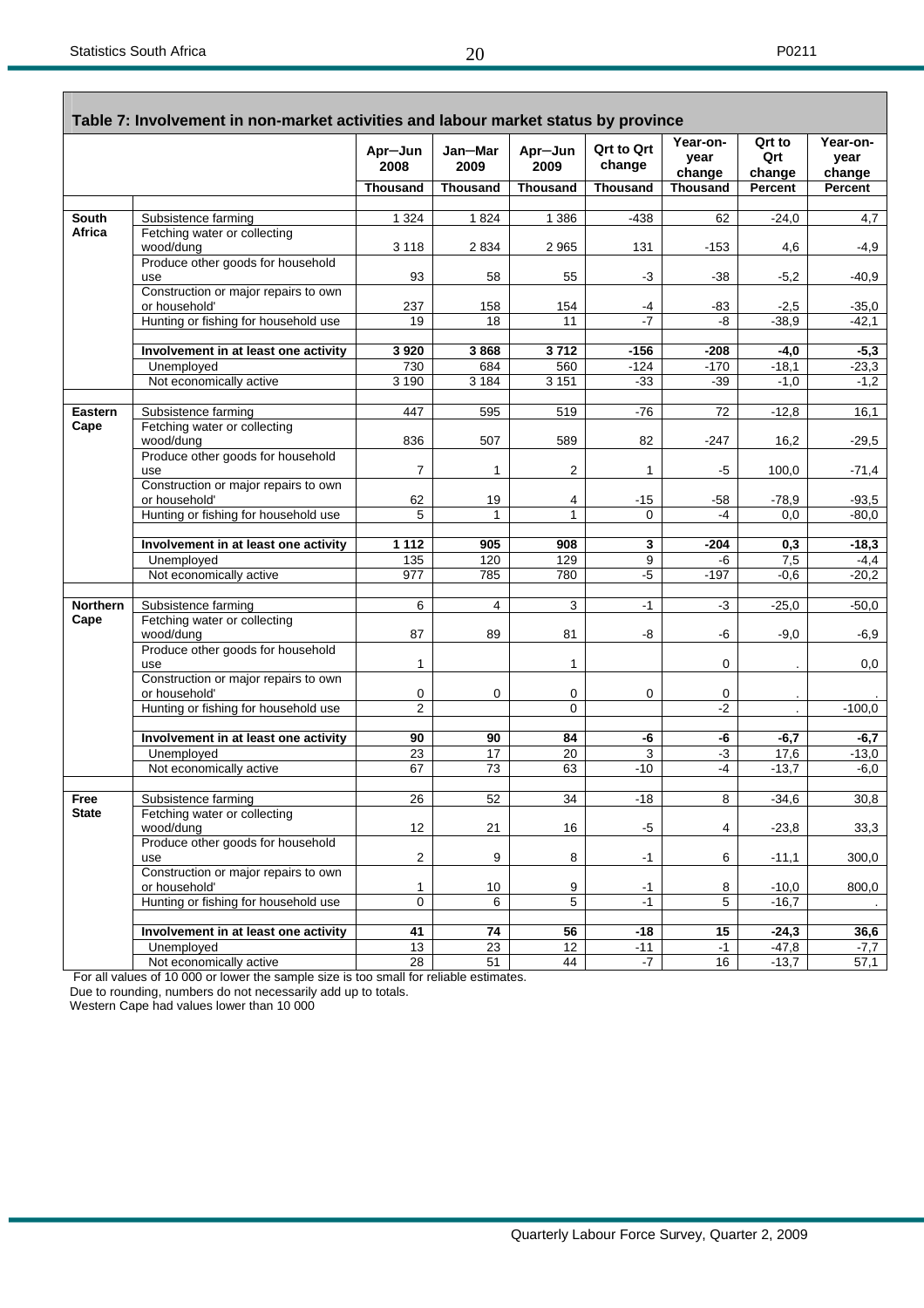## Table 7: Involvement in non-market activities and labour market status by province

| | | Apr–Jun 2008 | Jan–Mar 2009 | Apr–Jun 2009 | Qrt to Qrt change | Year-on-year change | Qrt to Qrt change | Year-on-year change |
|---|---|---|---|---|---|---|---|---|
| | | Thousand | Thousand | Thousand | Thousand | Thousand | Percent | Percent |
| **South Africa** | Subsistence farming | 1 324 | 1 824 | 1 386 | -438 | 62 | -24,0 | 4,7 |
| | Fetching water or collecting wood/dung | 3 118 | 2 834 | 2 965 | 131 | -153 | 4,6 | -4,9 |
| | Produce other goods for household use | 93 | 58 | 55 | -3 | -38 | -5,2 | -40,9 |
| | Construction or major repairs to own or household' | 237 | 158 | 154 | -4 | -83 | -2,5 | -35,0 |
| | Hunting or fishing for household use | 19 | 18 | 11 | -7 | -8 | -38,9 | -42,1 |
| | **Involvement in at least one activity** | **3 920** | **3 868** | **3 712** | **-156** | **-208** | **-4,0** | **-5,3** |
| | Unemployed | 730 | 684 | 560 | -124 | -170 | -18,1 | -23,3 |
| | Not economically active | 3 190 | 3 184 | 3 151 | -33 | -39 | -1,0 | -1,2 |
| **Eastern Cape** | Subsistence farming | 447 | 595 | 519 | -76 | 72 | -12,8 | 16,1 |
| | Fetching water or collecting wood/dung | 836 | 507 | 589 | 82 | -247 | 16,2 | -29,5 |
| | Produce other goods for household use | 7 | 1 | 2 | 1 | -5 | 100,0 | -71,4 |
| | Construction or major repairs to own or household' | 62 | 19 | 4 | -15 | -58 | -78,9 | -93,5 |
| | Hunting or fishing for household use | 5 | 1 | 1 | 0 | -4 | 0,0 | -80,0 |
| | **Involvement in at least one activity** | **1 112** | **905** | **908** | **3** | **-204** | **0,3** | **-18,3** |
| | Unemployed | 135 | 120 | 129 | 9 | -6 | 7,5 | -4,4 |
| | Not economically active | 977 | 785 | 780 | -5 | -197 | -0,6 | -20,2 |
| **Northern Cape** | Subsistence farming | 6 | 4 | 3 | -1 | -3 | -25,0 | -50,0 |
| | Fetching water or collecting wood/dung | 87 | 89 | 81 | -8 | -6 | -9,0 | -6,9 |
| | Produce other goods for household use | 1 | | 1 | | 0 | . | 0,0 |
| | Construction or major repairs to own or household' | 0 | 0 | 0 | 0 | 0 | . | . |
| | Hunting or fishing for household use | 2 | | 0 | | -2 | . | -100,0 |
| | **Involvement in at least one activity** | **90** | **90** | **84** | **-6** | **-6** | **-6,7** | **-6,7** |
| | Unemployed | 23 | 17 | 20 | 3 | -3 | 17,6 | -13,0 |
| | Not economically active | 67 | 73 | 63 | -10 | -4 | -13,7 | -6,0 |
| **Free State** | Subsistence farming | 26 | 52 | 34 | -18 | 8 | -34,6 | 30,8 |
| | Fetching water or collecting wood/dung | 12 | 21 | 16 | -5 | 4 | -23,8 | 33,3 |
| | Produce other goods for household use | 2 | 9 | 8 | -1 | 6 | -11,1 | 300,0 |
| | Construction or major repairs to own or household' | 1 | 10 | 9 | -1 | 8 | -10,0 | 800,0 |
| | Hunting or fishing for household use | 0 | 6 | 5 | -1 | 5 | -16,7 | . |
| | **Involvement in at least one activity** | **41** | **74** | **56** | **-18** | **15** | **-24,3** | **36,6** |
| | Unemployed | 13 | 23 | 12 | -11 | -1 | -47,8 | -7,7 |
| | Not economically active | 28 | 51 | 44 | -7 | 16 | -13,7 | 57,1 |

For all values of 10 000 or lower the sample size is too small for reliable estimates.

Due to rounding, numbers do not necessarily add up to totals.

Western Cape had values lower than 10 000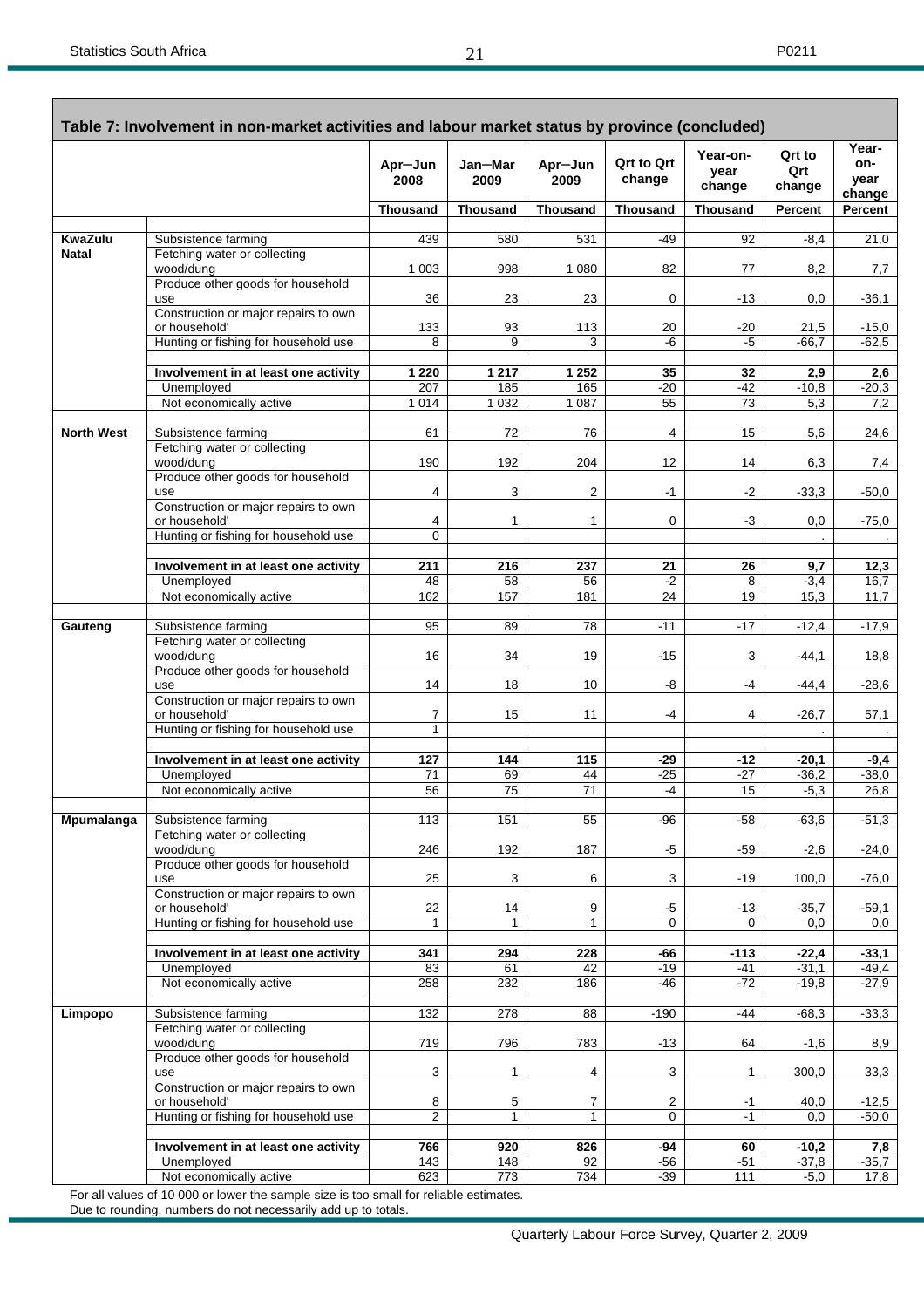## Table 7: Involvement in non-market activities and labour market status by province (concluded)

| | | Apr–Jun 2008 | Jan–Mar 2009 | Apr–Jun 2009 | Qrt to Qrt change | Year-on-year change | Qrt to Qrt change | Year-on-year change |
|---|---|---|---|---|---|---|---|---|
| | | Thousand | Thousand | Thousand | Thousand | Thousand | Percent | Percent |
| **KwaZulu Natal** | Subsistence farming | 439 | 580 | 531 | -49 | 92 | -8,4 | 21,0 |
| | Fetching water or collecting wood/dung | 1 003 | 998 | 1 080 | 82 | 77 | 8,2 | 7,7 |
| | Produce other goods for household use | 36 | 23 | 23 | 0 | -13 | 0,0 | -36,1 |
| | Construction or major repairs to own or household' | 133 | 93 | 113 | 20 | -20 | 21,5 | -15,0 |
| | Hunting or fishing for household use | 8 | 9 | 3 | -6 | -5 | -66,7 | -62,5 |
| | **Involvement in at least one activity** | **1 220** | **1 217** | **1 252** | **35** | **32** | **2,9** | **2,6** |
| | Unemployed | 207 | 185 | 165 | -20 | -42 | -10,8 | -20,3 |
| | Not economically active | 1 014 | 1 032 | 1 087 | 55 | 73 | 5,3 | 7,2 |
| **North West** | Subsistence farming | 61 | 72 | 76 | 4 | 15 | 5,6 | 24,6 |
| | Fetching water or collecting wood/dung | 190 | 192 | 204 | 12 | 14 | 6,3 | 7,4 |
| | Produce other goods for household use | 4 | 3 | 2 | -1 | -2 | -33,3 | -50,0 |
| | Construction or major repairs to own or household' | 4 | 1 | 1 | 0 | -3 | 0,0 | -75,0 |
| | Hunting or fishing for household use | 0 | | | | | . | . |
| | **Involvement in at least one activity** | **211** | **216** | **237** | **21** | **26** | **9,7** | **12,3** |
| | Unemployed | 48 | 58 | 56 | -2 | 8 | -3,4 | 16,7 |
| | Not economically active | 162 | 157 | 181 | 24 | 19 | 15,3 | 11,7 |
| **Gauteng** | Subsistence farming | 95 | 89 | 78 | -11 | -17 | -12,4 | -17,9 |
| | Fetching water or collecting wood/dung | 16 | 34 | 19 | -15 | 3 | -44,1 | 18,8 |
| | Produce other goods for household use | 14 | 18 | 10 | -8 | -4 | -44,4 | -28,6 |
| | Construction or major repairs to own or household' | 7 | 15 | 11 | -4 | 4 | -26,7 | 57,1 |
| | Hunting or fishing for household use | 1 | | | | | . | . |
| | **Involvement in at least one activity** | **127** | **144** | **115** | **-29** | **-12** | **-20,1** | **-9,4** |
| | Unemployed | 71 | 69 | 44 | -25 | -27 | -36,2 | -38,0 |
| | Not economically active | 56 | 75 | 71 | -4 | 15 | -5,3 | 26,8 |
| **Mpumalanga** | Subsistence farming | 113 | 151 | 55 | -96 | -58 | -63,6 | -51,3 |
| | Fetching water or collecting wood/dung | 246 | 192 | 187 | -5 | -59 | -2,6 | -24,0 |
| | Produce other goods for household use | 25 | 3 | 6 | 3 | -19 | 100,0 | -76,0 |
| | Construction or major repairs to own or household' | 22 | 14 | 9 | -5 | -13 | -35,7 | -59,1 |
| | Hunting or fishing for household use | 1 | 1 | 1 | 0 | 0 | 0,0 | 0,0 |
| | **Involvement in at least one activity** | **341** | **294** | **228** | **-66** | **-113** | **-22,4** | **-33,1** |
| | Unemployed | 83 | 61 | 42 | -19 | -41 | -31,1 | -49,4 |
| | Not economically active | 258 | 232 | 186 | -46 | -72 | -19,8 | -27,9 |
| **Limpopo** | Subsistence farming | 132 | 278 | 88 | -190 | -44 | -68,3 | -33,3 |
| | Fetching water or collecting wood/dung | 719 | 796 | 783 | -13 | 64 | -1,6 | 8,9 |
| | Produce other goods for household use | 3 | 1 | 4 | 3 | 1 | 300,0 | 33,3 |
| | Construction or major repairs to own or household' | 8 | 5 | 7 | 2 | -1 | 40,0 | -12,5 |
| | Hunting or fishing for household use | 2 | 1 | 1 | 0 | -1 | 0,0 | -50,0 |
| | **Involvement in at least one activity** | **766** | **920** | **826** | **-94** | **60** | **-10,2** | **7,8** |
| | Unemployed | 143 | 148 | 92 | -56 | -51 | -37,8 | -35,7 |
| | Not economically active | 623 | 773 | 734 | -39 | 111 | -5,0 | 17,8 |

For all values of 10 000 or lower the sample size is too small for reliable estimates.
Due to rounding, numbers do not necessarily add up to totals.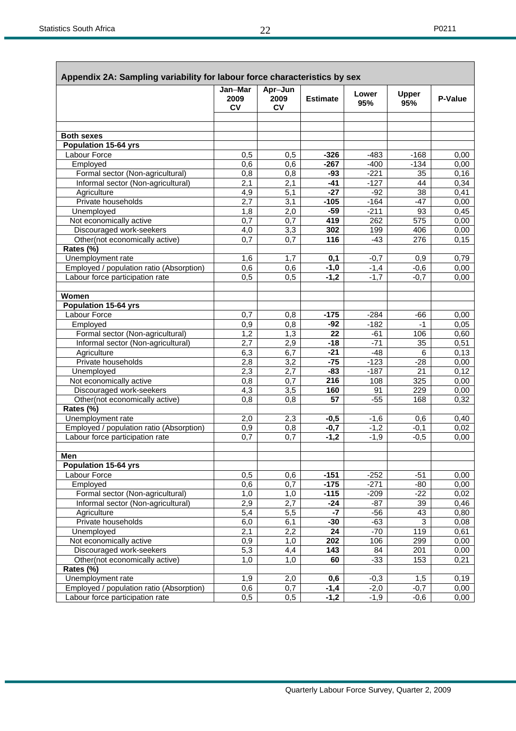## Appendix 2A: Sampling variability for labour force characteristics by sex

| | Jan–Mar 2009 CV | Apr–Jun 2009 CV | Estimate | Lower 95% | Upper 95% | P-Value |
|---|---|---|---|---|---|---|
| **Both sexes** | | | | | | |
| **Population 15-64 yrs** | | | | | | |
| Labour Force | 0,5 | 0,5 | **-326** | -483 | -168 | 0,00 |
| Employed | 0,6 | 0,6 | **-267** | -400 | -134 | 0,00 |
| Formal sector (Non-agricultural) | 0,8 | 0,8 | **-93** | -221 | 35 | 0,16 |
| Informal sector (Non-agricultural) | 2,1 | 2,1 | **-41** | -127 | 44 | 0,34 |
| Agriculture | 4,9 | 5,1 | **-27** | -92 | 38 | 0,41 |
| Private households | 2,7 | 3,1 | **-105** | -164 | -47 | 0,00 |
| Unemployed | 1,8 | 2,0 | **-59** | -211 | 93 | 0,45 |
| Not economically active | 0,7 | 0,7 | **419** | 262 | 575 | 0,00 |
| Discouraged work-seekers | 4,0 | 3,3 | **302** | 199 | 406 | 0,00 |
| Other(not economically active) | 0,7 | 0,7 | **116** | -43 | 276 | 0,15 |
| **Rates (%)** | | | | | | |
| Unemployment rate | 1,6 | 1,7 | **0,1** | -0,7 | 0,9 | 0,79 |
| Employed / population ratio (Absorption) | 0,6 | 0,6 | **-1,0** | -1,4 | -0,6 | 0,00 |
| Labour force participation rate | 0,5 | 0,5 | **-1,2** | -1,7 | -0,7 | 0,00 |
| **Women** | | | | | | |
| **Population 15-64 yrs** | | | | | | |
| Labour Force | 0,7 | 0,8 | **-175** | -284 | -66 | 0,00 |
| Employed | 0,9 | 0,8 | **-92** | -182 | -1 | 0,05 |
| Formal sector (Non-agricultural) | 1,2 | 1,3 | **22** | -61 | 106 | 0,60 |
| Informal sector (Non-agricultural) | 2,7 | 2,9 | **-18** | -71 | 35 | 0,51 |
| Agriculture | 6,3 | 6,7 | **-21** | -48 | 6 | 0,13 |
| Private households | 2,8 | 3,2 | **-75** | -123 | -28 | 0,00 |
| Unemployed | 2,3 | 2,7 | **-83** | -187 | 21 | 0,12 |
| Not economically active | 0,8 | 0,7 | **216** | 108 | 325 | 0,00 |
| Discouraged work-seekers | 4,3 | 3,5 | **160** | 91 | 229 | 0,00 |
| Other(not economically active) | 0,8 | 0,8 | **57** | -55 | 168 | 0,32 |
| **Rates (%)** | | | | | | |
| Unemployment rate | 2,0 | 2,3 | **-0,5** | -1,6 | 0,6 | 0,40 |
| Employed / population ratio (Absorption) | 0,9 | 0,8 | **-0,7** | -1,2 | -0,1 | 0,02 |
| Labour force participation rate | 0,7 | 0,7 | **-1,2** | -1,9 | -0,5 | 0,00 |
| **Men** | | | | | | |
| **Population 15-64 yrs** | | | | | | |
| Labour Force | 0,5 | 0,6 | **-151** | -252 | -51 | 0,00 |
| Employed | 0,6 | 0,7 | **-175** | -271 | -80 | 0,00 |
| Formal sector (Non-agricultural) | 1,0 | 1,0 | **-115** | -209 | -22 | 0,02 |
| Informal sector (Non-agricultural) | 2,9 | 2,7 | **-24** | -87 | 39 | 0,46 |
| Agriculture | 5,4 | 5,5 | **-7** | -56 | 43 | 0,80 |
| Private households | 6,0 | 6,1 | **-30** | -63 | 3 | 0,08 |
| Unemployed | 2,1 | 2,2 | **24** | -70 | 119 | 0,61 |
| Not economically active | 0,9 | 1,0 | **202** | 106 | 299 | 0,00 |
| Discouraged work-seekers | 5,3 | 4,4 | **143** | 84 | 201 | 0,00 |
| Other(not economically active) | 1,0 | 1,0 | **60** | -33 | 153 | 0,21 |
| **Rates (%)** | | | | | | |
| Unemployment rate | 1,9 | 2,0 | **0,6** | -0,3 | 1,5 | 0,19 |
| Employed / population ratio (Absorption) | 0,6 | 0,7 | **-1,4** | -2,0 | -0,7 | 0,00 |
| Labour force participation rate | 0,5 | 0,5 | **-1,2** | -1,9 | -0,6 | 0,00 |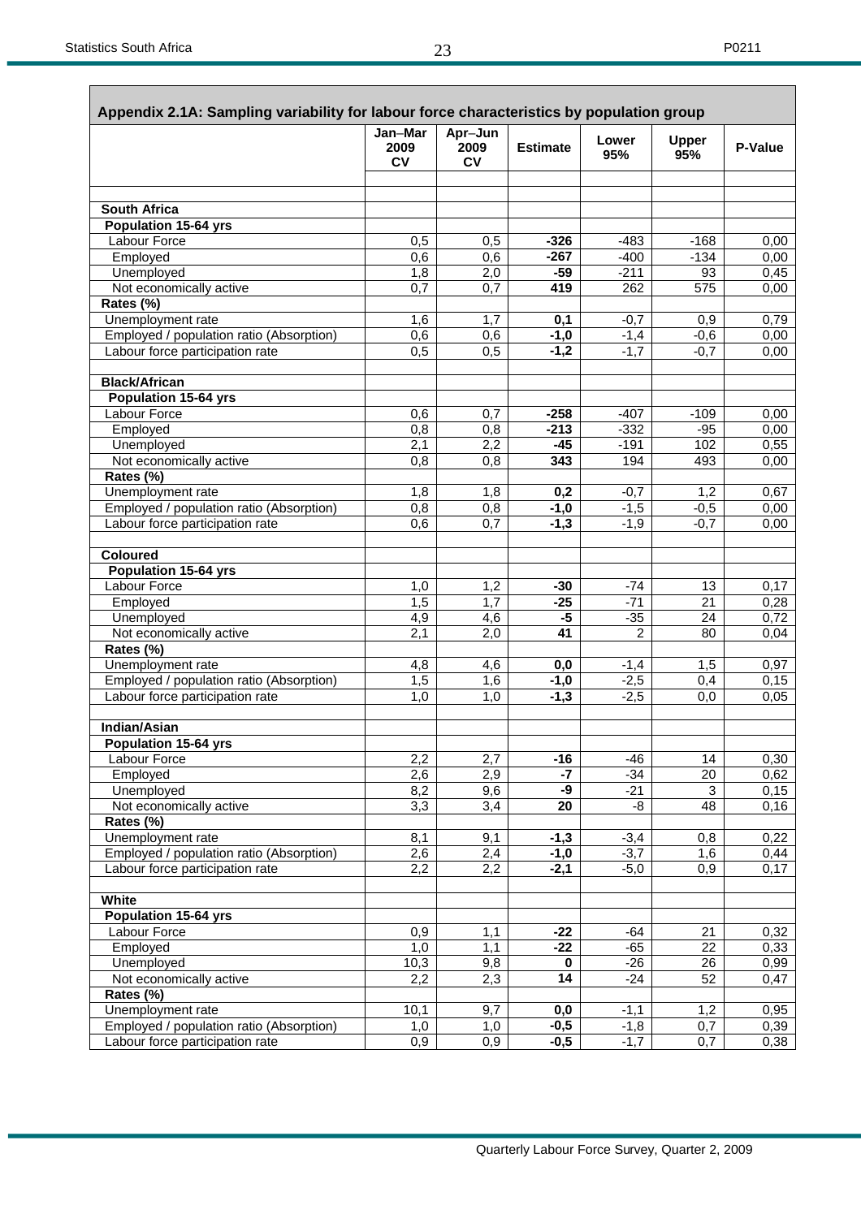## Appendix 2.1A: Sampling variability for labour force characteristics by population group

| | Jan–Mar 2009 CV | Apr–Jun 2009 CV | Estimate | Lower 95% | Upper 95% | P-Value |
|---|---|---|---|---|---|---|
| **South Africa** | | | | | | |
| **Population 15-64 yrs** | | | | | | |
| Labour Force | 0,5 | 0,5 | **-326** | -483 | -168 | 0,00 |
| Employed | 0,6 | 0,6 | **-267** | -400 | -134 | 0,00 |
| Unemployed | 1,8 | 2,0 | **-59** | -211 | 93 | 0,45 |
| Not economically active | 0,7 | 0,7 | **419** | 262 | 575 | 0,00 |
| **Rates (%)** | | | | | | |
| Unemployment rate | 1,6 | 1,7 | **0,1** | -0,7 | 0,9 | 0,79 |
| Employed / population ratio (Absorption) | 0,6 | 0,6 | **-1,0** | -1,4 | -0,6 | 0,00 |
| Labour force participation rate | 0,5 | 0,5 | **-1,2** | -1,7 | -0,7 | 0,00 |
| **Black/African** | | | | | | |
| **Population 15-64 yrs** | | | | | | |
| Labour Force | 0,6 | 0,7 | **-258** | -407 | -109 | 0,00 |
| Employed | 0,8 | 0,8 | **-213** | -332 | -95 | 0,00 |
| Unemployed | 2,1 | 2,2 | **-45** | -191 | 102 | 0,55 |
| Not economically active | 0,8 | 0,8 | **343** | 194 | 493 | 0,00 |
| **Rates (%)** | | | | | | |
| Unemployment rate | 1,8 | 1,8 | **0,2** | -0,7 | 1,2 | 0,67 |
| Employed / population ratio (Absorption) | 0,8 | 0,8 | **-1,0** | -1,5 | -0,5 | 0,00 |
| Labour force participation rate | 0,6 | 0,7 | **-1,3** | -1,9 | -0,7 | 0,00 |
| **Coloured** | | | | | | |
| **Population 15-64 yrs** | | | | | | |
| Labour Force | 1,0 | 1,2 | **-30** | -74 | 13 | 0,17 |
| Employed | 1,5 | 1,7 | **-25** | -71 | 21 | 0,28 |
| Unemployed | 4,9 | 4,6 | **-5** | -35 | 24 | 0,72 |
| Not economically active | 2,1 | 2,0 | **41** | 2 | 80 | 0,04 |
| **Rates (%)** | | | | | | |
| Unemployment rate | 4,8 | 4,6 | **0,0** | -1,4 | 1,5 | 0,97 |
| Employed / population ratio (Absorption) | 1,5 | 1,6 | **-1,0** | -2,5 | 0,4 | 0,15 |
| Labour force participation rate | 1,0 | 1,0 | **-1,3** | -2,5 | 0,0 | 0,05 |
| **Indian/Asian** | | | | | | |
| **Population 15-64 yrs** | | | | | | |
| Labour Force | 2,2 | 2,7 | **-16** | -46 | 14 | 0,30 |
| Employed | 2,6 | 2,9 | **-7** | -34 | 20 | 0,62 |
| Unemployed | 8,2 | 9,6 | **-9** | -21 | 3 | 0,15 |
| Not economically active | 3,3 | 3,4 | **20** | -8 | 48 | 0,16 |
| **Rates (%)** | | | | | | |
| Unemployment rate | 8,1 | 9,1 | **-1,3** | -3,4 | 0,8 | 0,22 |
| Employed / population ratio (Absorption) | 2,6 | 2,4 | **-1,0** | -3,7 | 1,6 | 0,44 |
| Labour force participation rate | 2,2 | 2,2 | **-2,1** | -5,0 | 0,9 | 0,17 |
| **White** | | | | | | |
| **Population 15-64 yrs** | | | | | | |
| Labour Force | 0,9 | 1,1 | **-22** | -64 | 21 | 0,32 |
| Employed | 1,0 | 1,1 | **-22** | -65 | 22 | 0,33 |
| Unemployed | 10,3 | 9,8 | **0** | -26 | 26 | 0,99 |
| Not economically active | 2,2 | 2,3 | **14** | -24 | 52 | 0,47 |
| **Rates (%)** | | | | | | |
| Unemployment rate | 10,1 | 9,7 | **0,0** | -1,1 | 1,2 | 0,95 |
| Employed / population ratio (Absorption) | 1,0 | 1,0 | **-0,5** | -1,8 | 0,7 | 0,39 |
| Labour force participation rate | 0,9 | 0,9 | **-0,5** | -1,7 | 0,7 | 0,38 |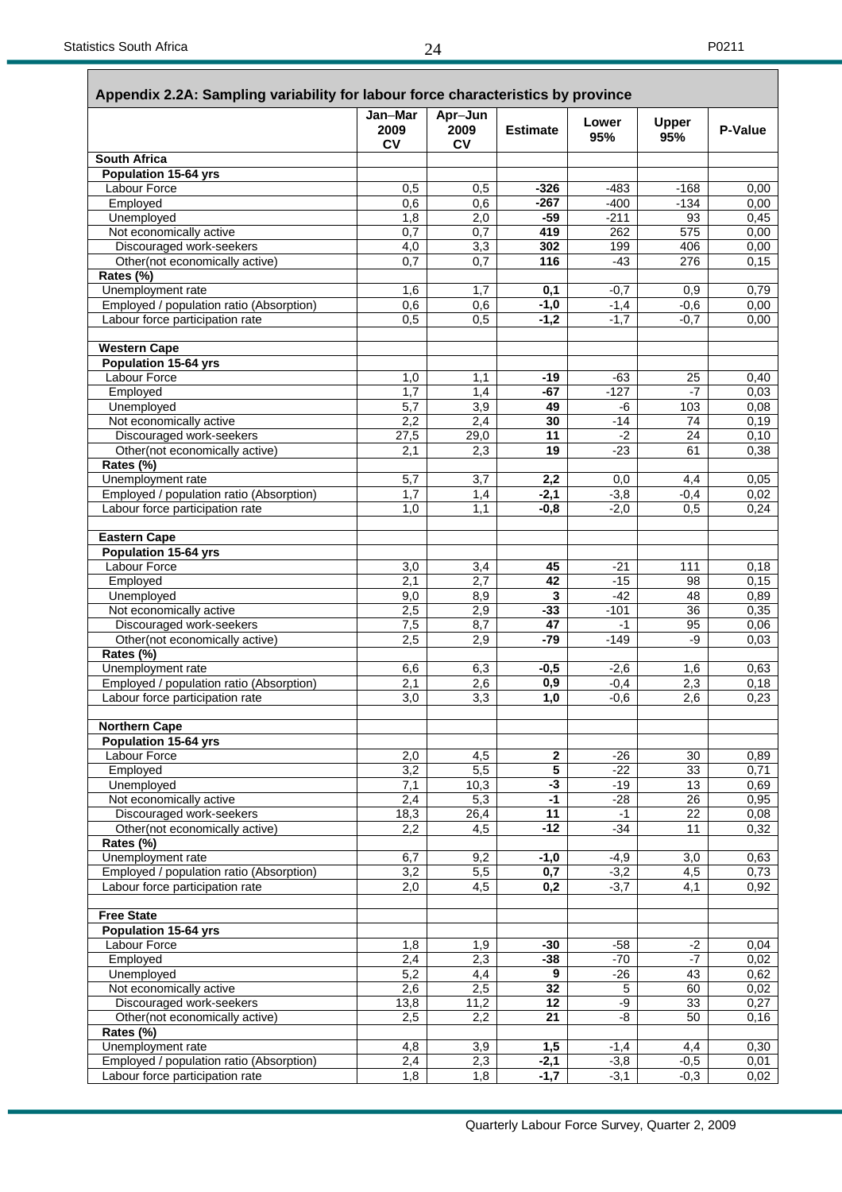## Appendix 2.2A: Sampling variability for labour force characteristics by province

| | Jan–Mar 2009 CV | Apr–Jun 2009 CV | Estimate | Lower 95% | Upper 95% | P-Value |
|---|---|---|---|---|---|---|
| **South Africa** | | | | | | |
| **Population 15-64 yrs** | | | | | | |
| Labour Force | 0,5 | 0,5 | **-326** | -483 | -168 | 0,00 |
| Employed | 0,6 | 0,6 | **-267** | -400 | -134 | 0,00 |
| Unemployed | 1,8 | 2,0 | **-59** | -211 | 93 | 0,45 |
| Not economically active | 0,7 | 0,7 | **419** | 262 | 575 | 0,00 |
| Discouraged work-seekers | 4,0 | 3,3 | **302** | 199 | 406 | 0,00 |
| Other(not economically active) | 0,7 | 0,7 | **116** | -43 | 276 | 0,15 |
| **Rates (%)** | | | | | | |
| Unemployment rate | 1,6 | 1,7 | **0,1** | -0,7 | 0,9 | 0,79 |
| Employed / population ratio (Absorption) | 0,6 | 0,6 | **-1,0** | -1,4 | -0,6 | 0,00 |
| Labour force participation rate | 0,5 | 0,5 | **-1,2** | -1,7 | -0,7 | 0,00 |
| | | | | | | |
| **Western Cape** | | | | | | |
| **Population 15-64 yrs** | | | | | | |
| Labour Force | 1,0 | 1,1 | **-19** | -63 | 25 | 0,40 |
| Employed | 1,7 | 1,4 | **-67** | -127 | -7 | 0,03 |
| Unemployed | 5,7 | 3,9 | **49** | -6 | 103 | 0,08 |
| Not economically active | 2,2 | 2,4 | **30** | -14 | 74 | 0,19 |
| Discouraged work-seekers | 27,5 | 29,0 | **11** | -2 | 24 | 0,10 |
| Other(not economically active) | 2,1 | 2,3 | **19** | -23 | 61 | 0,38 |
| **Rates (%)** | | | | | | |
| Unemployment rate | 5,7 | 3,7 | **2,2** | 0,0 | 4,4 | 0,05 |
| Employed / population ratio (Absorption) | 1,7 | 1,4 | **-2,1** | -3,8 | -0,4 | 0,02 |
| Labour force participation rate | 1,0 | 1,1 | **-0,8** | -2,0 | 0,5 | 0,24 |
| | | | | | | |
| **Eastern Cape** | | | | | | |
| **Population 15-64 yrs** | | | | | | |
| Labour Force | 3,0 | 3,4 | **45** | -21 | 111 | 0,18 |
| Employed | 2,1 | 2,7 | **42** | -15 | 98 | 0,15 |
| Unemployed | 9,0 | 8,9 | **3** | -42 | 48 | 0,89 |
| Not economically active | 2,5 | 2,9 | **-33** | -101 | 36 | 0,35 |
| Discouraged work-seekers | 7,5 | 8,7 | **47** | -1 | 95 | 0,06 |
| Other(not economically active) | 2,5 | 2,9 | **-79** | -149 | -9 | 0,03 |
| **Rates (%)** | | | | | | |
| Unemployment rate | 6,6 | 6,3 | **-0,5** | -2,6 | 1,6 | 0,63 |
| Employed / population ratio (Absorption) | 2,1 | 2,6 | **0,9** | -0,4 | 2,3 | 0,18 |
| Labour force participation rate | 3,0 | 3,3 | **1,0** | -0,6 | 2,6 | 0,23 |
| | | | | | | |
| **Northern Cape** | | | | | | |
| **Population 15-64 yrs** | | | | | | |
| Labour Force | 2,0 | 4,5 | **2** | -26 | 30 | 0,89 |
| Employed | 3,2 | 5,5 | **5** | -22 | 33 | 0,71 |
| Unemployed | 7,1 | 10,3 | **-3** | -19 | 13 | 0,69 |
| Not economically active | 2,4 | 5,3 | **-1** | -28 | 26 | 0,95 |
| Discouraged work-seekers | 18,3 | 26,4 | **11** | -1 | 22 | 0,08 |
| Other(not economically active) | 2,2 | 4,5 | **-12** | -34 | 11 | 0,32 |
| **Rates (%)** | | | | | | |
| Unemployment rate | 6,7 | 9,2 | **-1,0** | -4,9 | 3,0 | 0,63 |
| Employed / population ratio (Absorption) | 3,2 | 5,5 | **0,7** | -3,2 | 4,5 | 0,73 |
| Labour force participation rate | 2,0 | 4,5 | **0,2** | -3,7 | 4,1 | 0,92 |
| | | | | | | |
| **Free State** | | | | | | |
| **Population 15-64 yrs** | | | | | | |
| Labour Force | 1,8 | 1,9 | **-30** | -58 | -2 | 0,04 |
| Employed | 2,4 | 2,3 | **-38** | -70 | -7 | 0,02 |
| Unemployed | 5,2 | 4,4 | **9** | -26 | 43 | 0,62 |
| Not economically active | 2,6 | 2,5 | **32** | 5 | 60 | 0,02 |
| Discouraged work-seekers | 13,8 | 11,2 | **12** | -9 | 33 | 0,27 |
| Other(not economically active) | 2,5 | 2,2 | **21** | -8 | 50 | 0,16 |
| **Rates (%)** | | | | | | |
| Unemployment rate | 4,8 | 3,9 | **1,5** | -1,4 | 4,4 | 0,30 |
| Employed / population ratio (Absorption) | 2,4 | 2,3 | **-2,1** | -3,8 | -0,5 | 0,01 |
| Labour force participation rate | 1,8 | 1,8 | **-1,7** | -3,1 | -0,3 | 0,02 |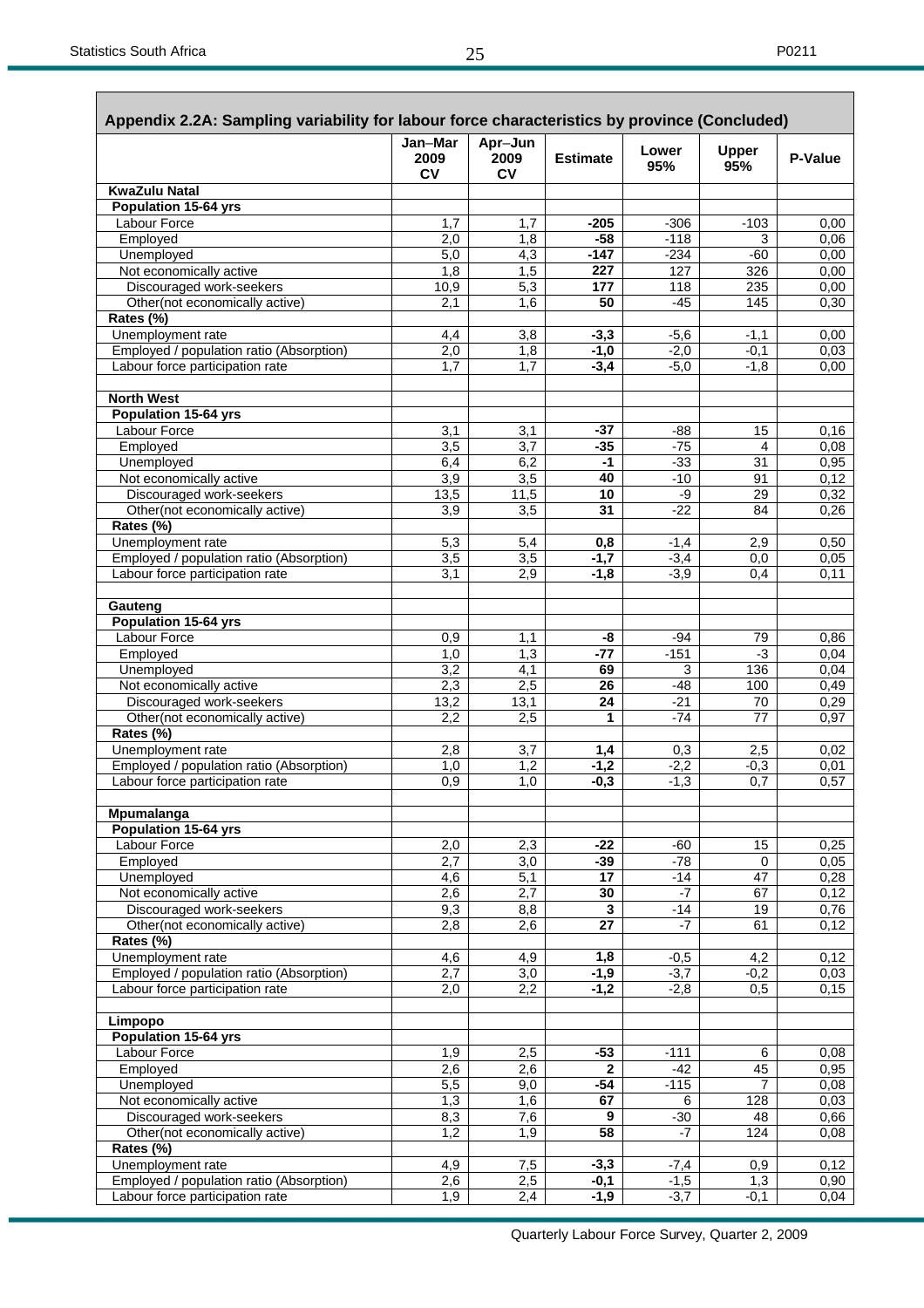## Appendix 2.2A: Sampling variability for labour force characteristics by province (Concluded)

| | Jan–Mar 2009 CV | Apr–Jun 2009 CV | Estimate | Lower 95% | Upper 95% | P-Value |
|---|---|---|---|---|---|---|
| **KwaZulu Natal** | | | | | | |
| **Population 15-64 yrs** | | | | | | |
| Labour Force | 1,7 | 1,7 | **-205** | -306 | -103 | 0,00 |
| Employed | 2,0 | 1,8 | **-58** | -118 | 3 | 0,06 |
| Unemployed | 5,0 | 4,3 | **-147** | -234 | -60 | 0,00 |
| Not economically active | 1,8 | 1,5 | **227** | 127 | 326 | 0,00 |
| Discouraged work-seekers | 10,9 | 5,3 | **177** | 118 | 235 | 0,00 |
| Other(not economically active) | 2,1 | 1,6 | **50** | -45 | 145 | 0,30 |
| **Rates (%)** | | | | | | |
| Unemployment rate | 4,4 | 3,8 | **-3,3** | -5,6 | -1,1 | 0,00 |
| Employed / population ratio (Absorption) | 2,0 | 1,8 | **-1,0** | -2,0 | -0,1 | 0,03 |
| Labour force participation rate | 1,7 | 1,7 | **-3,4** | -5,0 | -1,8 | 0,00 |
| | | | | | | |
| **North West** | | | | | | |
| **Population 15-64 yrs** | | | | | | |
| Labour Force | 3,1 | 3,1 | **-37** | -88 | 15 | 0,16 |
| Employed | 3,5 | 3,7 | **-35** | -75 | 4 | 0,08 |
| Unemployed | 6,4 | 6,2 | **-1** | -33 | 31 | 0,95 |
| Not economically active | 3,9 | 3,5 | **40** | -10 | 91 | 0,12 |
| Discouraged work-seekers | 13,5 | 11,5 | **10** | -9 | 29 | 0,32 |
| Other(not economically active) | 3,9 | 3,5 | **31** | -22 | 84 | 0,26 |
| **Rates (%)** | | | | | | |
| Unemployment rate | 5,3 | 5,4 | **0,8** | -1,4 | 2,9 | 0,50 |
| Employed / population ratio (Absorption) | 3,5 | 3,5 | **-1,7** | -3,4 | 0,0 | 0,05 |
| Labour force participation rate | 3,1 | 2,9 | **-1,8** | -3,9 | 0,4 | 0,11 |
| | | | | | | |
| **Gauteng** | | | | | | |
| **Population 15-64 yrs** | | | | | | |
| Labour Force | 0,9 | 1,1 | **-8** | -94 | 79 | 0,86 |
| Employed | 1,0 | 1,3 | **-77** | -151 | -3 | 0,04 |
| Unemployed | 3,2 | 4,1 | **69** | 3 | 136 | 0,04 |
| Not economically active | 2,3 | 2,5 | **26** | -48 | 100 | 0,49 |
| Discouraged work-seekers | 13,2 | 13,1 | **24** | -21 | 70 | 0,29 |
| Other(not economically active) | 2,2 | 2,5 | **1** | -74 | 77 | 0,97 |
| **Rates (%)** | | | | | | |
| Unemployment rate | 2,8 | 3,7 | **1,4** | 0,3 | 2,5 | 0,02 |
| Employed / population ratio (Absorption) | 1,0 | 1,2 | **-1,2** | -2,2 | -0,3 | 0,01 |
| Labour force participation rate | 0,9 | 1,0 | **-0,3** | -1,3 | 0,7 | 0,57 |
| | | | | | | |
| **Mpumalanga** | | | | | | |
| **Population 15-64 yrs** | | | | | | |
| Labour Force | 2,0 | 2,3 | **-22** | -60 | 15 | 0,25 |
| Employed | 2,7 | 3,0 | **-39** | -78 | 0 | 0,05 |
| Unemployed | 4,6 | 5,1 | **17** | -14 | 47 | 0,28 |
| Not economically active | 2,6 | 2,7 | **30** | -7 | 67 | 0,12 |
| Discouraged work-seekers | 9,3 | 8,8 | **3** | -14 | 19 | 0,76 |
| Other(not economically active) | 2,8 | 2,6 | **27** | -7 | 61 | 0,12 |
| **Rates (%)** | | | | | | |
| Unemployment rate | 4,6 | 4,9 | **1,8** | -0,5 | 4,2 | 0,12 |
| Employed / population ratio (Absorption) | 2,7 | 3,0 | **-1,9** | -3,7 | -0,2 | 0,03 |
| Labour force participation rate | 2,0 | 2,2 | **-1,2** | -2,8 | 0,5 | 0,15 |
| | | | | | | |
| **Limpopo** | | | | | | |
| **Population 15-64 yrs** | | | | | | |
| Labour Force | 1,9 | 2,5 | **-53** | -111 | 6 | 0,08 |
| Employed | 2,6 | 2,6 | **2** | -42 | 45 | 0,95 |
| Unemployed | 5,5 | 9,0 | **-54** | -115 | 7 | 0,08 |
| Not economically active | 1,3 | 1,6 | **67** | 6 | 128 | 0,03 |
| Discouraged work-seekers | 8,3 | 7,6 | **9** | -30 | 48 | 0,66 |
| Other(not economically active) | 1,2 | 1,9 | **58** | -7 | 124 | 0,08 |
| **Rates (%)** | | | | | | |
| Unemployment rate | 4,9 | 7,5 | **-3,3** | -7,4 | 0,9 | 0,12 |
| Employed / population ratio (Absorption) | 2,6 | 2,5 | **-0,1** | -1,5 | 1,3 | 0,90 |
| Labour force participation rate | 1,9 | 2,4 | **-1,9** | -3,7 | -0,1 | 0,04 |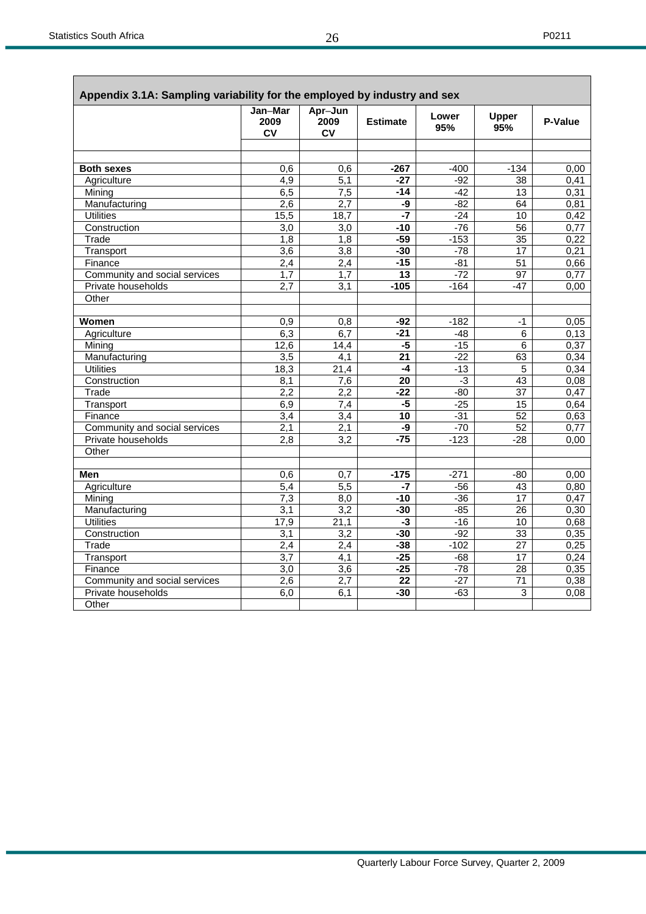## Appendix 3.1A: Sampling variability for the employed by industry and sex

| | Jan–Mar 2009 CV | Apr–Jun 2009 CV | Estimate | Lower 95% | Upper 95% | P-Value |
|---|---|---|---|---|---|---|
| | | | | | | |
| **Both sexes** | 0,6 | 0,6 | **-267** | -400 | -134 | 0,00 |
| Agriculture | 4,9 | 5,1 | **-27** | -92 | 38 | 0,41 |
| Mining | 6,5 | 7,5 | **-14** | -42 | 13 | 0,31 |
| Manufacturing | 2,6 | 2,7 | **-9** | -82 | 64 | 0,81 |
| Utilities | 15,5 | 18,7 | **-7** | -24 | 10 | 0,42 |
| Construction | 3,0 | 3,0 | **-10** | -76 | 56 | 0,77 |
| Trade | 1,8 | 1,8 | **-59** | -153 | 35 | 0,22 |
| Transport | 3,6 | 3,8 | **-30** | -78 | 17 | 0,21 |
| Finance | 2,4 | 2,4 | **-15** | -81 | 51 | 0,66 |
| Community and social services | 1,7 | 1,7 | **13** | -72 | 97 | 0,77 |
| Private households | 2,7 | 3,1 | **-105** | -164 | -47 | 0,00 |
| Other | | | | | | |
| | | | | | | |
| **Women** | 0,9 | 0,8 | **-92** | -182 | -1 | 0,05 |
| Agriculture | 6,3 | 6,7 | **-21** | -48 | 6 | 0,13 |
| Mining | 12,6 | 14,4 | **-5** | -15 | 6 | 0,37 |
| Manufacturing | 3,5 | 4,1 | **21** | -22 | 63 | 0,34 |
| Utilities | 18,3 | 21,4 | **-4** | -13 | 5 | 0,34 |
| Construction | 8,1 | 7,6 | **20** | -3 | 43 | 0,08 |
| Trade | 2,2 | 2,2 | **-22** | -80 | 37 | 0,47 |
| Transport | 6,9 | 7,4 | **-5** | -25 | 15 | 0,64 |
| Finance | 3,4 | 3,4 | **10** | -31 | 52 | 0,63 |
| Community and social services | 2,1 | 2,1 | **-9** | -70 | 52 | 0,77 |
| Private households | 2,8 | 3,2 | **-75** | -123 | -28 | 0,00 |
| Other | | | | | | |
| | | | | | | |
| **Men** | 0,6 | 0,7 | **-175** | -271 | -80 | 0,00 |
| Agriculture | 5,4 | 5,5 | **-7** | -56 | 43 | 0,80 |
| Mining | 7,3 | 8,0 | **-10** | -36 | 17 | 0,47 |
| Manufacturing | 3,1 | 3,2 | **-30** | -85 | 26 | 0,30 |
| Utilities | 17,9 | 21,1 | **-3** | -16 | 10 | 0,68 |
| Construction | 3,1 | 3,2 | **-30** | -92 | 33 | 0,35 |
| Trade | 2,4 | 2,4 | **-38** | -102 | 27 | 0,25 |
| Transport | 3,7 | 4,1 | **-25** | -68 | 17 | 0,24 |
| Finance | 3,0 | 3,6 | **-25** | -78 | 28 | 0,35 |
| Community and social services | 2,6 | 2,7 | **22** | -27 | 71 | 0,38 |
| Private households | 6,0 | 6,1 | **-30** | -63 | 3 | 0,08 |
| Other | | | | | | |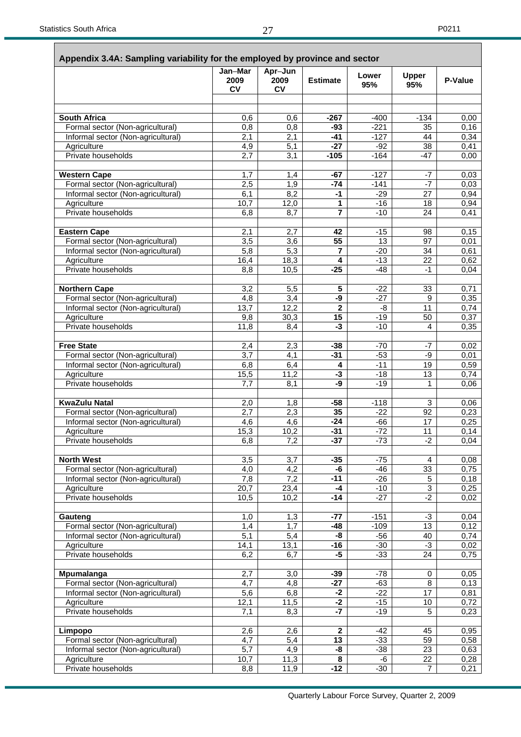## Appendix 3.4A: Sampling variability for the employed by province and sector

| | Jan–Mar 2009 CV | Apr–Jun 2009 CV | Estimate | Lower 95% | Upper 95% | P-Value |
|---|---|---|---|---|---|---|
| **South Africa** | 0,6 | 0,6 | **-267** | -400 | -134 | 0,00 |
| Formal sector (Non-agricultural) | 0,8 | 0,8 | **-93** | -221 | 35 | 0,16 |
| Informal sector (Non-agricultural) | 2,1 | 2,1 | **-41** | -127 | 44 | 0,34 |
| Agriculture | 4,9 | 5,1 | **-27** | -92 | 38 | 0,41 |
| Private households | 2,7 | 3,1 | **-105** | -164 | -47 | 0,00 |
| **Western Cape** | 1,7 | 1,4 | **-67** | -127 | -7 | 0,03 |
| Formal sector (Non-agricultural) | 2,5 | 1,9 | **-74** | -141 | -7 | 0,03 |
| Informal sector (Non-agricultural) | 6,1 | 8,2 | **-1** | -29 | 27 | 0,94 |
| Agriculture | 10,7 | 12,0 | **1** | -16 | 18 | 0,94 |
| Private households | 6,8 | 8,7 | **7** | -10 | 24 | 0,41 |
| **Eastern Cape** | 2,1 | 2,7 | **42** | -15 | 98 | 0,15 |
| Formal sector (Non-agricultural) | 3,5 | 3,6 | **55** | 13 | 97 | 0,01 |
| Informal sector (Non-agricultural) | 5,8 | 5,3 | **7** | -20 | 34 | 0,61 |
| Agriculture | 16,4 | 18,3 | **4** | -13 | 22 | 0,62 |
| Private households | 8,8 | 10,5 | **-25** | -48 | -1 | 0,04 |
| **Northern Cape** | 3,2 | 5,5 | **5** | -22 | 33 | 0,71 |
| Formal sector (Non-agricultural) | 4,8 | 3,4 | **-9** | -27 | 9 | 0,35 |
| Informal sector (Non-agricultural) | 13,7 | 12,2 | **2** | -8 | 11 | 0,74 |
| Agriculture | 9,8 | 30,3 | **15** | -19 | 50 | 0,37 |
| Private households | 11,8 | 8,4 | **-3** | -10 | 4 | 0,35 |
| **Free State** | 2,4 | 2,3 | **-38** | -70 | -7 | 0,02 |
| Formal sector (Non-agricultural) | 3,7 | 4,1 | **-31** | -53 | -9 | 0,01 |
| Informal sector (Non-agricultural) | 6,8 | 6,4 | **4** | -11 | 19 | 0,59 |
| Agriculture | 15,5 | 11,2 | **-3** | -18 | 13 | 0,74 |
| Private households | 7,7 | 8,1 | **-9** | -19 | 1 | 0,06 |
| **KwaZulu Natal** | 2,0 | 1,8 | **-58** | -118 | 3 | 0,06 |
| Formal sector (Non-agricultural) | 2,7 | 2,3 | **35** | -22 | 92 | 0,23 |
| Informal sector (Non-agricultural) | 4,6 | 4,6 | **-24** | -66 | 17 | 0,25 |
| Agriculture | 15,3 | 10,2 | **-31** | -72 | 11 | 0,14 |
| Private households | 6,8 | 7,2 | **-37** | -73 | -2 | 0,04 |
| **North West** | 3,5 | 3,7 | **-35** | -75 | 4 | 0,08 |
| Formal sector (Non-agricultural) | 4,0 | 4,2 | **-6** | -46 | 33 | 0,75 |
| Informal sector (Non-agricultural) | 7,8 | 7,2 | **-11** | -26 | 5 | 0,18 |
| Agriculture | 20,7 | 23,4 | **-4** | -10 | 3 | 0,25 |
| Private households | 10,5 | 10,2 | **-14** | -27 | -2 | 0,02 |
| **Gauteng** | 1,0 | 1,3 | **-77** | -151 | -3 | 0,04 |
| Formal sector (Non-agricultural) | 1,4 | 1,7 | **-48** | -109 | 13 | 0,12 |
| Informal sector (Non-agricultural) | 5,1 | 5,4 | **-8** | -56 | 40 | 0,74 |
| Agriculture | 14,1 | 13,1 | **-16** | -30 | -3 | 0,02 |
| Private households | 6,2 | 6,7 | **-5** | -33 | 24 | 0,75 |
| **Mpumalanga** | 2,7 | 3,0 | **-39** | -78 | 0 | 0,05 |
| Formal sector (Non-agricultural) | 4,7 | 4,8 | **-27** | -63 | 8 | 0,13 |
| Informal sector (Non-agricultural) | 5,6 | 6,8 | **-2** | -22 | 17 | 0,81 |
| Agriculture | 12,1 | 11,5 | **-2** | -15 | 10 | 0,72 |
| Private households | 7,1 | 8,3 | **-7** | -19 | 5 | 0,23 |
| **Limpopo** | 2,6 | 2,6 | **2** | -42 | 45 | 0,95 |
| Formal sector (Non-agricultural) | 4,7 | 5,4 | **13** | -33 | 59 | 0,58 |
| Informal sector (Non-agricultural) | 5,7 | 4,9 | **-8** | -38 | 23 | 0,63 |
| Agriculture | 10,7 | 11,3 | **8** | -6 | 22 | 0,28 |
| Private households | 8,8 | 11,9 | **-12** | -30 | 7 | 0,21 |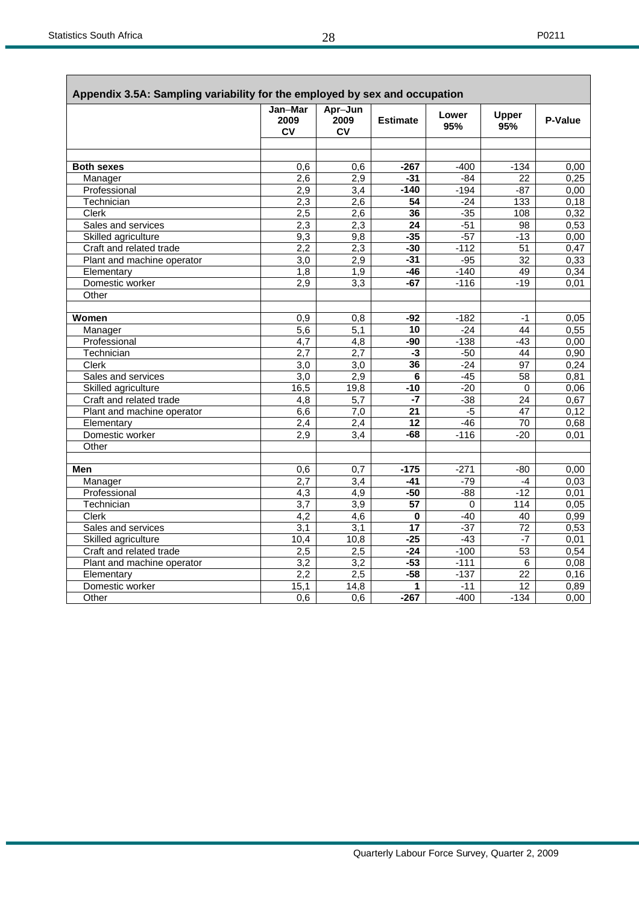## Appendix 3.5A: Sampling variability for the employed by sex and occupation

| | Jan–Mar 2009 CV | Apr–Jun 2009 CV | Estimate | Lower 95% | Upper 95% | P-Value |
|---|---|---|---|---|---|---|
| | | | | | | |
| **Both sexes** | 0,6 | 0,6 | **-267** | -400 | -134 | 0,00 |
| Manager | 2,6 | 2,9 | **-31** | -84 | 22 | 0,25 |
| Professional | 2,9 | 3,4 | **-140** | -194 | -87 | 0,00 |
| Technician | 2,3 | 2,6 | **54** | -24 | 133 | 0,18 |
| Clerk | 2,5 | 2,6 | **36** | -35 | 108 | 0,32 |
| Sales and services | 2,3 | 2,3 | **24** | -51 | 98 | 0,53 |
| Skilled agriculture | 9,3 | 9,8 | **-35** | -57 | -13 | 0,00 |
| Craft and related trade | 2,2 | 2,3 | **-30** | -112 | 51 | 0,47 |
| Plant and machine operator | 3,0 | 2,9 | **-31** | -95 | 32 | 0,33 |
| Elementary | 1,8 | 1,9 | **-46** | -140 | 49 | 0,34 |
| Domestic worker | 2,9 | 3,3 | **-67** | -116 | -19 | 0,01 |
| Other | | | | | | |
| | | | | | | |
| **Women** | 0,9 | 0,8 | **-92** | -182 | -1 | 0,05 |
| Manager | 5,6 | 5,1 | **10** | -24 | 44 | 0,55 |
| Professional | 4,7 | 4,8 | **-90** | -138 | -43 | 0,00 |
| Technician | 2,7 | 2,7 | **-3** | -50 | 44 | 0,90 |
| Clerk | 3,0 | 3,0 | **36** | -24 | 97 | 0,24 |
| Sales and services | 3,0 | 2,9 | **6** | -45 | 58 | 0,81 |
| Skilled agriculture | 16,5 | 19,8 | **-10** | -20 | 0 | 0,06 |
| Craft and related trade | 4,8 | 5,7 | **-7** | -38 | 24 | 0,67 |
| Plant and machine operator | 6,6 | 7,0 | **21** | -5 | 47 | 0,12 |
| Elementary | 2,4 | 2,4 | **12** | -46 | 70 | 0,68 |
| Domestic worker | 2,9 | 3,4 | **-68** | -116 | -20 | 0,01 |
| Other | | | | | | |
| | | | | | | |
| **Men** | 0,6 | 0,7 | **-175** | -271 | -80 | 0,00 |
| Manager | 2,7 | 3,4 | **-41** | -79 | -4 | 0,03 |
| Professional | 4,3 | 4,9 | **-50** | -88 | -12 | 0,01 |
| Technician | 3,7 | 3,9 | **57** | 0 | 114 | 0,05 |
| Clerk | 4,2 | 4,6 | **0** | -40 | 40 | 0,99 |
| Sales and services | 3,1 | 3,1 | **17** | -37 | 72 | 0,53 |
| Skilled agriculture | 10,4 | 10,8 | **-25** | -43 | -7 | 0,01 |
| Craft and related trade | 2,5 | 2,5 | **-24** | -100 | 53 | 0,54 |
| Plant and machine operator | 3,2 | 3,2 | **-53** | -111 | 6 | 0,08 |
| Elementary | 2,2 | 2,5 | **-58** | -137 | 22 | 0,16 |
| Domestic worker | 15,1 | 14,8 | **1** | -11 | 12 | 0,89 |
| Other | 0,6 | 0,6 | **-267** | -400 | -134 | 0,00 |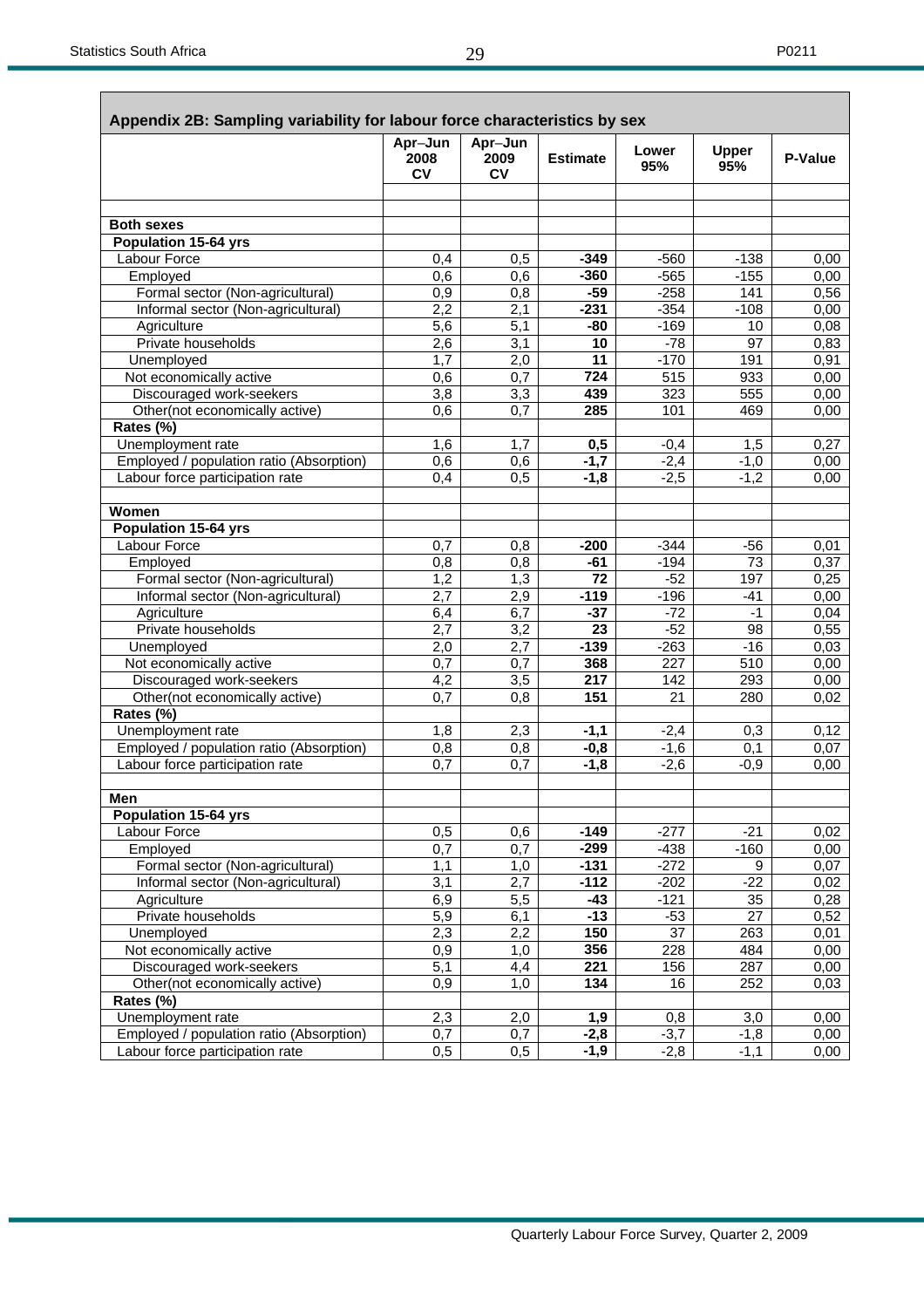## Appendix 2B: Sampling variability for labour force characteristics by sex

| | Apr–Jun 2008 CV | Apr–Jun 2009 CV | Estimate | Lower 95% | Upper 95% | P-Value |
|---|---|---|---|---|---|---|
| **Both sexes** | | | | | | |
| **Population 15-64 yrs** | | | | | | |
| Labour Force | 0,4 | 0,5 | **-349** | -560 | -138 | 0,00 |
| Employed | 0,6 | 0,6 | **-360** | -565 | -155 | 0,00 |
| Formal sector (Non-agricultural) | 0,9 | 0,8 | **-59** | -258 | 141 | 0,56 |
| Informal sector (Non-agricultural) | 2,2 | 2,1 | **-231** | -354 | -108 | 0,00 |
| Agriculture | 5,6 | 5,1 | **-80** | -169 | 10 | 0,08 |
| Private households | 2,6 | 3,1 | **10** | -78 | 97 | 0,83 |
| Unemployed | 1,7 | 2,0 | **11** | -170 | 191 | 0,91 |
| Not economically active | 0,6 | 0,7 | **724** | 515 | 933 | 0,00 |
| Discouraged work-seekers | 3,8 | 3,3 | **439** | 323 | 555 | 0,00 |
| Other(not economically active) | 0,6 | 0,7 | **285** | 101 | 469 | 0,00 |
| **Rates (%)** | | | | | | |
| Unemployment rate | 1,6 | 1,7 | **0,5** | -0,4 | 1,5 | 0,27 |
| Employed / population ratio (Absorption) | 0,6 | 0,6 | **-1,7** | -2,4 | -1,0 | 0,00 |
| Labour force participation rate | 0,4 | 0,5 | **-1,8** | -2,5 | -1,2 | 0,00 |
| | | | | | | |
| **Women** | | | | | | |
| **Population 15-64 yrs** | | | | | | |
| Labour Force | 0,7 | 0,8 | **-200** | -344 | -56 | 0,01 |
| Employed | 0,8 | 0,8 | **-61** | -194 | 73 | 0,37 |
| Formal sector (Non-agricultural) | 1,2 | 1,3 | **72** | -52 | 197 | 0,25 |
| Informal sector (Non-agricultural) | 2,7 | 2,9 | **-119** | -196 | -41 | 0,00 |
| Agriculture | 6,4 | 6,7 | **-37** | -72 | -1 | 0,04 |
| Private households | 2,7 | 3,2 | **23** | -52 | 98 | 0,55 |
| Unemployed | 2,0 | 2,7 | **-139** | -263 | -16 | 0,03 |
| Not economically active | 0,7 | 0,7 | **368** | 227 | 510 | 0,00 |
| Discouraged work-seekers | 4,2 | 3,5 | **217** | 142 | 293 | 0,00 |
| Other(not economically active) | 0,7 | 0,8 | **151** | 21 | 280 | 0,02 |
| **Rates (%)** | | | | | | |
| Unemployment rate | 1,8 | 2,3 | **-1,1** | -2,4 | 0,3 | 0,12 |
| Employed / population ratio (Absorption) | 0,8 | 0,8 | **-0,8** | -1,6 | 0,1 | 0,07 |
| Labour force participation rate | 0,7 | 0,7 | **-1,8** | -2,6 | -0,9 | 0,00 |
| | | | | | | |
| **Men** | | | | | | |
| **Population 15-64 yrs** | | | | | | |
| Labour Force | 0,5 | 0,6 | **-149** | -277 | -21 | 0,02 |
| Employed | 0,7 | 0,7 | **-299** | -438 | -160 | 0,00 |
| Formal sector (Non-agricultural) | 1,1 | 1,0 | **-131** | -272 | 9 | 0,07 |
| Informal sector (Non-agricultural) | 3,1 | 2,7 | **-112** | -202 | -22 | 0,02 |
| Agriculture | 6,9 | 5,5 | **-43** | -121 | 35 | 0,28 |
| Private households | 5,9 | 6,1 | **-13** | -53 | 27 | 0,52 |
| Unemployed | 2,3 | 2,2 | **150** | 37 | 263 | 0,01 |
| Not economically active | 0,9 | 1,0 | **356** | 228 | 484 | 0,00 |
| Discouraged work-seekers | 5,1 | 4,4 | **221** | 156 | 287 | 0,00 |
| Other(not economically active) | 0,9 | 1,0 | **134** | 16 | 252 | 0,03 |
| **Rates (%)** | | | | | | |
| Unemployment rate | 2,3 | 2,0 | **1,9** | 0,8 | 3,0 | 0,00 |
| Employed / population ratio (Absorption) | 0,7 | 0,7 | **-2,8** | -3,7 | -1,8 | 0,00 |
| Labour force participation rate | 0,5 | 0,5 | **-1,9** | -2,8 | -1,1 | 0,00 |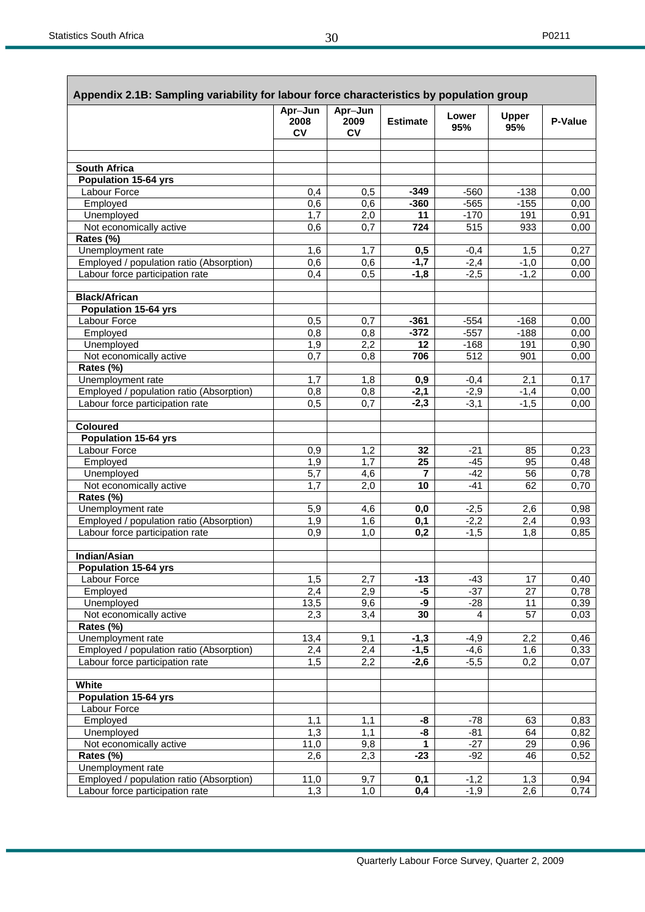| Appendix 2.1B: Sampling variability for labour force characteristics by population group | | | | | | |
|---|---|---|---|---|---|---|
| | Apr–Jun 2008 CV | Apr–Jun 2009 CV | Estimate | Lower 95% | Upper 95% | P-Value |
| | | | | | | |
| **South Africa** | | | | | | |
| **Population 15-64 yrs** | | | | | | |
| Labour Force | 0,4 | 0,5 | **-349** | -560 | -138 | 0,00 |
| Employed | 0,6 | 0,6 | **-360** | -565 | -155 | 0,00 |
| Unemployed | 1,7 | 2,0 | **11** | -170 | 191 | 0,91 |
| Not economically active | 0,6 | 0,7 | **724** | 515 | 933 | 0,00 |
| **Rates (%)** | | | | | | |
| Unemployment rate | 1,6 | 1,7 | **0,5** | -0,4 | 1,5 | 0,27 |
| Employed / population ratio (Absorption) | 0,6 | 0,6 | **-1,7** | -2,4 | -1,0 | 0,00 |
| Labour force participation rate | 0,4 | 0,5 | **-1,8** | -2,5 | -1,2 | 0,00 |
| | | | | | | |
| **Black/African** | | | | | | |
| **Population 15-64 yrs** | | | | | | |
| Labour Force | 0,5 | 0,7 | **-361** | -554 | -168 | 0,00 |
| Employed | 0,8 | 0,8 | **-372** | -557 | -188 | 0,00 |
| Unemployed | 1,9 | 2,2 | **12** | -168 | 191 | 0,90 |
| Not economically active | 0,7 | 0,8 | **706** | 512 | 901 | 0,00 |
| **Rates (%)** | | | | | | |
| Unemployment rate | 1,7 | 1,8 | **0,9** | -0,4 | 2,1 | 0,17 |
| Employed / population ratio (Absorption) | 0,8 | 0,8 | **-2,1** | -2,9 | -1,4 | 0,00 |
| Labour force participation rate | 0,5 | 0,7 | **-2,3** | -3,1 | -1,5 | 0,00 |
| | | | | | | |
| **Coloured** | | | | | | |
| **Population 15-64 yrs** | | | | | | |
| Labour Force | 0,9 | 1,2 | **32** | -21 | 85 | 0,23 |
| Employed | 1,9 | 1,7 | **25** | -45 | 95 | 0,48 |
| Unemployed | 5,7 | 4,6 | **7** | -42 | 56 | 0,78 |
| Not economically active | 1,7 | 2,0 | **10** | -41 | 62 | 0,70 |
| **Rates (%)** | | | | | | |
| Unemployment rate | 5,9 | 4,6 | **0,0** | -2,5 | 2,6 | 0,98 |
| Employed / population ratio (Absorption) | 1,9 | 1,6 | **0,1** | -2,2 | 2,4 | 0,93 |
| Labour force participation rate | 0,9 | 1,0 | **0,2** | -1,5 | 1,8 | 0,85 |
| | | | | | | |
| **Indian/Asian** | | | | | | |
| **Population 15-64 yrs** | | | | | | |
| Labour Force | 1,5 | 2,7 | **-13** | -43 | 17 | 0,40 |
| Employed | 2,4 | 2,9 | **-5** | -37 | 27 | 0,78 |
| Unemployed | 13,5 | 9,6 | **-9** | -28 | 11 | 0,39 |
| Not economically active | 2,3 | 3,4 | **30** | 4 | 57 | 0,03 |
| **Rates (%)** | | | | | | |
| Unemployment rate | 13,4 | 9,1 | **-1,3** | -4,9 | 2,2 | 0,46 |
| Employed / population ratio (Absorption) | 2,4 | 2,4 | **-1,5** | -4,6 | 1,6 | 0,33 |
| Labour force participation rate | 1,5 | 2,2 | **-2,6** | -5,5 | 0,2 | 0,07 |
| | | | | | | |
| **White** | | | | | | |
| **Population 15-64 yrs** | | | | | | |
| Labour Force | | | | | | |
| Employed | 1,1 | 1,1 | **-8** | -78 | 63 | 0,83 |
| Unemployed | 1,3 | 1,1 | **-8** | -81 | 64 | 0,82 |
| Not economically active | 11,0 | 9,8 | **1** | -27 | 29 | 0,96 |
| **Rates (%)** | 2,6 | 2,3 | **-23** | -92 | 46 | 0,52 |
| Unemployment rate | | | | | | |
| Employed / population ratio (Absorption) | 11,0 | 9,7 | **0,1** | -1,2 | 1,3 | 0,94 |
| Labour force participation rate | 1,3 | 1,0 | **0,4** | -1,9 | 2,6 | 0,74 |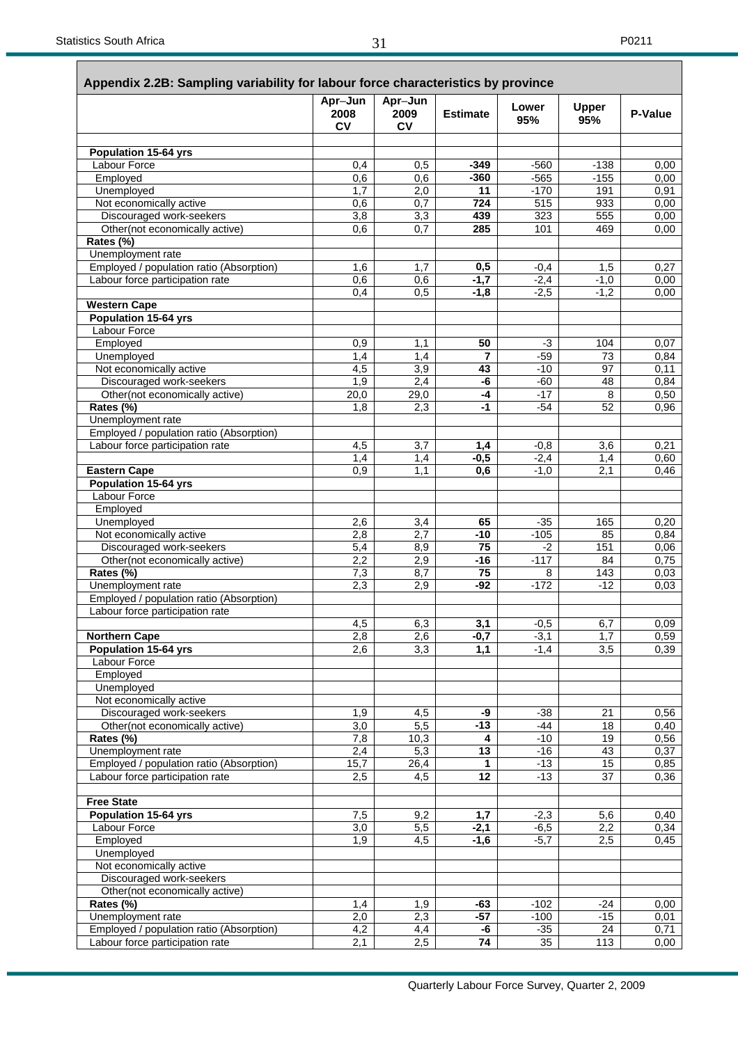## Appendix 2.2B: Sampling variability for labour force characteristics by province

| | Apr–Jun 2008 CV | Apr–Jun 2009 CV | Estimate | Lower 95% | Upper 95% | P-Value |
|---|---|---|---|---|---|---|
| | | | | | | |
| **Population 15-64 yrs** | | | | | | |
| Labour Force | 0,4 | 0,5 | **-349** | -560 | -138 | 0,00 |
| Employed | 0,6 | 0,6 | **-360** | -565 | -155 | 0,00 |
| Unemployed | 1,7 | 2,0 | **11** | -170 | 191 | 0,91 |
| Not economically active | 0,6 | 0,7 | **724** | 515 | 933 | 0,00 |
| Discouraged work-seekers | 3,8 | 3,3 | **439** | 323 | 555 | 0,00 |
| Other(not economically active) | 0,6 | 0,7 | **285** | 101 | 469 | 0,00 |
| **Rates (%)** | | | | | | |
| Unemployment rate | | | | | | |
| Employed / population ratio (Absorption) | 1,6 | 1,7 | **0,5** | -0,4 | 1,5 | 0,27 |
| Labour force participation rate | 0,6 | 0,6 | **-1,7** | -2,4 | -1,0 | 0,00 |
| | 0,4 | 0,5 | **-1,8** | -2,5 | -1,2 | 0,00 |
| **Western Cape** | | | | | | |
| **Population 15-64 yrs** | | | | | | |
| Labour Force | | | | | | |
| Employed | 0,9 | 1,1 | **50** | -3 | 104 | 0,07 |
| Unemployed | 1,4 | 1,4 | **7** | -59 | 73 | 0,84 |
| Not economically active | 4,5 | 3,9 | **43** | -10 | 97 | 0,11 |
| Discouraged work-seekers | 1,9 | 2,4 | **-6** | -60 | 48 | 0,84 |
| Other(not economically active) | 20,0 | 29,0 | **-4** | -17 | 8 | 0,50 |
| **Rates (%)** | 1,8 | 2,3 | **-1** | -54 | 52 | 0,96 |
| Unemployment rate | | | | | | |
| Employed / population ratio (Absorption) | | | | | | |
| Labour force participation rate | 4,5 | 3,7 | **1,4** | -0,8 | 3,6 | 0,21 |
| | 1,4 | 1,4 | **-0,5** | -2,4 | 1,4 | 0,60 |
| **Eastern Cape** | 0,9 | 1,1 | **0,6** | -1,0 | 2,1 | 0,46 |
| **Population 15-64 yrs** | | | | | | |
| Labour Force | | | | | | |
| Employed | | | | | | |
| Unemployed | 2,6 | 3,4 | **65** | -35 | 165 | 0,20 |
| Not economically active | 2,8 | 2,7 | **-10** | -105 | 85 | 0,84 |
| Discouraged work-seekers | 5,4 | 8,9 | **75** | -2 | 151 | 0,06 |
| Other(not economically active) | 2,2 | 2,9 | **-16** | -117 | 84 | 0,75 |
| **Rates (%)** | 7,3 | 8,7 | **75** | 8 | 143 | 0,03 |
| Unemployment rate | 2,3 | 2,9 | **-92** | -172 | -12 | 0,03 |
| Employed / population ratio (Absorption) | | | | | | |
| Labour force participation rate | | | | | | |
| | 4,5 | 6,3 | **3,1** | -0,5 | 6,7 | 0,09 |
| **Northern Cape** | 2,8 | 2,6 | **-0,7** | -3,1 | 1,7 | 0,59 |
| **Population 15-64 yrs** | 2,6 | 3,3 | **1,1** | -1,4 | 3,5 | 0,39 |
| Labour Force | | | | | | |
| Employed | | | | | | |
| Unemployed | | | | | | |
| Not economically active | | | | | | |
| Discouraged work-seekers | 1,9 | 4,5 | **-9** | -38 | 21 | 0,56 |
| Other(not economically active) | 3,0 | 5,5 | **-13** | -44 | 18 | 0,40 |
| **Rates (%)** | 7,8 | 10,3 | **4** | -10 | 19 | 0,56 |
| Unemployment rate | 2,4 | 5,3 | **13** | -16 | 43 | 0,37 |
| Employed / population ratio (Absorption) | 15,7 | 26,4 | **1** | -13 | 15 | 0,85 |
| Labour force participation rate | 2,5 | 4,5 | **12** | -13 | 37 | 0,36 |
| | | | | | | |
| **Free State** | | | | | | |
| **Population 15-64 yrs** | 7,5 | 9,2 | **1,7** | -2,3 | 5,6 | 0,40 |
| Labour Force | 3,0 | 5,5 | **-2,1** | -6,5 | 2,2 | 0,34 |
| Employed | 1,9 | 4,5 | **-1,6** | -5,7 | 2,5 | 0,45 |
| Unemployed | | | | | | |
| Not economically active | | | | | | |
| Discouraged work-seekers | | | | | | |
| Other(not economically active) | | | | | | |
| **Rates (%)** | 1,4 | 1,9 | **-63** | -102 | -24 | 0,00 |
| Unemployment rate | 2,0 | 2,3 | **-57** | -100 | -15 | 0,01 |
| Employed / population ratio (Absorption) | 4,2 | 4,4 | **-6** | -35 | 24 | 0,71 |
| Labour force participation rate | 2,1 | 2,5 | **74** | 35 | 113 | 0,00 |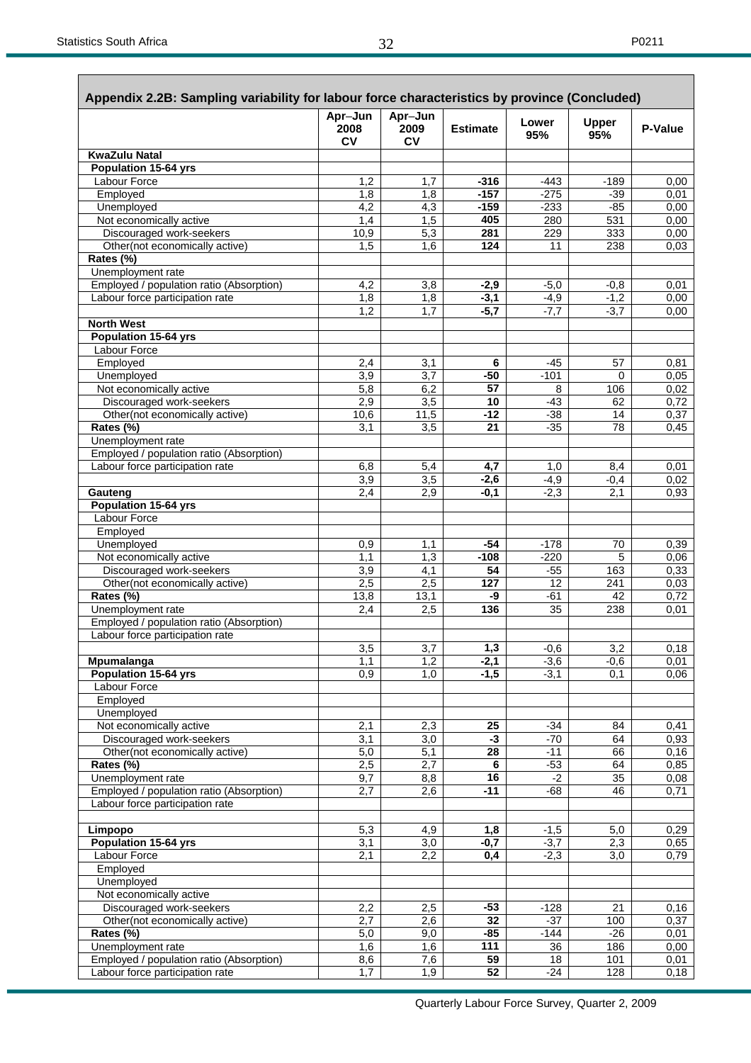| Appendix 2.2B: Sampling variability for labour force characteristics by province (Concluded) | Apr–Jun 2008 CV | Apr–Jun 2009 CV | Estimate | Lower 95% | Upper 95% | P-Value |
|---|---|---|---|---|---|---|
| **KwaZulu Natal** | | | | | | |
| **Population 15-64 yrs** | | | | | | |
| Labour Force | 1,2 | 1,7 | **-316** | -443 | -189 | 0,00 |
| Employed | 1,8 | 1,8 | **-157** | -275 | -39 | 0,01 |
| Unemployed | 4,2 | 4,3 | **-159** | -233 | -85 | 0,00 |
| Not economically active | 1,4 | 1,5 | **405** | 280 | 531 | 0,00 |
| Discouraged work-seekers | 10,9 | 5,3 | **281** | 229 | 333 | 0,00 |
| Other(not economically active) | 1,5 | 1,6 | **124** | 11 | 238 | 0,03 |
| **Rates (%)** | | | | | | |
| Unemployment rate | | | | | | |
| Employed / population ratio (Absorption) | 4,2 | 3,8 | **-2,9** | -5,0 | -0,8 | 0,01 |
| Labour force participation rate | 1,8 | 1,8 | **-3,1** | -4,9 | -1,2 | 0,00 |
| | 1,2 | 1,7 | **-5,7** | -7,7 | -3,7 | 0,00 |
| **North West** | | | | | | |
| **Population 15-64 yrs** | | | | | | |
| Labour Force | | | | | | |
| Employed | 2,4 | 3,1 | **6** | -45 | 57 | 0,81 |
| Unemployed | 3,9 | 3,7 | **-50** | -101 | 0 | 0,05 |
| Not economically active | 5,8 | 6,2 | **57** | 8 | 106 | 0,02 |
| Discouraged work-seekers | 2,9 | 3,5 | **10** | -43 | 62 | 0,72 |
| Other(not economically active) | 10,6 | 11,5 | **-12** | -38 | 14 | 0,37 |
| **Rates (%)** | 3,1 | 3,5 | **21** | -35 | 78 | 0,45 |
| Unemployment rate | | | | | | |
| Employed / population ratio (Absorption) | | | | | | |
| Labour force participation rate | 6,8 | 5,4 | **4,7** | 1,0 | 8,4 | 0,01 |
| | 3,9 | 3,5 | **-2,6** | -4,9 | -0,4 | 0,02 |
| **Gauteng** | 2,4 | 2,9 | **-0,1** | -2,3 | 2,1 | 0,93 |
| **Population 15-64 yrs** | | | | | | |
| Labour Force | | | | | | |
| Employed | | | | | | |
| Unemployed | 0,9 | 1,1 | **-54** | -178 | 70 | 0,39 |
| Not economically active | 1,1 | 1,3 | **-108** | -220 | 5 | 0,06 |
| Discouraged work-seekers | 3,9 | 4,1 | **54** | -55 | 163 | 0,33 |
| Other(not economically active) | 2,5 | 2,5 | **127** | 12 | 241 | 0,03 |
| **Rates (%)** | 13,8 | 13,1 | **-9** | -61 | 42 | 0,72 |
| Unemployment rate | 2,4 | 2,5 | **136** | 35 | 238 | 0,01 |
| Employed / population ratio (Absorption) | | | | | | |
| Labour force participation rate | | | | | | |
| | 3,5 | 3,7 | **1,3** | -0,6 | 3,2 | 0,18 |
| **Mpumalanga** | 1,1 | 1,2 | **-2,1** | -3,6 | -0,6 | 0,01 |
| **Population 15-64 yrs** | 0,9 | 1,0 | **-1,5** | -3,1 | 0,1 | 0,06 |
| Labour Force | | | | | | |
| Employed | | | | | | |
| Unemployed | | | | | | |
| Not economically active | 2,1 | 2,3 | **25** | -34 | 84 | 0,41 |
| Discouraged work-seekers | 3,1 | 3,0 | **-3** | -70 | 64 | 0,93 |
| Other(not economically active) | 5,0 | 5,1 | **28** | -11 | 66 | 0,16 |
| **Rates (%)** | 2,5 | 2,7 | **6** | -53 | 64 | 0,85 |
| Unemployment rate | 9,7 | 8,8 | **16** | -2 | 35 | 0,08 |
| Employed / population ratio (Absorption) | 2,7 | 2,6 | **-11** | -68 | 46 | 0,71 |
| Labour force participation rate | | | | | | |
| | | | | | | |
| **Limpopo** | 5,3 | 4,9 | **1,8** | -1,5 | 5,0 | 0,29 |
| **Population 15-64 yrs** | 3,1 | 3,0 | **-0,7** | -3,7 | 2,3 | 0,65 |
| Labour Force | 2,1 | 2,2 | **0,4** | -2,3 | 3,0 | 0,79 |
| Employed | | | | | | |
| Unemployed | | | | | | |
| Not economically active | | | | | | |
| Discouraged work-seekers | 2,2 | 2,5 | **-53** | -128 | 21 | 0,16 |
| Other(not economically active) | 2,7 | 2,6 | **32** | -37 | 100 | 0,37 |
| **Rates (%)** | 5,0 | 9,0 | **-85** | -144 | -26 | 0,01 |
| Unemployment rate | 1,6 | 1,6 | **111** | 36 | 186 | 0,00 |
| Employed / population ratio (Absorption) | 8,6 | 7,6 | **59** | 18 | 101 | 0,01 |
| Labour force participation rate | 1,7 | 1,9 | **52** | -24 | 128 | 0,18 |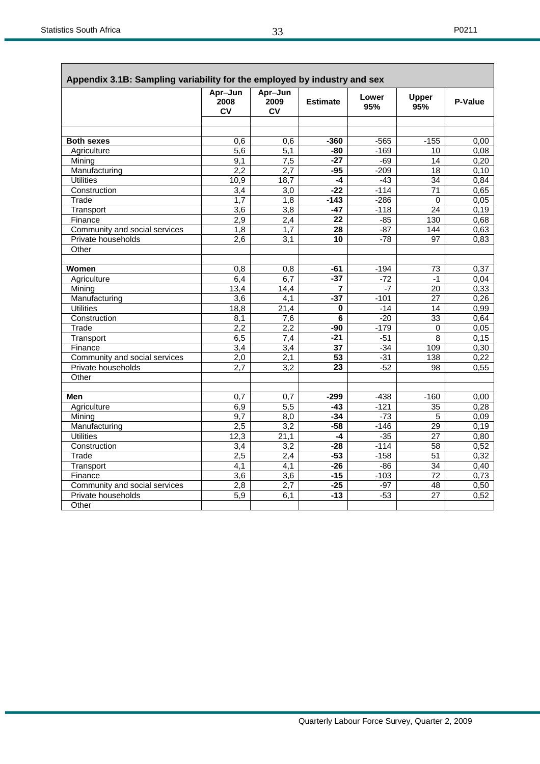## Appendix 3.1B: Sampling variability for the employed by industry and sex

| | Apr–Jun 2008 CV | Apr–Jun 2009 CV | Estimate | Lower 95% | Upper 95% | P-Value |
|---|---|---|---|---|---|---|
| | | | | | | |
| **Both sexes** | 0,6 | 0,6 | **-360** | -565 | -155 | 0,00 |
| Agriculture | 5,6 | 5,1 | **-80** | -169 | 10 | 0,08 |
| Mining | 9,1 | 7,5 | **-27** | -69 | 14 | 0,20 |
| Manufacturing | 2,2 | 2,7 | **-95** | -209 | 18 | 0,10 |
| Utilities | 10,9 | 18,7 | **-4** | -43 | 34 | 0,84 |
| Construction | 3,4 | 3,0 | **-22** | -114 | 71 | 0,65 |
| Trade | 1,7 | 1,8 | **-143** | -286 | 0 | 0,05 |
| Transport | 3,6 | 3,8 | **-47** | -118 | 24 | 0,19 |
| Finance | 2,9 | 2,4 | **22** | -85 | 130 | 0,68 |
| Community and social services | 1,8 | 1,7 | **28** | -87 | 144 | 0,63 |
| Private households | 2,6 | 3,1 | **10** | -78 | 97 | 0,83 |
| Other | | | | | | |
| | | | | | | |
| **Women** | 0,8 | 0,8 | **-61** | -194 | 73 | 0,37 |
| Agriculture | 6,4 | 6,7 | **-37** | -72 | -1 | 0,04 |
| Mining | 13,4 | 14,4 | **7** | -7 | 20 | 0,33 |
| Manufacturing | 3,6 | 4,1 | **-37** | -101 | 27 | 0,26 |
| Utilities | 18,8 | 21,4 | **0** | -14 | 14 | 0,99 |
| Construction | 8,1 | 7,6 | **6** | -20 | 33 | 0,64 |
| Trade | 2,2 | 2,2 | **-90** | -179 | 0 | 0,05 |
| Transport | 6,5 | 7,4 | **-21** | -51 | 8 | 0,15 |
| Finance | 3,4 | 3,4 | **37** | -34 | 109 | 0,30 |
| Community and social services | 2,0 | 2,1 | **53** | -31 | 138 | 0,22 |
| Private households | 2,7 | 3,2 | **23** | -52 | 98 | 0,55 |
| Other | | | | | | |
| | | | | | | |
| **Men** | 0,7 | 0,7 | **-299** | -438 | -160 | 0,00 |
| Agriculture | 6,9 | 5,5 | **-43** | -121 | 35 | 0,28 |
| Mining | 9,7 | 8,0 | **-34** | -73 | 5 | 0,09 |
| Manufacturing | 2,5 | 3,2 | **-58** | -146 | 29 | 0,19 |
| Utilities | 12,3 | 21,1 | **-4** | -35 | 27 | 0,80 |
| Construction | 3,4 | 3,2 | **-28** | -114 | 58 | 0,52 |
| Trade | 2,5 | 2,4 | **-53** | -158 | 51 | 0,32 |
| Transport | 4,1 | 4,1 | **-26** | -86 | 34 | 0,40 |
| Finance | 3,6 | 3,6 | **-15** | -103 | 72 | 0,73 |
| Community and social services | 2,8 | 2,7 | **-25** | -97 | 48 | 0,50 |
| Private households | 5,9 | 6,1 | **-13** | -53 | 27 | 0,52 |
| Other | | | | | | |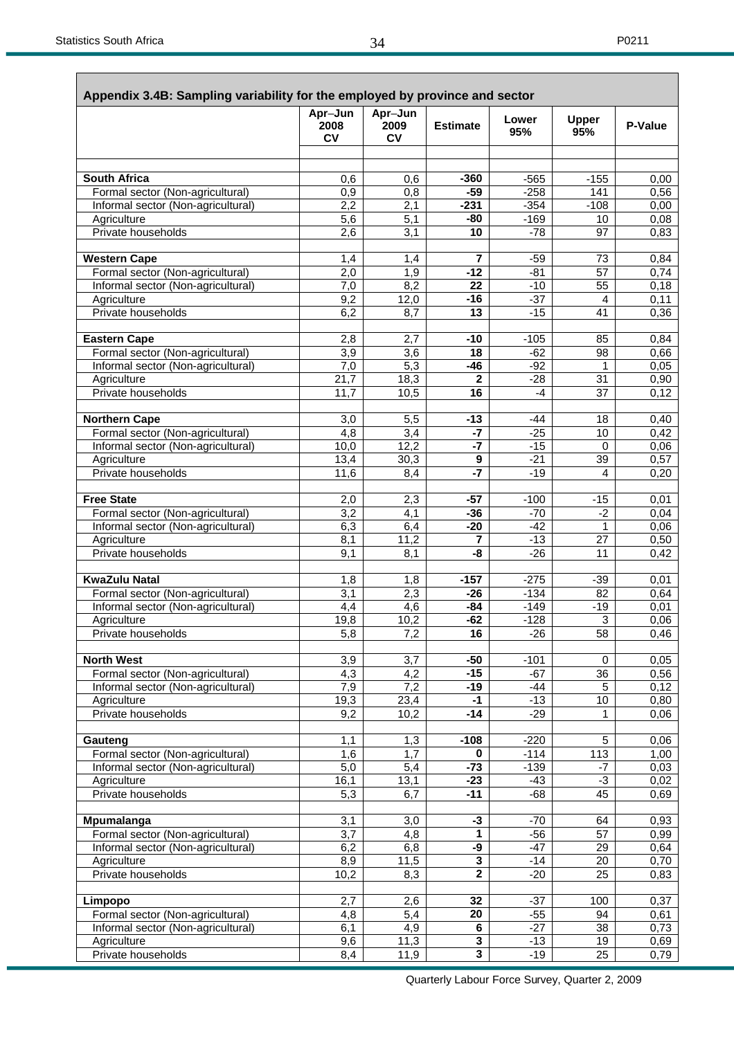## Appendix 3.4B: Sampling variability for the employed by province and sector

| | Apr–Jun 2008 CV | Apr–Jun 2009 CV | Estimate | Lower 95% | Upper 95% | P-Value |
|---|---|---|---|---|---|---|
| **South Africa** | 0,6 | 0,6 | **-360** | -565 | -155 | 0,00 |
| Formal sector (Non-agricultural) | 0,9 | 0,8 | **-59** | -258 | 141 | 0,56 |
| Informal sector (Non-agricultural) | 2,2 | 2,1 | **-231** | -354 | -108 | 0,00 |
| Agriculture | 5,6 | 5,1 | **-80** | -169 | 10 | 0,08 |
| Private households | 2,6 | 3,1 | **10** | -78 | 97 | 0,83 |
| **Western Cape** | 1,4 | 1,4 | **7** | -59 | 73 | 0,84 |
| Formal sector (Non-agricultural) | 2,0 | 1,9 | **-12** | -81 | 57 | 0,74 |
| Informal sector (Non-agricultural) | 7,0 | 8,2 | **22** | -10 | 55 | 0,18 |
| Agriculture | 9,2 | 12,0 | **-16** | -37 | 4 | 0,11 |
| Private households | 6,2 | 8,7 | **13** | -15 | 41 | 0,36 |
| **Eastern Cape** | 2,8 | 2,7 | **-10** | -105 | 85 | 0,84 |
| Formal sector (Non-agricultural) | 3,9 | 3,6 | **18** | -62 | 98 | 0,66 |
| Informal sector (Non-agricultural) | 7,0 | 5,3 | **-46** | -92 | 1 | 0,05 |
| Agriculture | 21,7 | 18,3 | **2** | -28 | 31 | 0,90 |
| Private households | 11,7 | 10,5 | **16** | -4 | 37 | 0,12 |
| **Northern Cape** | 3,0 | 5,5 | **-13** | -44 | 18 | 0,40 |
| Formal sector (Non-agricultural) | 4,8 | 3,4 | **-7** | -25 | 10 | 0,42 |
| Informal sector (Non-agricultural) | 10,0 | 12,2 | **-7** | -15 | 0 | 0,06 |
| Agriculture | 13,4 | 30,3 | **9** | -21 | 39 | 0,57 |
| Private households | 11,6 | 8,4 | **-7** | -19 | 4 | 0,20 |
| **Free State** | 2,0 | 2,3 | **-57** | -100 | -15 | 0,01 |
| Formal sector (Non-agricultural) | 3,2 | 4,1 | **-36** | -70 | -2 | 0,04 |
| Informal sector (Non-agricultural) | 6,3 | 6,4 | **-20** | -42 | 1 | 0,06 |
| Agriculture | 8,1 | 11,2 | **7** | -13 | 27 | 0,50 |
| Private households | 9,1 | 8,1 | **-8** | -26 | 11 | 0,42 |
| **KwaZulu Natal** | 1,8 | 1,8 | **-157** | -275 | -39 | 0,01 |
| Formal sector (Non-agricultural) | 3,1 | 2,3 | **-26** | -134 | 82 | 0,64 |
| Informal sector (Non-agricultural) | 4,4 | 4,6 | **-84** | -149 | -19 | 0,01 |
| Agriculture | 19,8 | 10,2 | **-62** | -128 | 3 | 0,06 |
| Private households | 5,8 | 7,2 | **16** | -26 | 58 | 0,46 |
| **North West** | 3,9 | 3,7 | **-50** | -101 | 0 | 0,05 |
| Formal sector (Non-agricultural) | 4,3 | 4,2 | **-15** | -67 | 36 | 0,56 |
| Informal sector (Non-agricultural) | 7,9 | 7,2 | **-19** | -44 | 5 | 0,12 |
| Agriculture | 19,3 | 23,4 | **-1** | -13 | 10 | 0,80 |
| Private households | 9,2 | 10,2 | **-14** | -29 | 1 | 0,06 |
| **Gauteng** | 1,1 | 1,3 | **-108** | -220 | 5 | 0,06 |
| Formal sector (Non-agricultural) | 1,6 | 1,7 | **0** | -114 | 113 | 1,00 |
| Informal sector (Non-agricultural) | 5,0 | 5,4 | **-73** | -139 | -7 | 0,03 |
| Agriculture | 16,1 | 13,1 | **-23** | -43 | -3 | 0,02 |
| Private households | 5,3 | 6,7 | **-11** | -68 | 45 | 0,69 |
| **Mpumalanga** | 3,1 | 3,0 | **-3** | -70 | 64 | 0,93 |
| Formal sector (Non-agricultural) | 3,7 | 4,8 | **1** | -56 | 57 | 0,99 |
| Informal sector (Non-agricultural) | 6,2 | 6,8 | **-9** | -47 | 29 | 0,64 |
| Agriculture | 8,9 | 11,5 | **3** | -14 | 20 | 0,70 |
| Private households | 10,2 | 8,3 | **2** | -20 | 25 | 0,83 |
| **Limpopo** | 2,7 | 2,6 | **32** | -37 | 100 | 0,37 |
| Formal sector (Non-agricultural) | 4,8 | 5,4 | **20** | -55 | 94 | 0,61 |
| Informal sector (Non-agricultural) | 6,1 | 4,9 | **6** | -27 | 38 | 0,73 |
| Agriculture | 9,6 | 11,3 | **3** | -13 | 19 | 0,69 |
| Private households | 8,4 | 11,9 | **3** | -19 | 25 | 0,79 |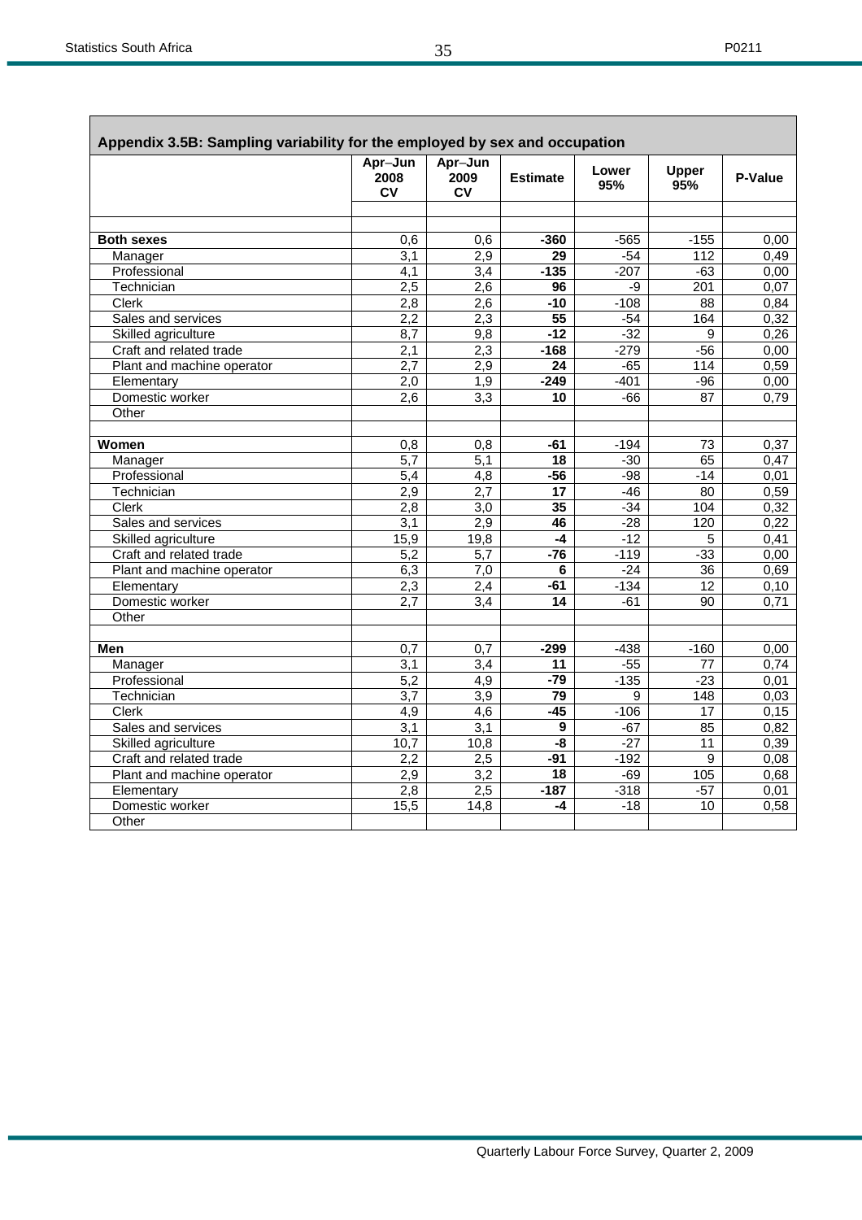## Appendix 3.5B: Sampling variability for the employed by sex and occupation

| | Apr–Jun 2008 CV | Apr–Jun 2009 CV | Estimate | Lower 95% | Upper 95% | P-Value |
|---|---|---|---|---|---|---|
| | | | | | | |
| **Both sexes** | 0,6 | 0,6 | **-360** | -565 | -155 | 0,00 |
| Manager | 3,1 | 2,9 | **29** | -54 | 112 | 0,49 |
| Professional | 4,1 | 3,4 | **-135** | -207 | -63 | 0,00 |
| Technician | 2,5 | 2,6 | **96** | -9 | 201 | 0,07 |
| Clerk | 2,8 | 2,6 | **-10** | -108 | 88 | 0,84 |
| Sales and services | 2,2 | 2,3 | **55** | -54 | 164 | 0,32 |
| Skilled agriculture | 8,7 | 9,8 | **-12** | -32 | 9 | 0,26 |
| Craft and related trade | 2,1 | 2,3 | **-168** | -279 | -56 | 0,00 |
| Plant and machine operator | 2,7 | 2,9 | **24** | -65 | 114 | 0,59 |
| Elementary | 2,0 | 1,9 | **-249** | -401 | -96 | 0,00 |
| Domestic worker | 2,6 | 3,3 | **10** | -66 | 87 | 0,79 |
| Other | | | | | | |
| | | | | | | |
| **Women** | 0,8 | 0,8 | **-61** | -194 | 73 | 0,37 |
| Manager | 5,7 | 5,1 | **18** | -30 | 65 | 0,47 |
| Professional | 5,4 | 4,8 | **-56** | -98 | -14 | 0,01 |
| Technician | 2,9 | 2,7 | **17** | -46 | 80 | 0,59 |
| Clerk | 2,8 | 3,0 | **35** | -34 | 104 | 0,32 |
| Sales and services | 3,1 | 2,9 | **46** | -28 | 120 | 0,22 |
| Skilled agriculture | 15,9 | 19,8 | **-4** | -12 | 5 | 0,41 |
| Craft and related trade | 5,2 | 5,7 | **-76** | -119 | -33 | 0,00 |
| Plant and machine operator | 6,3 | 7,0 | **6** | -24 | 36 | 0,69 |
| Elementary | 2,3 | 2,4 | **-61** | -134 | 12 | 0,10 |
| Domestic worker | 2,7 | 3,4 | **14** | -61 | 90 | 0,71 |
| Other | | | | | | |
| | | | | | | |
| **Men** | 0,7 | 0,7 | **-299** | -438 | -160 | 0,00 |
| Manager | 3,1 | 3,4 | **11** | -55 | 77 | 0,74 |
| Professional | 5,2 | 4,9 | **-79** | -135 | -23 | 0,01 |
| Technician | 3,7 | 3,9 | **79** | 9 | 148 | 0,03 |
| Clerk | 4,9 | 4,6 | **-45** | -106 | 17 | 0,15 |
| Sales and services | 3,1 | 3,1 | **9** | -67 | 85 | 0,82 |
| Skilled agriculture | 10,7 | 10,8 | **-8** | -27 | 11 | 0,39 |
| Craft and related trade | 2,2 | 2,5 | **-91** | -192 | 9 | 0,08 |
| Plant and machine operator | 2,9 | 3,2 | **18** | -69 | 105 | 0,68 |
| Elementary | 2,8 | 2,5 | **-187** | -318 | -57 | 0,01 |
| Domestic worker | 15,5 | 14,8 | **-4** | -18 | 10 | 0,58 |
| Other | | | | | | |